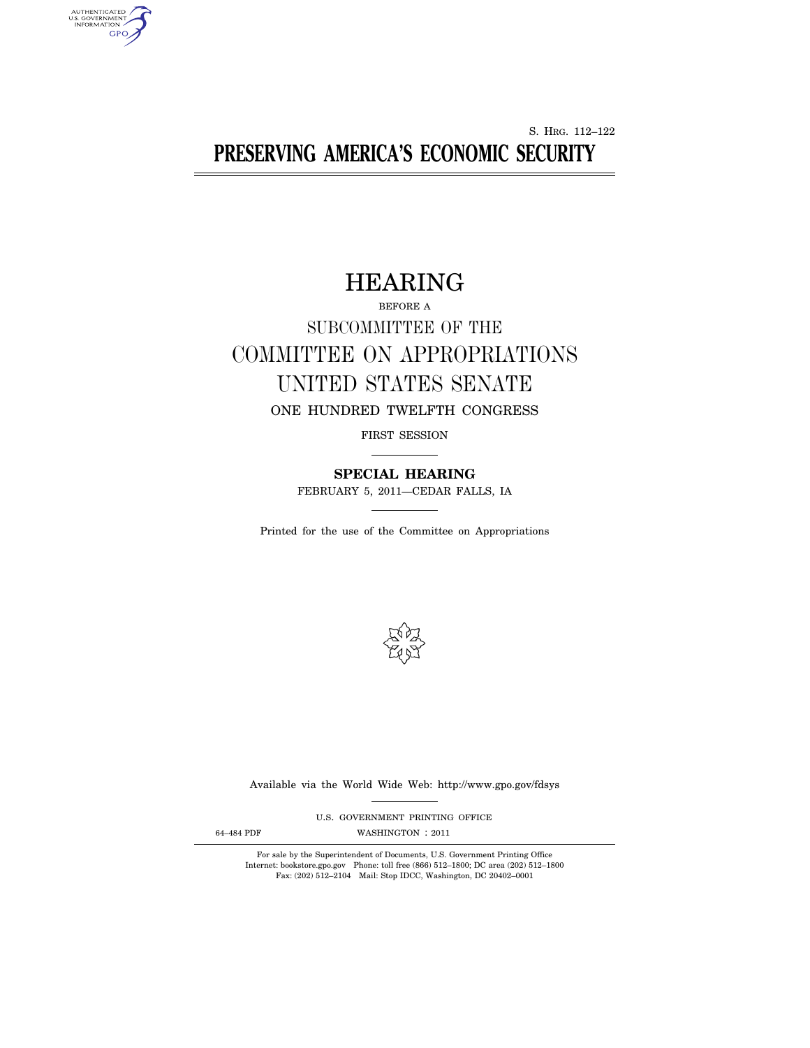S. HRG. 112–122

# PRESERVING AMERICA'S ECONOMIC SECURITY

## HEARING

BEFORE A

SUBCOMMITTEE OF THE

COMMITTEE ON APPROPRIATIONS

UNITED STATES SENATE

ONE HUNDRED TWELFTH CONGRESS

FIRST SESSION

**SPECIAL HEARING**

FEBRUARY 5, 2011—CEDAR FALLS, IA

Printed for the use of the Committee on Appropriations

Available via the World Wide Web: http://www.gpo.gov/fdsys

U.S. GOVERNMENT PRINTING OFFICE

64–484 PDF WASHINGTON : 2011

For sale by the Superintendent of Documents, U.S. Government Printing Office
Internet: bookstore.gpo.gov Phone: toll free (866) 512–1800; DC area (202) 512–1800
Fax: (202) 512–2104 Mail: Stop IDCC, Washington, DC 20402–0001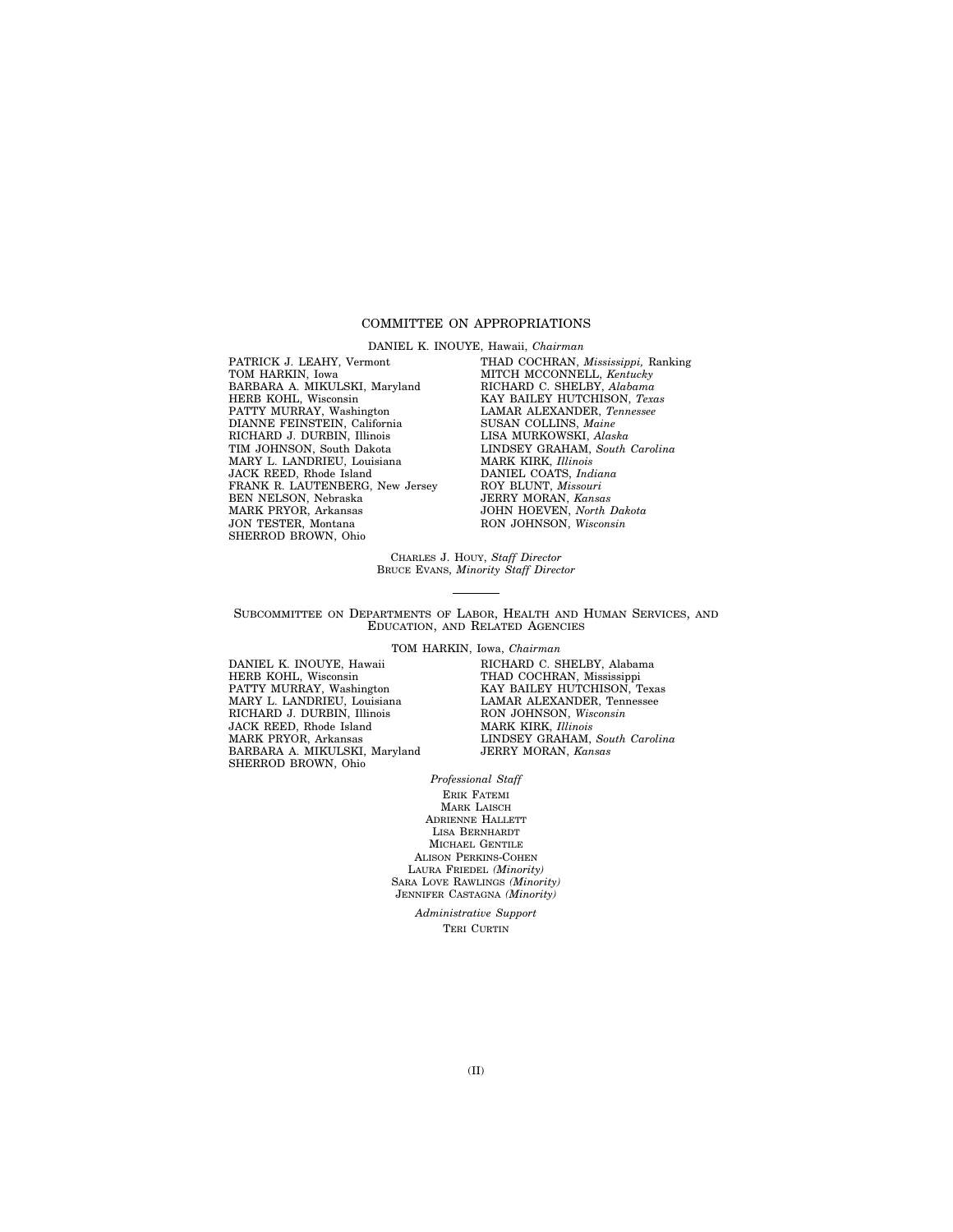## COMMITTEE ON APPROPRIATIONS

DANIEL K. INOUYE, Hawaii, *Chairman*

PATRICK J. LEAHY, Vermont
TOM HARKIN, Iowa
BARBARA A. MIKULSKI, Maryland
HERB KOHL, Wisconsin
PATTY MURRAY, Washington
DIANNE FEINSTEIN, California
RICHARD J. DURBIN, Illinois
TIM JOHNSON, South Dakota
MARY L. LANDRIEU, Louisiana
JACK REED, Rhode Island
FRANK R. LAUTENBERG, New Jersey
BEN NELSON, Nebraska
MARK PRYOR, Arkansas
JON TESTER, Montana
SHERROD BROWN, Ohio

THAD COCHRAN, *Mississippi*, Ranking
MITCH MCCONNELL, *Kentucky*
RICHARD C. SHELBY, *Alabama*
KAY BAILEY HUTCHISON, *Texas*
LAMAR ALEXANDER, *Tennessee*
SUSAN COLLINS, *Maine*
LISA MURKOWSKI, *Alaska*
LINDSEY GRAHAM, *South Carolina*
MARK KIRK, *Illinois*
DANIEL COATS, *Indiana*
ROY BLUNT, *Missouri*
JERRY MORAN, *Kansas*
JOHN HOEVEN, *North Dakota*
RON JOHNSON, *Wisconsin*

CHARLES J. HOUY, *Staff Director*
BRUCE EVANS, *Minority Staff Director*

---

## SUBCOMMITTEE ON DEPARTMENTS OF LABOR, HEALTH AND HUMAN SERVICES, AND EDUCATION, AND RELATED AGENCIES

TOM HARKIN, Iowa, *Chairman*

DANIEL K. INOUYE, Hawaii
HERB KOHL, Wisconsin
PATTY MURRAY, Washington
MARY L. LANDRIEU, Louisiana
RICHARD J. DURBIN, Illinois
JACK REED, Rhode Island
MARK PRYOR, Arkansas
BARBARA A. MIKULSKI, Maryland
SHERROD BROWN, Ohio

RICHARD C. SHELBY, Alabama
THAD COCHRAN, Mississippi
KAY BAILEY HUTCHISON, Texas
LAMAR ALEXANDER, Tennessee
RON JOHNSON, *Wisconsin*
MARK KIRK, *Illinois*
LINDSEY GRAHAM, *South Carolina*
JERRY MORAN, *Kansas*

*Professional Staff*

ERIK FATEMI
MARK LAISCH
ADRIENNE HALLETT
LISA BERNHARDT
MICHAEL GENTILE
ALISON PERKINS-COHEN
LAURA FRIEDEL *(Minority)*
SARA LOVE RAWLINGS *(Minority)*
JENNIFER CASTAGNA *(Minority)*

*Administrative Support*

TERI CURTIN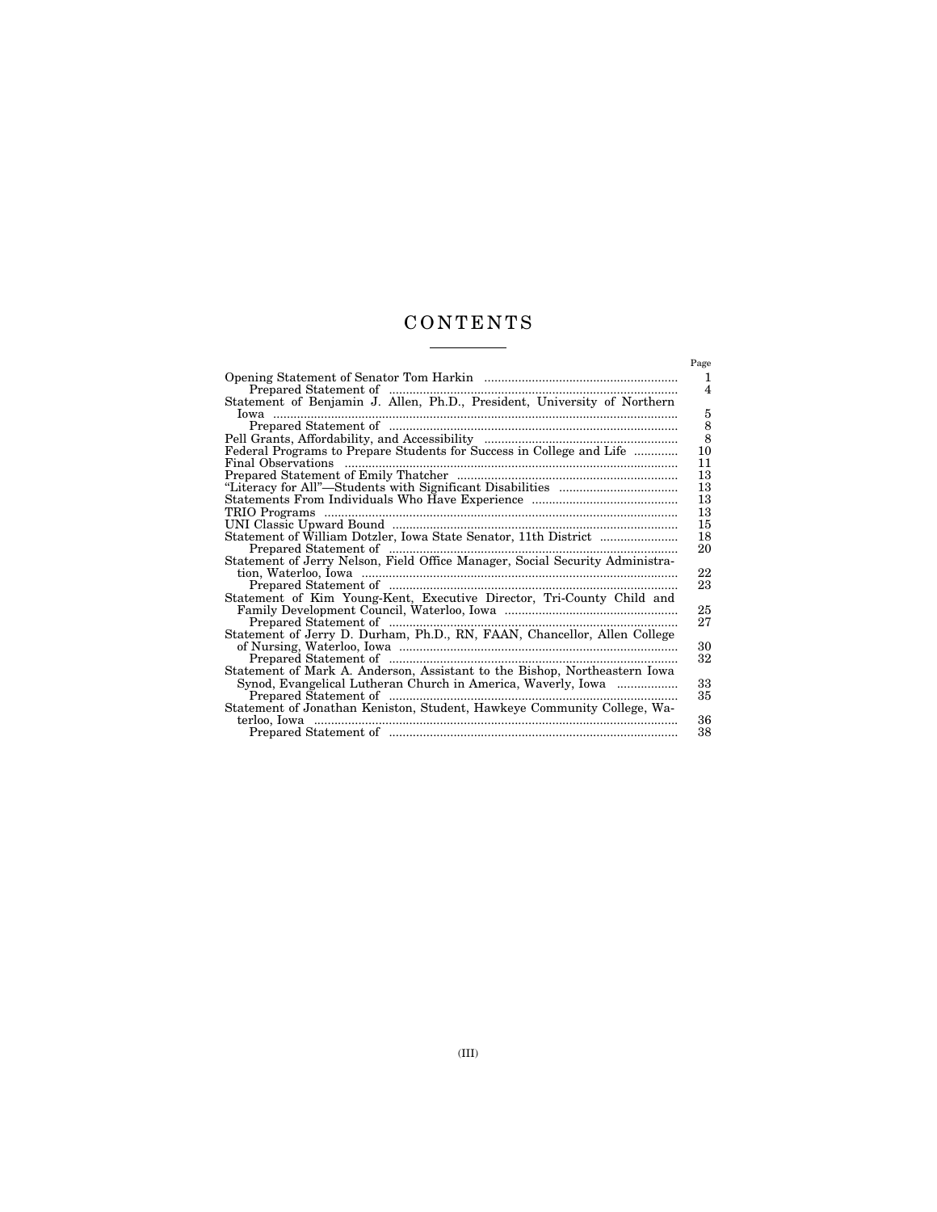# CONTENTS

| | Page |
|---|---|
| Opening Statement of Senator Tom Harkin | 1 |
| Prepared Statement of | 4 |
| Statement of Benjamin J. Allen, Ph.D., President, University of Northern Iowa | 5 |
| Prepared Statement of | 8 |
| Pell Grants, Affordability, and Accessibility | 8 |
| Federal Programs to Prepare Students for Success in College and Life | 10 |
| Final Observations | 11 |
| Prepared Statement of Emily Thatcher | 13 |
| "Literacy for All"—Students with Significant Disabilities | 13 |
| Statements From Individuals Who Have Experience | 13 |
| TRIO Programs | 13 |
| UNI Classic Upward Bound | 15 |
| Statement of William Dotzler, Iowa State Senator, 11th District | 18 |
| Prepared Statement of | 20 |
| Statement of Jerry Nelson, Field Office Manager, Social Security Administration, Waterloo, Iowa | 22 |
| Prepared Statement of | 23 |
| Statement of Kim Young-Kent, Executive Director, Tri-County Child and Family Development Council, Waterloo, Iowa | 25 |
| Prepared Statement of | 27 |
| Statement of Jerry D. Durham, Ph.D., RN, FAAN, Chancellor, Allen College of Nursing, Waterloo, Iowa | 30 |
| Prepared Statement of | 32 |
| Statement of Mark A. Anderson, Assistant to the Bishop, Northeastern Iowa Synod, Evangelical Lutheran Church in America, Waverly, Iowa | 33 |
| Prepared Statement of | 35 |
| Statement of Jonathan Keniston, Student, Hawkeye Community College, Waterloo, Iowa | 36 |
| Prepared Statement of | 38 |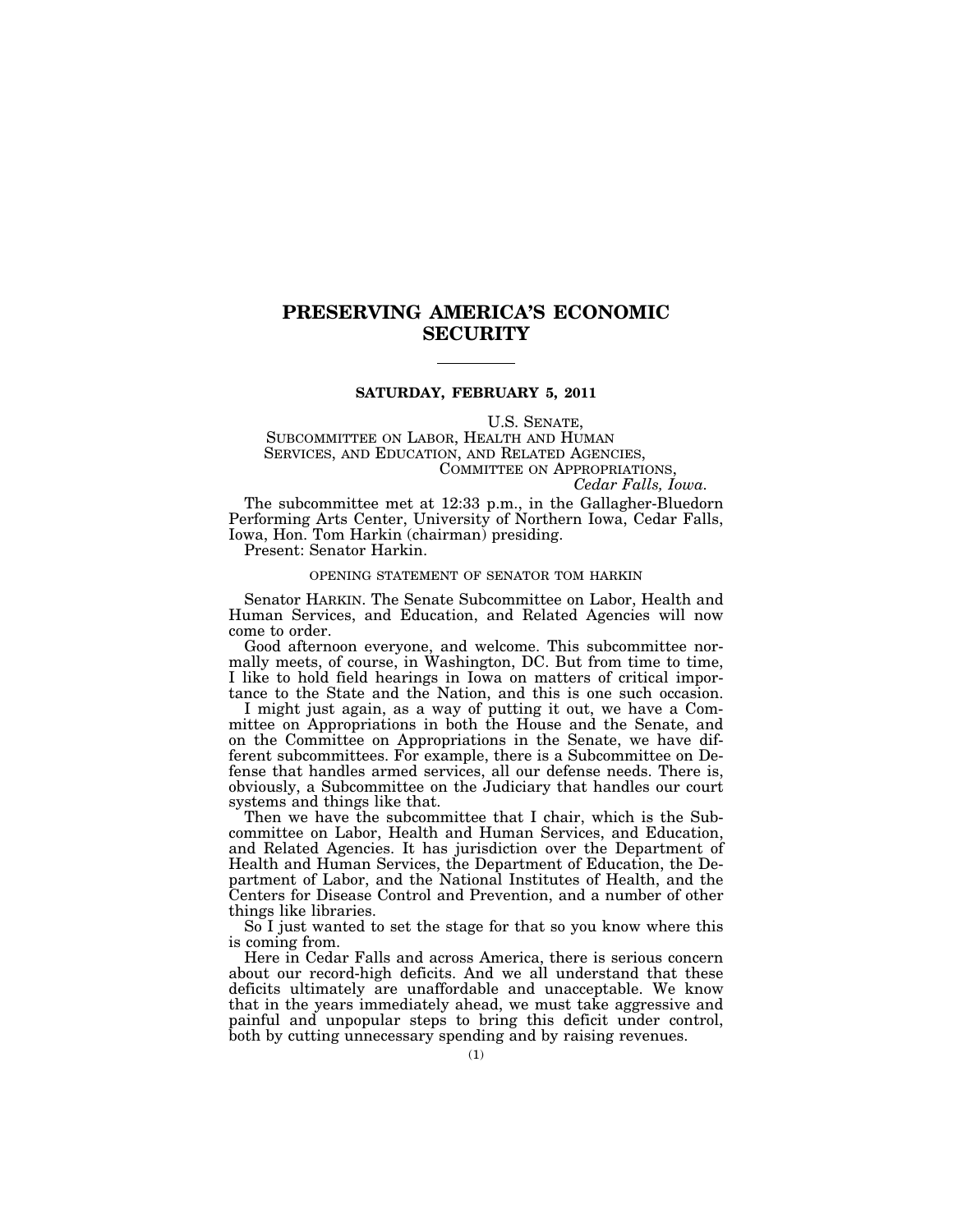# PRESERVING AMERICA'S ECONOMIC SECURITY

---

**SATURDAY, FEBRUARY 5, 2011**

U.S. SENATE,
SUBCOMMITTEE ON LABOR, HEALTH AND HUMAN
SERVICES, AND EDUCATION, AND RELATED AGENCIES,
COMMITTEE ON APPROPRIATIONS,
*Cedar Falls, Iowa.*

The subcommittee met at 12:33 p.m., in the Gallagher-Bluedorn Performing Arts Center, University of Northern Iowa, Cedar Falls, Iowa, Hon. Tom Harkin (chairman) presiding.

Present: Senator Harkin.

OPENING STATEMENT OF SENATOR TOM HARKIN

Senator HARKIN. The Senate Subcommittee on Labor, Health and Human Services, and Education, and Related Agencies will now come to order.

Good afternoon everyone, and welcome. This subcommittee normally meets, of course, in Washington, DC. But from time to time, I like to hold field hearings in Iowa on matters of critical importance to the State and the Nation, and this is one such occasion.

I might just again, as a way of putting it out, we have a Committee on Appropriations in both the House and the Senate, and on the Committee on Appropriations in the Senate, we have different subcommittees. For example, there is a Subcommittee on Defense that handles armed services, all our defense needs. There is, obviously, a Subcommittee on the Judiciary that handles our court systems and things like that.

Then we have the subcommittee that I chair, which is the Subcommittee on Labor, Health and Human Services, and Education, and Related Agencies. It has jurisdiction over the Department of Health and Human Services, the Department of Education, the Department of Labor, and the National Institutes of Health, and the Centers for Disease Control and Prevention, and a number of other things like libraries.

So I just wanted to set the stage for that so you know where this is coming from.

Here in Cedar Falls and across America, there is serious concern about our record-high deficits. And we all understand that these deficits ultimately are unaffordable and unacceptable. We know that in the years immediately ahead, we must take aggressive and painful and unpopular steps to bring this deficit under control, both by cutting unnecessary spending and by raising revenues.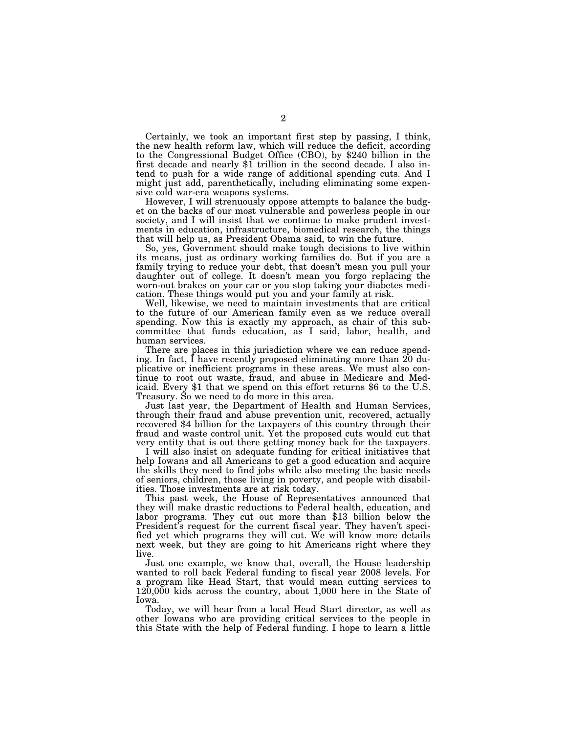Certainly, we took an important first step by passing, I think, the new health reform law, which will reduce the deficit, according to the Congressional Budget Office (CBO), by $240 billion in the first decade and nearly $1 trillion in the second decade. I also intend to push for a wide range of additional spending cuts. And I might just add, parenthetically, including eliminating some expensive cold war-era weapons systems.

However, I will strenuously oppose attempts to balance the budget on the backs of our most vulnerable and powerless people in our society, and I will insist that we continue to make prudent investments in education, infrastructure, biomedical research, the things that will help us, as President Obama said, to win the future.

So, yes, Government should make tough decisions to live within its means, just as ordinary working families do. But if you are a family trying to reduce your debt, that doesn't mean you pull your daughter out of college. It doesn't mean you forgo replacing the worn-out brakes on your car or you stop taking your diabetes medication. These things would put you and your family at risk.

Well, likewise, we need to maintain investments that are critical to the future of our American family even as we reduce overall spending. Now this is exactly my approach, as chair of this subcommittee that funds education, as I said, labor, health, and human services.

There are places in this jurisdiction where we can reduce spending. In fact, I have recently proposed eliminating more than 20 duplicative or inefficient programs in these areas. We must also continue to root out waste, fraud, and abuse in Medicare and Medicaid. Every $1 that we spend on this effort returns $6 to the U.S. Treasury. So we need to do more in this area.

Just last year, the Department of Health and Human Services, through their fraud and abuse prevention unit, recovered, actually recovered $4 billion for the taxpayers of this country through their fraud and waste control unit. Yet the proposed cuts would cut that very entity that is out there getting money back for the taxpayers.

I will also insist on adequate funding for critical initiatives that help Iowans and all Americans to get a good education and acquire the skills they need to find jobs while also meeting the basic needs of seniors, children, those living in poverty, and people with disabilities. Those investments are at risk today.

This past week, the House of Representatives announced that they will make drastic reductions to Federal health, education, and labor programs. They cut out more than $13 billion below the President's request for the current fiscal year. They haven't specified yet which programs they will cut. We will know more details next week, but they are going to hit Americans right where they live.

Just one example, we know that, overall, the House leadership wanted to roll back Federal funding to fiscal year 2008 levels. For a program like Head Start, that would mean cutting services to 120,000 kids across the country, about 1,000 here in the State of Iowa.

Today, we will hear from a local Head Start director, as well as other Iowans who are providing critical services to the people in this State with the help of Federal funding. I hope to learn a little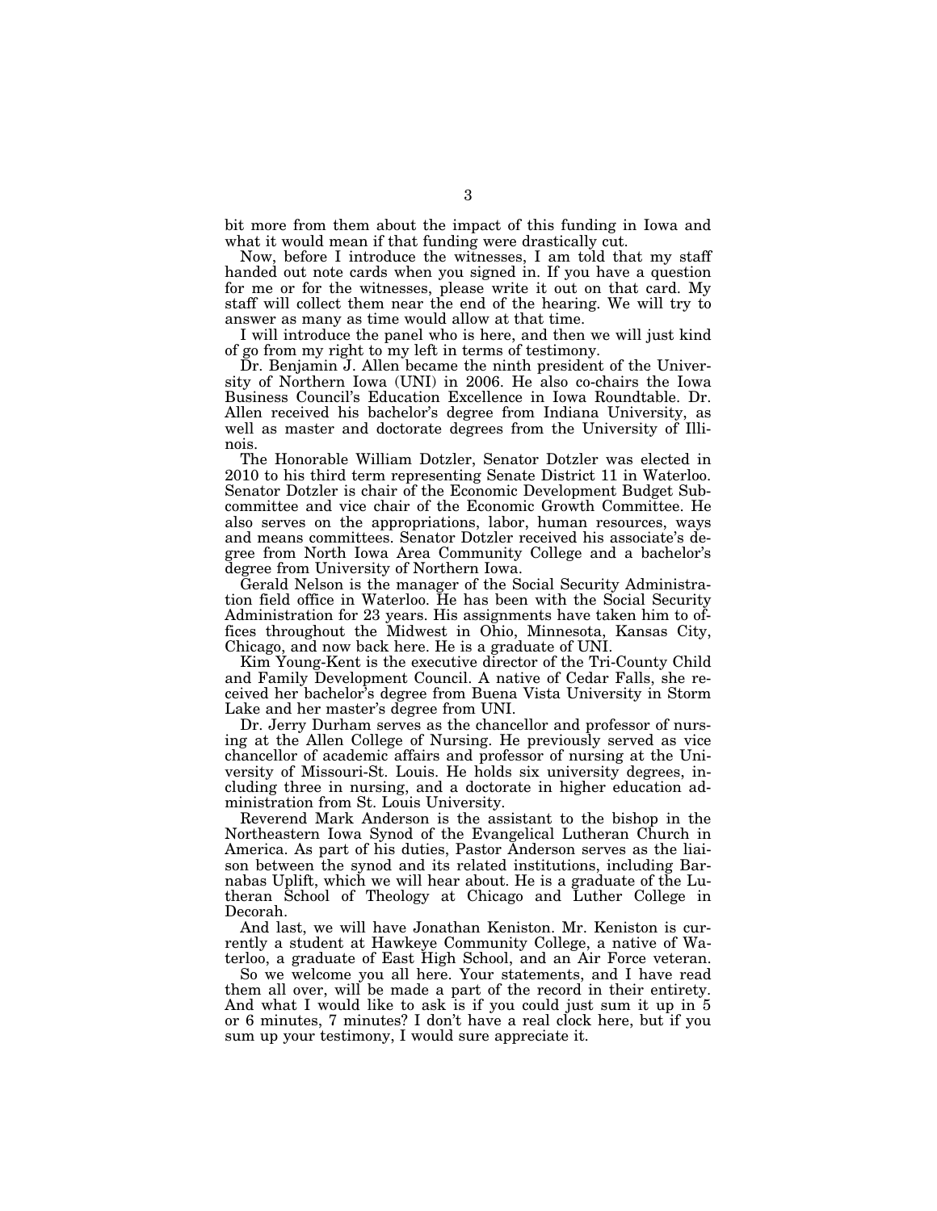bit more from them about the impact of this funding in Iowa and what it would mean if that funding were drastically cut.

Now, before I introduce the witnesses, I am told that my staff handed out note cards when you signed in. If you have a question for me or for the witnesses, please write it out on that card. My staff will collect them near the end of the hearing. We will try to answer as many as time would allow at that time.

I will introduce the panel who is here, and then we will just kind of go from my right to my left in terms of testimony.

Dr. Benjamin J. Allen became the ninth president of the University of Northern Iowa (UNI) in 2006. He also co-chairs the Iowa Business Council's Education Excellence in Iowa Roundtable. Dr. Allen received his bachelor's degree from Indiana University, as well as master and doctorate degrees from the University of Illinois.

The Honorable William Dotzler, Senator Dotzler was elected in 2010 to his third term representing Senate District 11 in Waterloo. Senator Dotzler is chair of the Economic Development Budget Subcommittee and vice chair of the Economic Growth Committee. He also serves on the appropriations, labor, human resources, ways and means committees. Senator Dotzler received his associate's degree from North Iowa Area Community College and a bachelor's degree from University of Northern Iowa.

Gerald Nelson is the manager of the Social Security Administration field office in Waterloo. He has been with the Social Security Administration for 23 years. His assignments have taken him to offices throughout the Midwest in Ohio, Minnesota, Kansas City, Chicago, and now back here. He is a graduate of UNI.

Kim Young-Kent is the executive director of the Tri-County Child and Family Development Council. A native of Cedar Falls, she received her bachelor's degree from Buena Vista University in Storm Lake and her master's degree from UNI.

Dr. Jerry Durham serves as the chancellor and professor of nursing at the Allen College of Nursing. He previously served as vice chancellor of academic affairs and professor of nursing at the University of Missouri-St. Louis. He holds six university degrees, including three in nursing, and a doctorate in higher education administration from St. Louis University.

Reverend Mark Anderson is the assistant to the bishop in the Northeastern Iowa Synod of the Evangelical Lutheran Church in America. As part of his duties, Pastor Anderson serves as the liaison between the synod and its related institutions, including Barnabas Uplift, which we will hear about. He is a graduate of the Lutheran School of Theology at Chicago and Luther College in Decorah.

And last, we will have Jonathan Keniston. Mr. Keniston is currently a student at Hawkeye Community College, a native of Waterloo, a graduate of East High School, and an Air Force veteran.

So we welcome you all here. Your statements, and I have read them all over, will be made a part of the record in their entirety. And what I would like to ask is if you could just sum it up in 5 or 6 minutes, 7 minutes? I don't have a real clock here, but if you sum up your testimony, I would sure appreciate it.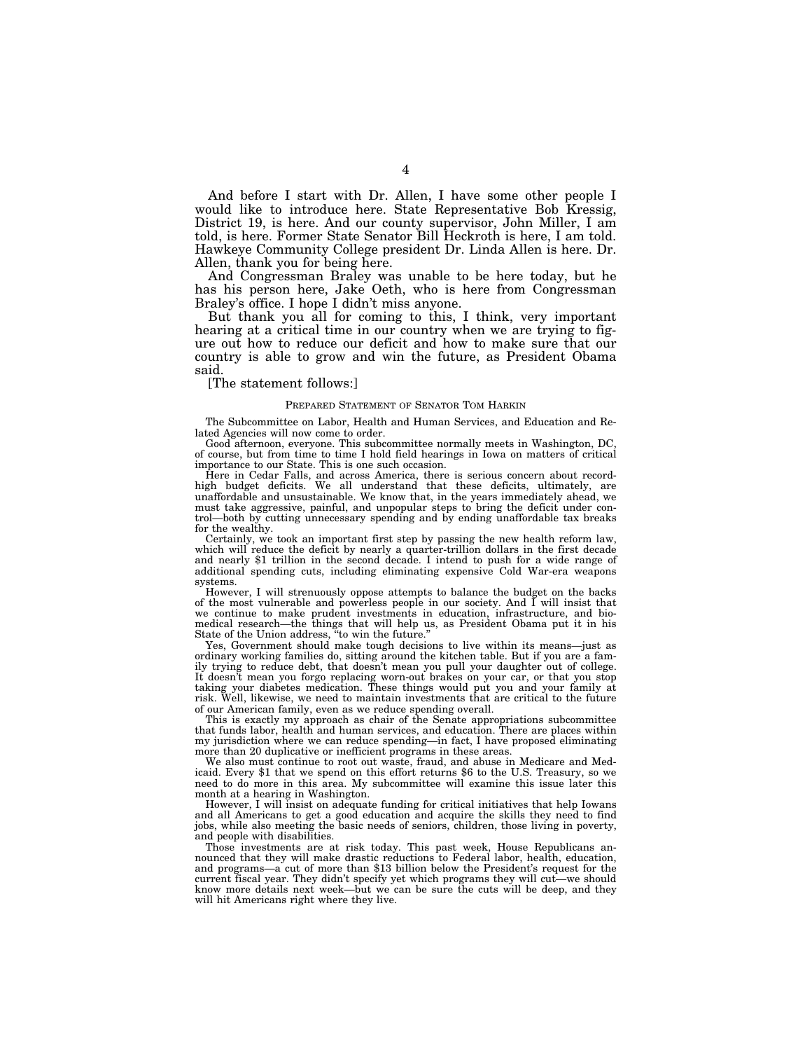And before I start with Dr. Allen, I have some other people I would like to introduce here. State Representative Bob Kressig, District 19, is here. And our county supervisor, John Miller, I am told, is here. Former State Senator Bill Heckroth is here, I am told. Hawkeye Community College president Dr. Linda Allen is here. Dr. Allen, thank you for being here.

And Congressman Braley was unable to be here today, but he has his person here, Jake Oeth, who is here from Congressman Braley's office. I hope I didn't miss anyone.

But thank you all for coming to this, I think, very important hearing at a critical time in our country when we are trying to figure out how to reduce our deficit and how to make sure that our country is able to grow and win the future, as President Obama said.

[The statement follows:]

PREPARED STATEMENT OF SENATOR TOM HARKIN

The Subcommittee on Labor, Health and Human Services, and Education and Related Agencies will now come to order.

Good afternoon, everyone. This subcommittee normally meets in Washington, DC, of course, but from time to time I hold field hearings in Iowa on matters of critical importance to our State. This is one such occasion.

Here in Cedar Falls, and across America, there is serious concern about record-high budget deficits. We all understand that these deficits, ultimately, are unaffordable and unsustainable. We know that, in the years immediately ahead, we must take aggressive, painful, and unpopular steps to bring the deficit under control—both by cutting unnecessary spending and by ending unaffordable tax breaks for the wealthy.

Certainly, we took an important first step by passing the new health reform law, which will reduce the deficit by nearly a quarter-trillion dollars in the first decade and nearly $1 trillion in the second decade. I intend to push for a wide range of additional spending cuts, including eliminating expensive Cold War-era weapons systems.

However, I will strenuously oppose attempts to balance the budget on the backs of the most vulnerable and powerless people in our society. And I will insist that we continue to make prudent investments in education, infrastructure, and biomedical research—the things that will help us, as President Obama put it in his State of the Union address, "to win the future."

Yes, Government should make tough decisions to live within its means—just as ordinary working families do, sitting around the kitchen table. But if you are a family trying to reduce debt, that doesn't mean you pull your daughter out of college. It doesn't mean you forgo replacing worn-out brakes on your car, or that you stop taking your diabetes medication. These things would put you and your family at risk. Well, likewise, we need to maintain investments that are critical to the future of our American family, even as we reduce spending overall.

This is exactly my approach as chair of the Senate appropriations subcommittee that funds labor, health and human services, and education. There are places within my jurisdiction where we can reduce spending—in fact, I have proposed eliminating more than 20 duplicative or inefficient programs in these areas.

We also must continue to root out waste, fraud, and abuse in Medicare and Medicaid. Every $1 that we spend on this effort returns $6 to the U.S. Treasury, so we need to do more in this area. My subcommittee will examine this issue later this month at a hearing in Washington.

However, I will insist on adequate funding for critical initiatives that help Iowans and all Americans to get a good education and acquire the skills they need to find jobs, while also meeting the basic needs of seniors, children, those living in poverty, and people with disabilities.

Those investments are at risk today. This past week, House Republicans announced that they will make drastic reductions to Federal labor, health, education, and programs—a cut of more than $13 billion below the President's request for the current fiscal year. They didn't specify yet which programs they will cut—we should know more details next week—but we can be sure the cuts will be deep, and they will hit Americans right where they live.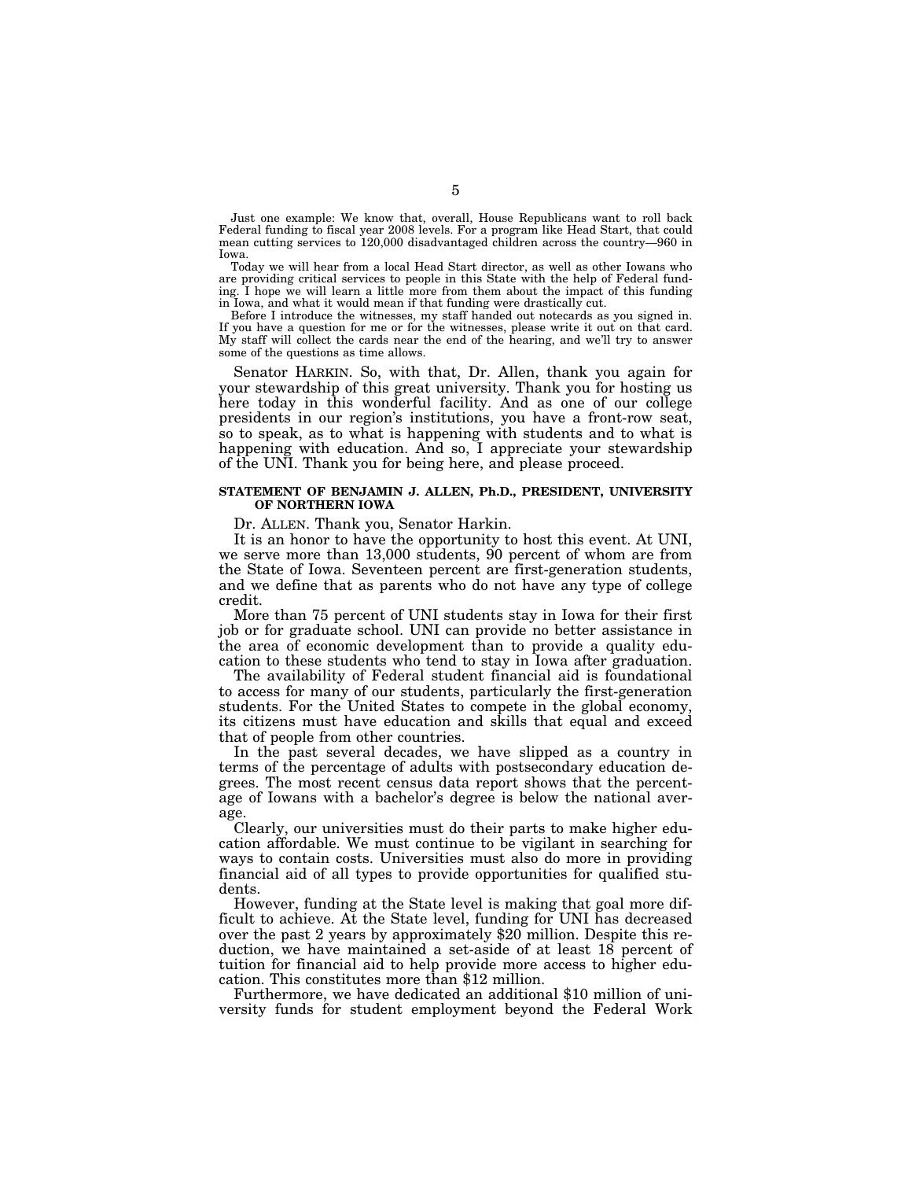Just one example: We know that, overall, House Republicans want to roll back Federal funding to fiscal year 2008 levels. For a program like Head Start, that could mean cutting services to 120,000 disadvantaged children across the country—960 in Iowa.

Today we will hear from a local Head Start director, as well as other Iowans who are providing critical services to people in this State with the help of Federal funding. I hope we will learn a little more from them about the impact of this funding in Iowa, and what it would mean if that funding were drastically cut.

Before I introduce the witnesses, my staff handed out notecards as you signed in. If you have a question for me or for the witnesses, please write it out on that card. My staff will collect the cards near the end of the hearing, and we'll try to answer some of the questions as time allows.

Senator HARKIN. So, with that, Dr. Allen, thank you again for your stewardship of this great university. Thank you for hosting us here today in this wonderful facility. And as one of our college presidents in our region's institutions, you have a front-row seat, so to speak, as to what is happening with students and to what is happening with education. And so, I appreciate your stewardship of the UNI. Thank you for being here, and please proceed.

#### STATEMENT OF BENJAMIN J. ALLEN, Ph.D., PRESIDENT, UNIVERSITY OF NORTHERN IOWA

Dr. ALLEN. Thank you, Senator Harkin.

It is an honor to have the opportunity to host this event. At UNI, we serve more than 13,000 students, 90 percent of whom are from the State of Iowa. Seventeen percent are first-generation students, and we define that as parents who do not have any type of college credit.

More than 75 percent of UNI students stay in Iowa for their first job or for graduate school. UNI can provide no better assistance in the area of economic development than to provide a quality education to these students who tend to stay in Iowa after graduation.

The availability of Federal student financial aid is foundational to access for many of our students, particularly the first-generation students. For the United States to compete in the global economy, its citizens must have education and skills that equal and exceed that of people from other countries.

In the past several decades, we have slipped as a country in terms of the percentage of adults with postsecondary education degrees. The most recent census data report shows that the percentage of Iowans with a bachelor's degree is below the national average.

Clearly, our universities must do their parts to make higher education affordable. We must continue to be vigilant in searching for ways to contain costs. Universities must also do more in providing financial aid of all types to provide opportunities for qualified students.

However, funding at the State level is making that goal more difficult to achieve. At the State level, funding for UNI has decreased over the past 2 years by approximately $20 million. Despite this reduction, we have maintained a set-aside of at least 18 percent of tuition for financial aid to help provide more access to higher education. This constitutes more than $12 million.

Furthermore, we have dedicated an additional $10 million of university funds for student employment beyond the Federal Work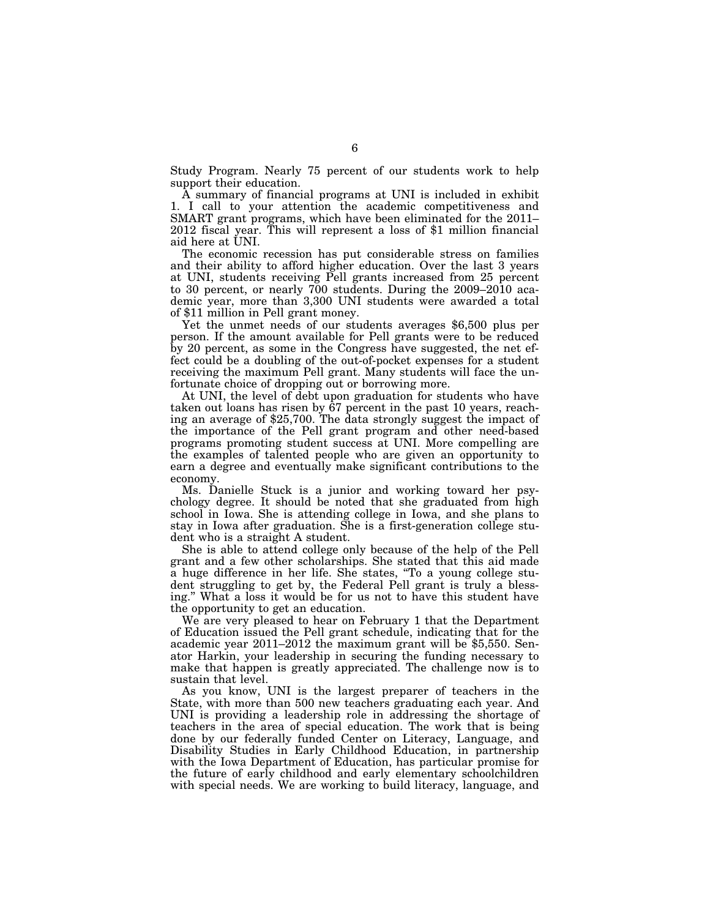Study Program. Nearly 75 percent of our students work to help support their education.

A summary of financial programs at UNI is included in exhibit 1. I call to your attention the academic competitiveness and SMART grant programs, which have been eliminated for the 2011–2012 fiscal year. This will represent a loss of $1 million financial aid here at UNI.

The economic recession has put considerable stress on families and their ability to afford higher education. Over the last 3 years at UNI, students receiving Pell grants increased from 25 percent to 30 percent, or nearly 700 students. During the 2009–2010 academic year, more than 3,300 UNI students were awarded a total of $11 million in Pell grant money.

Yet the unmet needs of our students averages $6,500 plus per person. If the amount available for Pell grants were to be reduced by 20 percent, as some in the Congress have suggested, the net effect could be a doubling of the out-of-pocket expenses for a student receiving the maximum Pell grant. Many students will face the unfortunate choice of dropping out or borrowing more.

At UNI, the level of debt upon graduation for students who have taken out loans has risen by 67 percent in the past 10 years, reaching an average of $25,700. The data strongly suggest the impact of the importance of the Pell grant program and other need-based programs promoting student success at UNI. More compelling are the examples of talented people who are given an opportunity to earn a degree and eventually make significant contributions to the economy.

Ms. Danielle Stuck is a junior and working toward her psychology degree. It should be noted that she graduated from high school in Iowa. She is attending college in Iowa, and she plans to stay in Iowa after graduation. She is a first-generation college student who is a straight A student.

She is able to attend college only because of the help of the Pell grant and a few other scholarships. She stated that this aid made a huge difference in her life. She states, "To a young college student struggling to get by, the Federal Pell grant is truly a blessing." What a loss it would be for us not to have this student have the opportunity to get an education.

We are very pleased to hear on February 1 that the Department of Education issued the Pell grant schedule, indicating that for the academic year 2011–2012 the maximum grant will be $5,550. Senator Harkin, your leadership in securing the funding necessary to make that happen is greatly appreciated. The challenge now is to sustain that level.

As you know, UNI is the largest preparer of teachers in the State, with more than 500 new teachers graduating each year. And UNI is providing a leadership role in addressing the shortage of teachers in the area of special education. The work that is being done by our federally funded Center on Literacy, Language, and Disability Studies in Early Childhood Education, in partnership with the Iowa Department of Education, has particular promise for the future of early childhood and early elementary schoolchildren with special needs. We are working to build literacy, language, and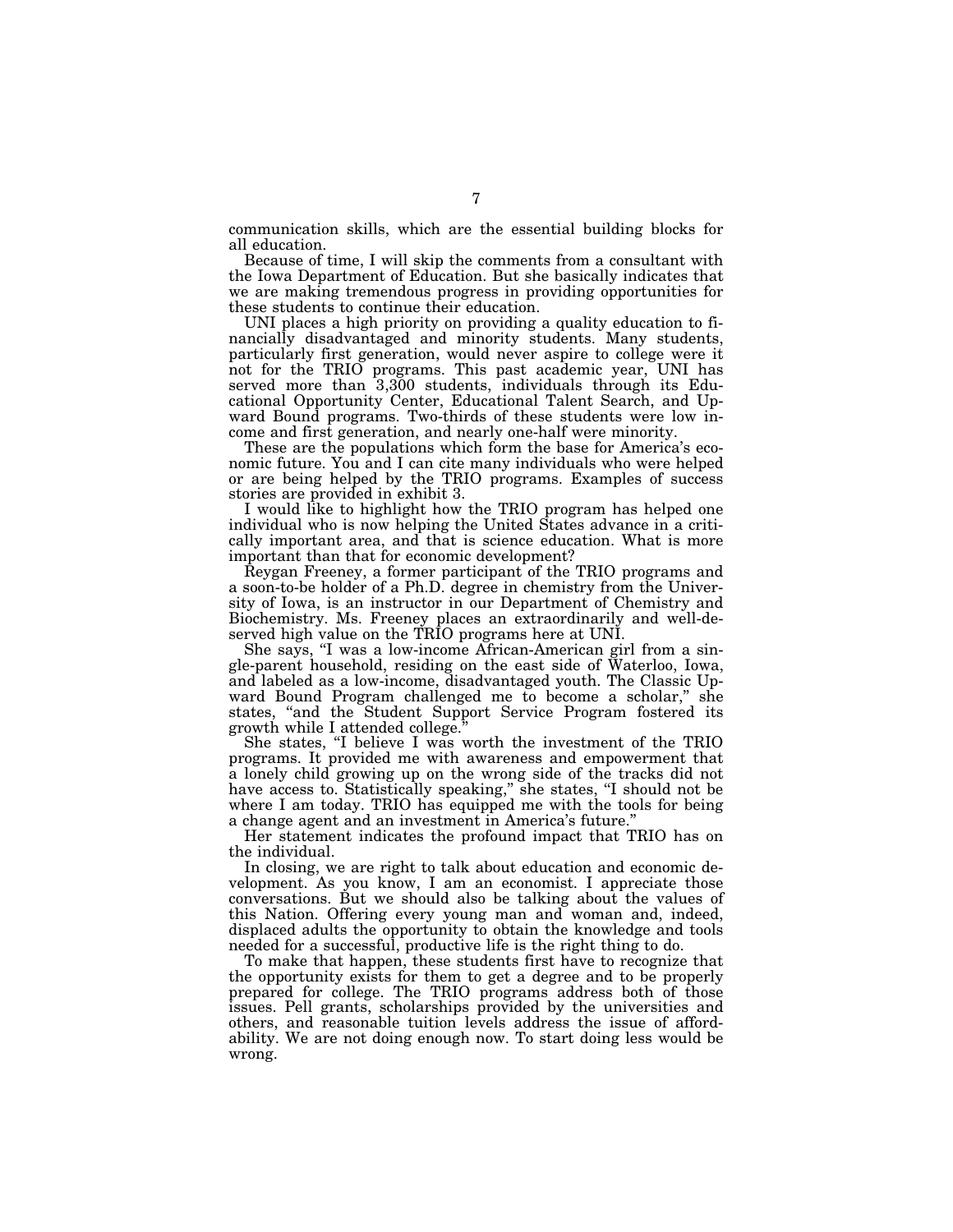communication skills, which are the essential building blocks for all education.

Because of time, I will skip the comments from a consultant with the Iowa Department of Education. But she basically indicates that we are making tremendous progress in providing opportunities for these students to continue their education.

UNI places a high priority on providing a quality education to financially disadvantaged and minority students. Many students, particularly first generation, would never aspire to college were it not for the TRIO programs. This past academic year, UNI has served more than 3,300 students, individuals through its Educational Opportunity Center, Educational Talent Search, and Upward Bound programs. Two-thirds of these students were low income and first generation, and nearly one-half were minority.

These are the populations which form the base for America's economic future. You and I can cite many individuals who were helped or are being helped by the TRIO programs. Examples of success stories are provided in exhibit 3.

I would like to highlight how the TRIO program has helped one individual who is now helping the United States advance in a critically important area, and that is science education. What is more important than that for economic development?

Reygan Freeney, a former participant of the TRIO programs and a soon-to-be holder of a Ph.D. degree in chemistry from the University of Iowa, is an instructor in our Department of Chemistry and Biochemistry. Ms. Freeney places an extraordinarily and well-deserved high value on the TRIO programs here at UNI.

She says, "I was a low-income African-American girl from a single-parent household, residing on the east side of Waterloo, Iowa, and labeled as a low-income, disadvantaged youth. The Classic Upward Bound Program challenged me to become a scholar," she states, "and the Student Support Service Program fostered its growth while I attended college."

She states, "I believe I was worth the investment of the TRIO programs. It provided me with awareness and empowerment that a lonely child growing up on the wrong side of the tracks did not have access to. Statistically speaking," she states, "I should not be where I am today. TRIO has equipped me with the tools for being a change agent and an investment in America's future."

Her statement indicates the profound impact that TRIO has on the individual.

In closing, we are right to talk about education and economic development. As you know, I am an economist. I appreciate those conversations. But we should also be talking about the values of this Nation. Offering every young man and woman and, indeed, displaced adults the opportunity to obtain the knowledge and tools needed for a successful, productive life is the right thing to do.

To make that happen, these students first have to recognize that the opportunity exists for them to get a degree and to be properly prepared for college. The TRIO programs address both of those issues. Pell grants, scholarships provided by the universities and others, and reasonable tuition levels address the issue of affordability. We are not doing enough now. To start doing less would be wrong.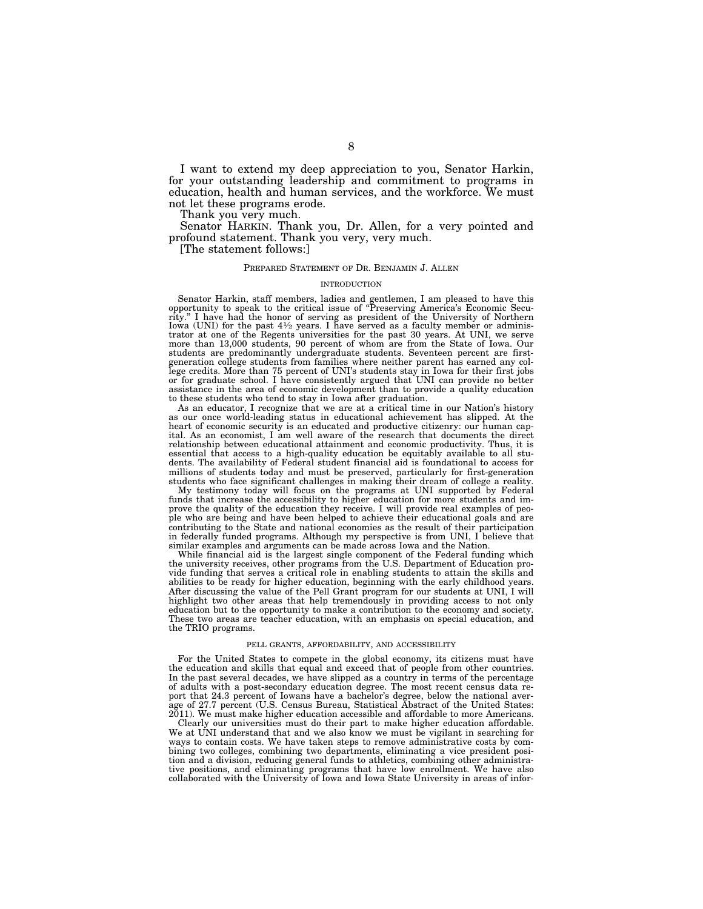I want to extend my deep appreciation to you, Senator Harkin, for your outstanding leadership and commitment to programs in education, health and human services, and the workforce. We must not let these programs erode.

Thank you very much.

Senator HARKIN. Thank you, Dr. Allen, for a very pointed and profound statement. Thank you very, very much.

[The statement follows:]

PREPARED STATEMENT OF DR. BENJAMIN J. ALLEN

INTRODUCTION

Senator Harkin, staff members, ladies and gentlemen, I am pleased to have this opportunity to speak to the critical issue of "Preserving America's Economic Security." I have had the honor of serving as president of the University of Northern Iowa (UNI) for the past 4½ years. I have served as a faculty member or administrator at one of the Regents universities for the past 30 years. At UNI, we serve more than 13,000 students, 90 percent of whom are from the State of Iowa. Our students are predominantly undergraduate students. Seventeen percent are first-generation college students from families where neither parent has earned any college credits. More than 75 percent of UNI's students stay in Iowa for their first jobs or for graduate school. I have consistently argued that UNI can provide no better assistance in the area of economic development than to provide a quality education to these students who tend to stay in Iowa after graduation.

As an educator, I recognize that we are at a critical time in our Nation's history as our once world-leading status in educational achievement has slipped. At the heart of economic security is an educated and productive citizenry: our human capital. As an economist, I am well aware of the research that documents the direct relationship between educational attainment and economic productivity. Thus, it is essential that access to a high-quality education be equitably available to all students. The availability of Federal student financial aid is foundational to access for millions of students today and must be preserved, particularly for first-generation students who face significant challenges in making their dream of college a reality.

My testimony today will focus on the programs at UNI supported by Federal funds that increase the accessibility to higher education for more students and improve the quality of the education they receive. I will provide real examples of people who are being and have been helped to achieve their educational goals and are contributing to the State and national economies as the result of their participation in federally funded programs. Although my perspective is from UNI, I believe that similar examples and arguments can be made across Iowa and the Nation.

While financial aid is the largest single component of the Federal funding which the university receives, other programs from the U.S. Department of Education provide funding that serves a critical role in enabling students to attain the skills and abilities to be ready for higher education, beginning with the early childhood years. After discussing the value of the Pell Grant program for our students at UNI, I will highlight two other areas that help tremendously in providing access to not only education but to the opportunity to make a contribution to the economy and society. These two areas are teacher education, with an emphasis on special education, and the TRIO programs.

PELL GRANTS, AFFORDABILITY, AND ACCESSIBILITY

For the United States to compete in the global economy, its citizens must have the education and skills that equal and exceed that of people from other countries. In the past several decades, we have slipped as a country in terms of the percentage of adults with a post-secondary education degree. The most recent census data report that 24.3 percent of Iowans have a bachelor's degree, below the national average of 27.7 percent (U.S. Census Bureau, Statistical Abstract of the United States: 2011). We must make higher education accessible and affordable to more Americans.

Clearly our universities must do their part to make higher education affordable. We at UNI understand that and we also know we must be vigilant in searching for ways to contain costs. We have taken steps to remove administrative costs by combining two colleges, combining two departments, eliminating a vice president position and a division, reducing general funds to athletics, combining other administrative positions, and eliminating programs that have low enrollment. We have also collaborated with the University of Iowa and Iowa State University in areas of infor-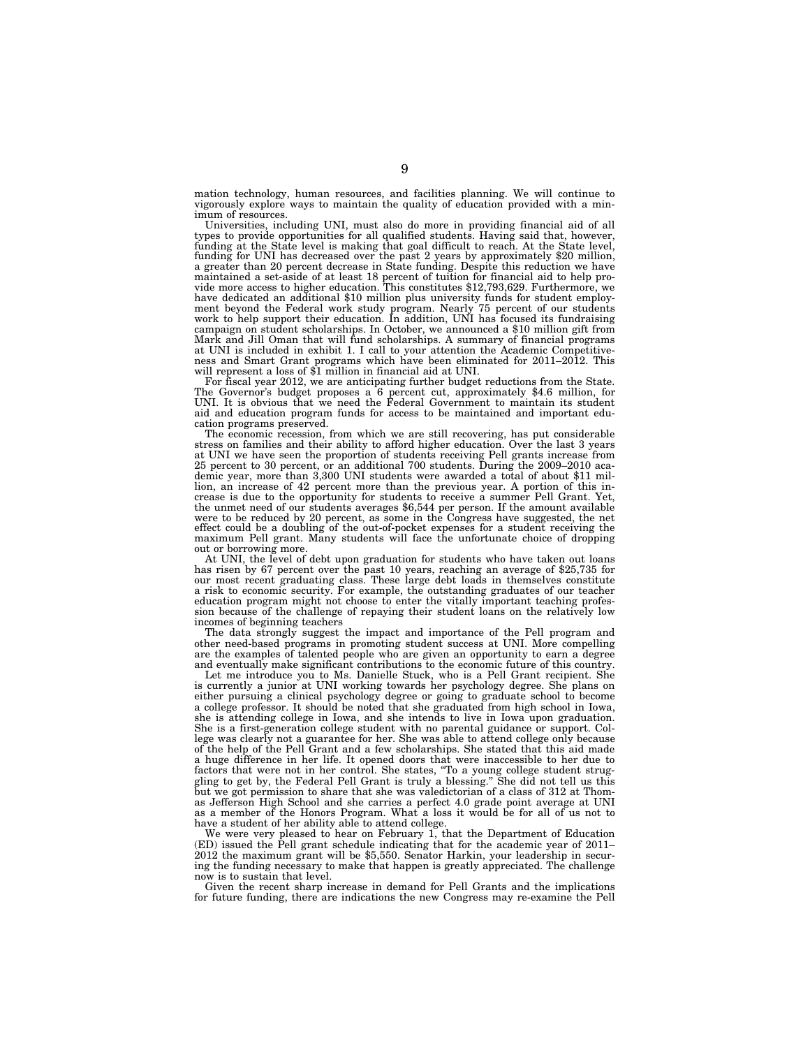mation technology, human resources, and facilities planning. We will continue to vigorously explore ways to maintain the quality of education provided with a minimum of resources.

Universities, including UNI, must also do more in providing financial aid of all types to provide opportunities for all qualified students. Having said that, however, funding at the State level is making that goal difficult to reach. At the State level, funding for UNI has decreased over the past 2 years by approximately $20 million, a greater than 20 percent decrease in State funding. Despite this reduction we have maintained a set-aside of at least 18 percent of tuition for financial aid to help provide more access to higher education. This constitutes $12,793,629. Furthermore, we have dedicated an additional $10 million plus university funds for student employment beyond the Federal work study program. Nearly 75 percent of our students work to help support their education. In addition, UNI has focused its fundraising campaign on student scholarships. In October, we announced a $10 million gift from Mark and Jill Oman that will fund scholarships. A summary of financial programs at UNI is included in exhibit 1. I call to your attention the Academic Competitiveness and Smart Grant programs which have been eliminated for 2011–2012. This will represent a loss of $1 million in financial aid at UNI.

For fiscal year 2012, we are anticipating further budget reductions from the State. The Governor's budget proposes a 6 percent cut, approximately $4.6 million, for UNI. It is obvious that we need the Federal Government to maintain its student aid and education program funds for access to be maintained and important education programs preserved.

The economic recession, from which we are still recovering, has put considerable stress on families and their ability to afford higher education. Over the last 3 years at UNI we have seen the proportion of students receiving Pell grants increase from 25 percent to 30 percent, or an additional 700 students. During the 2009–2010 academic year, more than 3,300 UNI students were awarded a total of about $11 million, an increase of 42 percent more than the previous year. A portion of this increase is due to the opportunity for students to receive a summer Pell Grant. Yet, the unmet need of our students averages $6,544 per person. If the amount available were to be reduced by 20 percent, as some in the Congress have suggested, the net effect could be a doubling of the out-of-pocket expenses for a student receiving the maximum Pell grant. Many students will face the unfortunate choice of dropping out or borrowing more.

At UNI, the level of debt upon graduation for students who have taken out loans has risen by 67 percent over the past 10 years, reaching an average of $25,735 for our most recent graduating class. These large debt loads in themselves constitute a risk to economic security. For example, the outstanding graduates of our teacher education program might not choose to enter the vitally important teaching profession because of the challenge of repaying their student loans on the relatively low incomes of beginning teachers

The data strongly suggest the impact and importance of the Pell program and other need-based programs in promoting student success at UNI. More compelling are the examples of talented people who are given an opportunity to earn a degree and eventually make significant contributions to the economic future of this country.

Let me introduce you to Ms. Danielle Stuck, who is a Pell Grant recipient. She is currently a junior at UNI working towards her psychology degree. She plans on either pursuing a clinical psychology degree or going to graduate school to become a college professor. It should be noted that she graduated from high school in Iowa, she is attending college in Iowa, and she intends to live in Iowa upon graduation. She is a first-generation college student with no parental guidance or support. College was clearly not a guarantee for her. She was able to attend college only because of the help of the Pell Grant and a few scholarships. She stated that this aid made a huge difference in her life. It opened doors that were inaccessible to her due to factors that were not in her control. She states, "To a young college student struggling to get by, the Federal Pell Grant is truly a blessing." She did not tell us this but we got permission to share that she was valedictorian of a class of 312 at Thomas Jefferson High School and she carries a perfect 4.0 grade point average at UNI as a member of the Honors Program. What a loss it would be for all of us not to have a student of her ability able to attend college.

We were very pleased to hear on February 1, that the Department of Education (ED) issued the Pell grant schedule indicating that for the academic year of 2011–2012 the maximum grant will be $5,550. Senator Harkin, your leadership in securing the funding necessary to make that happen is greatly appreciated. The challenge now is to sustain that level.

Given the recent sharp increase in demand for Pell Grants and the implications for future funding, there are indications the new Congress may re-examine the Pell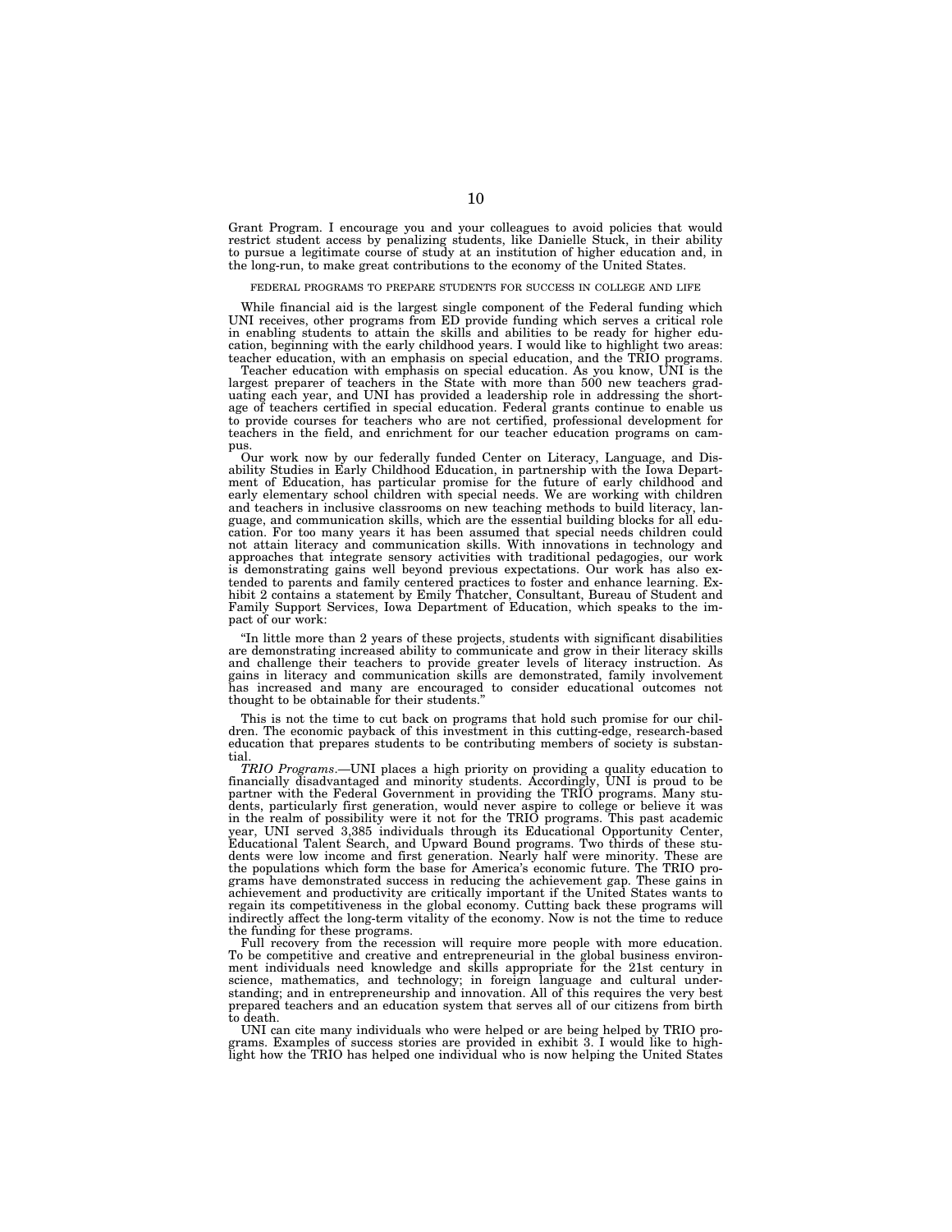Grant Program. I encourage you and your colleagues to avoid policies that would restrict student access by penalizing students, like Danielle Stuck, in their ability to pursue a legitimate course of study at an institution of higher education and, in the long-run, to make great contributions to the economy of the United States.

FEDERAL PROGRAMS TO PREPARE STUDENTS FOR SUCCESS IN COLLEGE AND LIFE

While financial aid is the largest single component of the Federal funding which UNI receives, other programs from ED provide funding which serves a critical role in enabling students to attain the skills and abilities to be ready for higher education, beginning with the early childhood years. I would like to highlight two areas: teacher education, with an emphasis on special education, and the TRIO programs.

Teacher education with emphasis on special education. As you know, UNI is the largest preparer of teachers in the State with more than 500 new teachers graduating each year, and UNI has provided a leadership role in addressing the shortage of teachers certified in special education. Federal grants continue to enable us to provide courses for teachers who are not certified, professional development for teachers in the field, and enrichment for our teacher education programs on campus.

Our work now by our federally funded Center on Literacy, Language, and Disability Studies in Early Childhood Education, in partnership with the Iowa Department of Education, has particular promise for the future of early childhood and early elementary school children with special needs. We are working with children and teachers in inclusive classrooms on new teaching methods to build literacy, language, and communication skills, which are the essential building blocks for all education. For too many years it has been assumed that special needs children could not attain literacy and communication skills. With innovations in technology and approaches that integrate sensory activities with traditional pedagogies, our work is demonstrating gains well beyond previous expectations. Our work has also extended to parents and family centered practices to foster and enhance learning. Exhibit 2 contains a statement by Emily Thatcher, Consultant, Bureau of Student and Family Support Services, Iowa Department of Education, which speaks to the impact of our work:

> "In little more than 2 years of these projects, students with significant disabilities are demonstrating increased ability to communicate and grow in their literacy skills and challenge their teachers to provide greater levels of literacy instruction. As gains in literacy and communication skills are demonstrated, family involvement has increased and many are encouraged to consider educational outcomes not thought to be obtainable for their students."

This is not the time to cut back on programs that hold such promise for our children. The economic payback of this investment in this cutting-edge, research-based education that prepares students to be contributing members of society is substantial.

*TRIO Programs*.—UNI places a high priority on providing a quality education to financially disadvantaged and minority students. Accordingly, UNI is proud to be partner with the Federal Government in providing the TRIO programs. Many students, particularly first generation, would never aspire to college or believe it was in the realm of possibility were it not for the TRIO programs. This past academic year, UNI served 3,385 individuals through its Educational Opportunity Center, Educational Talent Search, and Upward Bound programs. Two thirds of these students were low income and first generation. Nearly half were minority. These are the populations which form the base for America's economic future. The TRIO programs have demonstrated success in reducing the achievement gap. These gains in achievement and productivity are critically important if the United States wants to regain its competitiveness in the global economy. Cutting back these programs will indirectly affect the long-term vitality of the economy. Now is not the time to reduce the funding for these programs.

Full recovery from the recession will require more people with more education. To be competitive and creative and entrepreneurial in the global business environment individuals need knowledge and skills appropriate for the 21st century in science, mathematics, and technology; in foreign language and cultural understanding; and in entrepreneurship and innovation. All of this requires the very best prepared teachers and an education system that serves all of our citizens from birth to death.

UNI can cite many individuals who were helped or are being helped by TRIO programs. Examples of success stories are provided in exhibit 3. I would like to highlight how the TRIO has helped one individual who is now helping the United States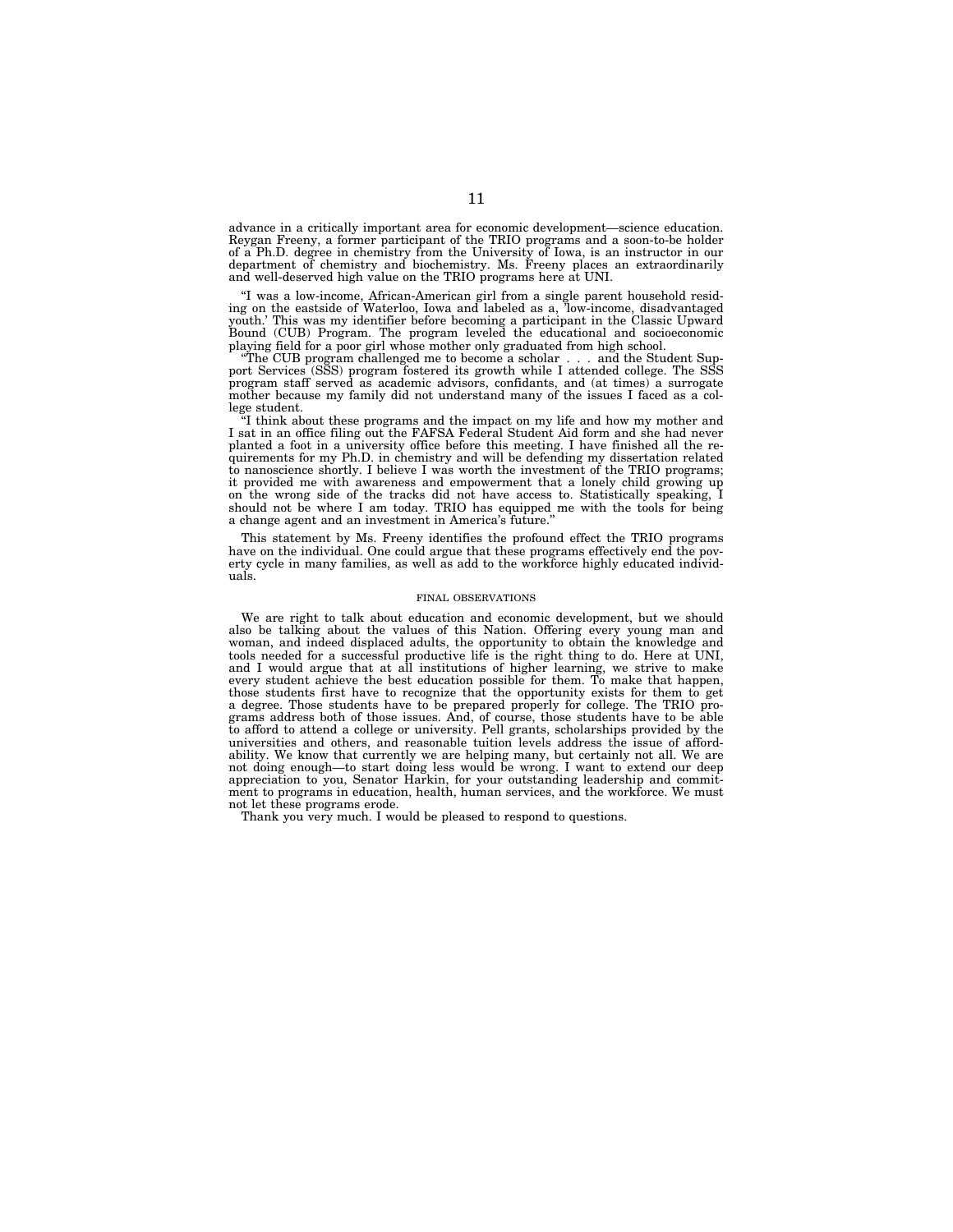advance in a critically important area for economic development—science education. Reygan Freeny, a former participant of the TRIO programs and a soon-to-be holder of a Ph.D. degree in chemistry from the University of Iowa, is an instructor in our department of chemistry and biochemistry. Ms. Freeny places an extraordinarily and well-deserved high value on the TRIO programs here at UNI.

"I was a low-income, African-American girl from a single parent household residing on the eastside of Waterloo, Iowa and labeled as a, 'low-income, disadvantaged youth.' This was my identifier before becoming a participant in the Classic Upward Bound (CUB) Program. The program leveled the educational and socioeconomic playing field for a poor girl whose mother only graduated from high school.

"The CUB program challenged me to become a scholar . . . and the Student Support Services (SSS) program fostered its growth while I attended college. The SSS program staff served as academic advisors, confidants, and (at times) a surrogate mother because my family did not understand many of the issues I faced as a college student.

"I think about these programs and the impact on my life and how my mother and I sat in an office filing out the FAFSA Federal Student Aid form and she had never planted a foot in a university office before this meeting. I have finished all the requirements for my Ph.D. in chemistry and will be defending my dissertation related to nanoscience shortly. I believe I was worth the investment of the TRIO programs; it provided me with awareness and empowerment that a lonely child growing up on the wrong side of the tracks did not have access to. Statistically speaking, I should not be where I am today. TRIO has equipped me with the tools for being a change agent and an investment in America's future."

This statement by Ms. Freeny identifies the profound effect the TRIO programs have on the individual. One could argue that these programs effectively end the poverty cycle in many families, as well as add to the workforce highly educated individuals.

## FINAL OBSERVATIONS

We are right to talk about education and economic development, but we should also be talking about the values of this Nation. Offering every young man and woman, and indeed displaced adults, the opportunity to obtain the knowledge and tools needed for a successful productive life is the right thing to do. Here at UNI, and I would argue that at all institutions of higher learning, we strive to make every student achieve the best education possible for them. To make that happen, those students first have to recognize that the opportunity exists for them to get a degree. Those students have to be prepared properly for college. The TRIO programs address both of those issues. And, of course, those students have to be able to afford to attend a college or university. Pell grants, scholarships provided by the universities and others, and reasonable tuition levels address the issue of affordability. We know that currently we are helping many, but certainly not all. We are not doing enough—to start doing less would be wrong. I want to extend our deep appreciation to you, Senator Harkin, for your outstanding leadership and commitment to programs in education, health, human services, and the workforce. We must not let these programs erode.

Thank you very much. I would be pleased to respond to questions.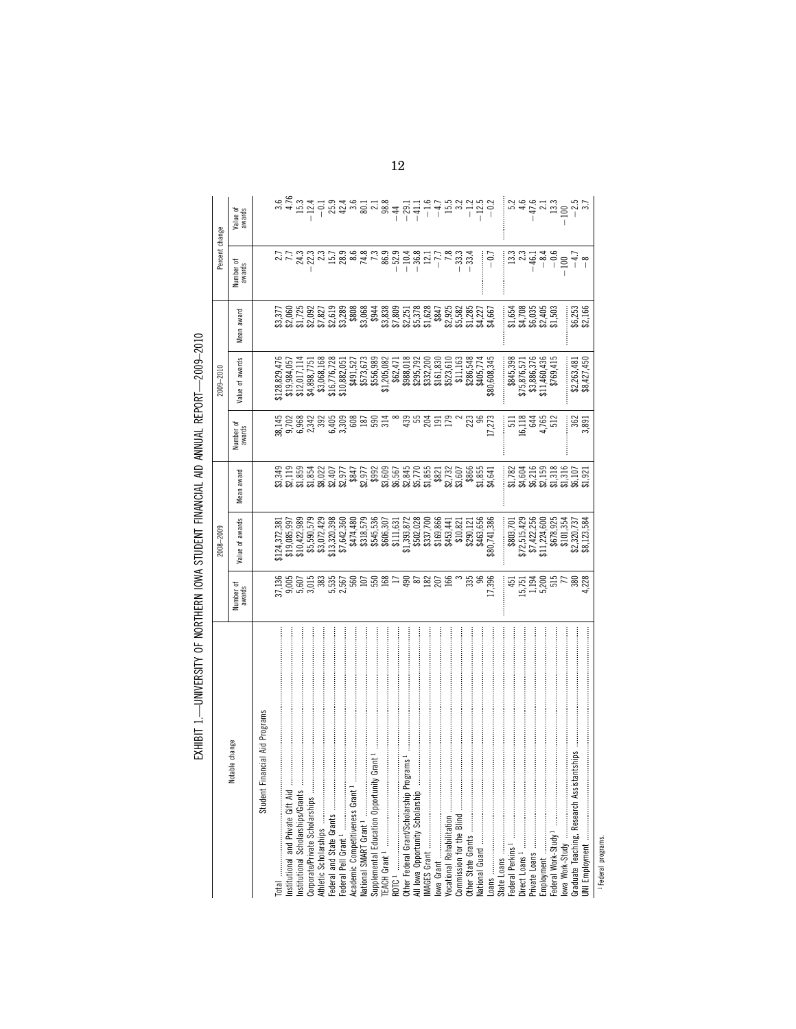## EXHIBIT 1.—UNIVERSITY OF NORTHERN IOWA STUDENT FINANCIAL AID ANNUAL REPORT—2009–2010

| Notable change | 2008–2009 | | | 2009–2010 | | | Percent change | |
|---|---|---|---|---|---|---|---|---|
| | Number of awards | Value of awards | Mean award | Number of awards | Value of awards | Mean award | Number of awards | Value of awards |
| **Student Financial Aid Programs** | | | | | | | | |
| Total | 37,136 | $124,372,381 | $3,349 | 38,145 | $128,829,476 | $3,377 | 2.7 | 3.6 |
| Institutional and Private Gift Aid | 9,005 | $19,085,997 | $2,119 | 9,702 | $19,984,057 | $2,060 | 7.7 | 4.76 |
| Institutional Scholarships/Grants | 5,607 | $10,422,989 | $1,859 | 6,968 | $12,017,114 | $1,725 | 24.3 | 15.3 |
| Corporate/Private Scholarships | 3,015 | $5,590,579 | $1,854 | 2,342 | $4,898,7751 | $2,092 | −22.3 | −12.4 |
| Athletic Scholarships | 383 | $3,072,429 | $8,022 | 392 | $3,068,168 | $7,827 | 2.3 | −0.1 |
| Federal and State Grants | 5,535 | $13,320,398 | $2,407 | 6,405 | $16,776,728 | $2,619 | 15.7 | 25.9 |
| Federal Pell Grant [1] | 2,567 | $7,642,360 | $2,977 | 3,309 | $10,882,051 | $3,289 | 28.9 | 42.4 |
| Academic Competitiveness Grant [1] | 560 | $474,480 | $847 | 608 | $491,527 | $808 | 8.6 | 3.6 |
| National SMART Grant [1] | 107 | $318,579 | $2,977 | 187 | $573,673 | $3,068 | 74.8 | 80.1 |
| Supplemental Education Opportunity Grant [1] | 550 | $545,536 | $992 | 590 | $556,989 | $944 | 7.3 | 2.1 |
| TEACH Grant [1] | 168 | $606,307 | $3,609 | 314 | $1,205,082 | $3,838 | 86.9 | 98.8 |
| ROTC [1] | 17 | $111,631 | $6,567 | 8 | $62,471 | $7,809 | −52.9 | −44 |
| Other Federal Grant/Scholarship Programs [1] | 490 | $1,393,872 | $2,845 | 439 | $988,018 | $2,251 | −10.4 | −29.1 |
| All Iowa Opportunity Scholarship | 87 | $502,028 | $5,770 | 55 | $295,792 | $5,378 | −36.8 | −41.1 |
| IMAGES Grant | 182 | $337,700 | $1,855 | 204 | $332,200 | $1,628 | 12.1 | −1.6 |
| Iowa Grant | 207 | $169,866 | $821 | 191 | $161,830 | $847 | −7.7 | −4.7 |
| Vocational Rehabilitation | 166 | $453,441 | $2,732 | 179 | $523,610 | $2,925 | 7.8 | 15.5 |
| Commission for the Blind | 3 | $10,821 | $3,607 | 2 | $11,163 | $5,582 | −33.3 | 3.2 |
| Other State Grants | 335 | $290,121 | $866 | 223 | $286,548 | $1,285 | −33.4 | −1.2 |
| National Guard | 96 | $463,656 | $1,855 | 96 | $405,774 | $4,227 | | −12.5 |
| Loans | 17,396 | $80,741,386 | $4,641 | 17,273 | $80,608,345 | $4,667 | −0.7 | −0.2 |
| State Loans | | | | | | | | |
| Federal Perkins [1] | 451 | $803,701 | $1,782 | 511 | $845,398 | $1,654 | 13.3 | 5.2 |
| Direct Loans [1] | 15,751 | $72,515,429 | $4,604 | 16,118 | $75,876,571 | $4,708 | 2.3 | 4.6 |
| Private Loans | 1,194 | $7,422,256 | $6,216 | 644 | $3,886,376 | $6,035 | −46.1 | −47.6 |
| Employment | 5,200 | $11,224,600 | $2,159 | 4,765 | $11,460,436 | $2,405 | −8.4 | 2.1 |
| Federal Work-Study [1] | 515 | $678,925 | $1,318 | 512 | $769,415 | $1,503 | −0.6 | 13.3 |
| Iowa Work-Study | 77 | $101,354 | $1,316 | | | | −100 | −100 |
| Graduate Teaching, Research Assistantships | 380 | $2,320,737 | $6,107 | 362 | $2,263,481 | $6,253 | −4.7 | −2.5 |
| UNI Employment | 4,228 | $8,123,584 | $1,921 | 3,891 | $8,427,450 | $2,166 | −8 | 3.7 |

[1] Federal programs.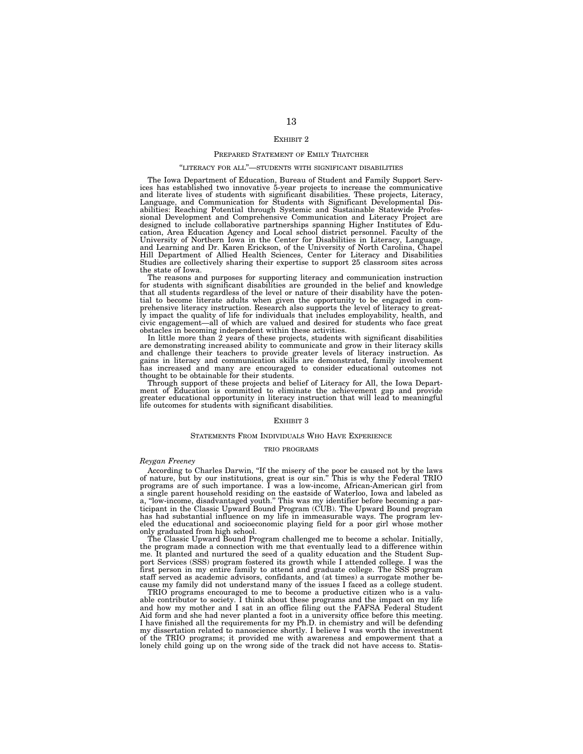## EXHIBIT 2

### PREPARED STATEMENT OF EMILY THATCHER

#### "LITERACY FOR ALL"—STUDENTS WITH SIGNIFICANT DISABILITIES

The Iowa Department of Education, Bureau of Student and Family Support Services has established two innovative 5-year projects to increase the communicative and literate lives of students with significant disabilities. These projects, Literacy, Language, and Communication for Students with Significant Developmental Disabilities: Reaching Potential through Systemic and Sustainable Statewide Professional Development and Comprehensive Communication and Literacy Project are designed to include collaborative partnerships spanning Higher Institutes of Education, Area Education Agency and Local school district personnel. Faculty of the University of Northern Iowa in the Center for Disabilities in Literacy, Language, and Learning and Dr. Karen Erickson, of the University of North Carolina, Chapel Hill Department of Allied Health Sciences, Center for Literacy and Disabilities Studies are collectively sharing their expertise to support 25 classroom sites across the state of Iowa.

The reasons and purposes for supporting literacy and communication instruction for students with significant disabilities are grounded in the belief and knowledge that all students regardless of the level or nature of their disability have the potential to become literate adults when given the opportunity to be engaged in comprehensive literacy instruction. Research also supports the level of literacy to greatly impact the quality of life for individuals that includes employability, health, and civic engagement—all of which are valued and desired for students who face great obstacles in becoming independent within these activities.

In little more than 2 years of these projects, students with significant disabilities are demonstrating increased ability to communicate and grow in their literacy skills and challenge their teachers to provide greater levels of literacy instruction. As gains in literacy and communication skills are demonstrated, family involvement has increased and many are encouraged to consider educational outcomes not thought to be obtainable for their students.

Through support of these projects and belief of Literacy for All, the Iowa Department of Education is committed to eliminate the achievement gap and provide greater educational opportunity in literacy instruction that will lead to meaningful life outcomes for students with significant disabilities.

## EXHIBIT 3

### STATEMENTS FROM INDIVIDUALS WHO HAVE EXPERIENCE

#### TRIO PROGRAMS

*Reygan Freeney*

According to Charles Darwin, "If the misery of the poor be caused not by the laws of nature, but by our institutions, great is our sin." This is why the Federal TRIO programs are of such importance. I was a low-income, African-American girl from a single parent household residing on the eastside of Waterloo, Iowa and labeled as a, "low-income, disadvantaged youth." This was my identifier before becoming a participant in the Classic Upward Bound Program (CUB). The Upward Bound program has had substantial influence on my life in immeasurable ways. The program leveled the educational and socioeconomic playing field for a poor girl whose mother only graduated from high school.

The Classic Upward Bound Program challenged me to become a scholar. Initially, the program made a connection with me that eventually lead to a difference within me. It planted and nurtured the seed of a quality education and the Student Support Services (SSS) program fostered its growth while I attended college. I was the first person in my entire family to attend and graduate college. The SSS program staff served as academic advisors, confidants, and (at times) a surrogate mother because my family did not understand many of the issues I faced as a college student.

TRIO programs encouraged to me to become a productive citizen who is a valuable contributor to society. I think about these programs and the impact on my life and how my mother and I sat in an office filing out the FAFSA Federal Student Aid form and she had never planted a foot in a university office before this meeting. I have finished all the requirements for my Ph.D. in chemistry and will be defending my dissertation related to nanoscience shortly. I believe I was worth the investment of the TRIO programs; it provided me with awareness and empowerment that a lonely child going up on the wrong side of the track did not have access to. Statis-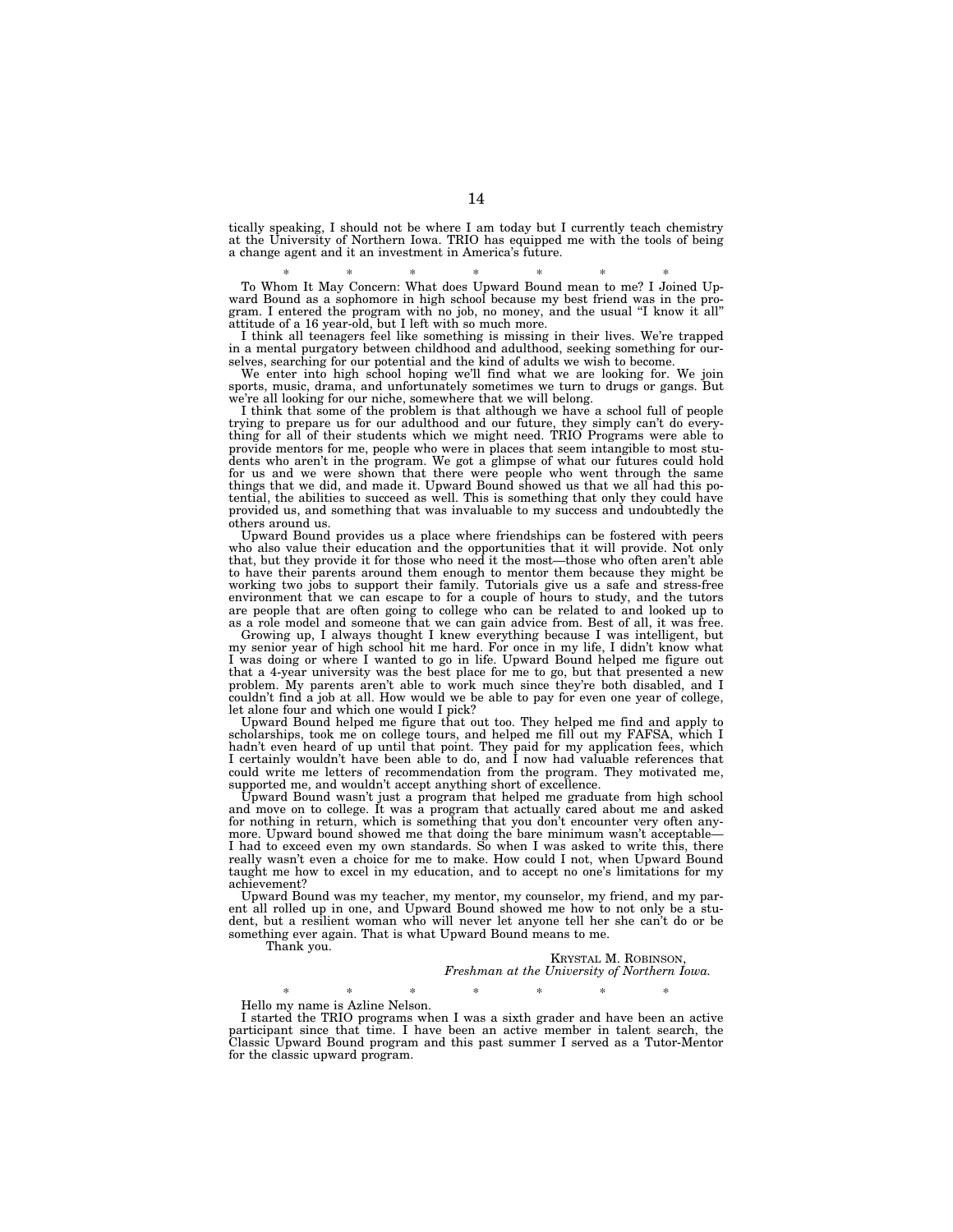tically speaking, I should not be where I am today but I currently teach chemistry at the University of Northern Iowa. TRIO has equipped me with the tools of being a change agent and it an investment in America's future.

\* \* \* \* \* \* \*

To Whom It May Concern: What does Upward Bound mean to me? I Joined Upward Bound as a sophomore in high school because my best friend was in the program. I entered the program with no job, no money, and the usual "I know it all" attitude of a 16 year-old, but I left with so much more.

I think all teenagers feel like something is missing in their lives. We're trapped in a mental purgatory between childhood and adulthood, seeking something for ourselves, searching for our potential and the kind of adults we wish to become.

We enter into high school hoping we'll find what we are looking for. We join sports, music, drama, and unfortunately sometimes we turn to drugs or gangs. But we're all looking for our niche, somewhere that we will belong.

I think that some of the problem is that although we have a school full of people trying to prepare us for our adulthood and our future, they simply can't do everything for all of their students which we might need. TRIO Programs were able to provide mentors for me, people who were in places that seem intangible to most students who aren't in the program. We got a glimpse of what our futures could hold for us and we were shown that there were people who went through the same things that we did, and made it. Upward Bound showed us that we all had this potential, the abilities to succeed as well. This is something that only they could have provided us, and something that was invaluable to my success and undoubtedly the others around us.

Upward Bound provides us a place where friendships can be fostered with peers who also value their education and the opportunities that it will provide. Not only that, but they provide it for those who need it the most—those who often aren't able to have their parents around them enough to mentor them because they might be working two jobs to support their family. Tutorials give us a safe and stress-free environment that we can escape to for a couple of hours to study, and the tutors are people that are often going to college who can be related to and looked up to as a role model and someone that we can gain advice from. Best of all, it was free.

Growing up, I always thought I knew everything because I was intelligent, but my senior year of high school hit me hard. For once in my life, I didn't know what I was doing or where I wanted to go in life. Upward Bound helped me figure out that a 4-year university was the best place for me to go, but that presented a new problem. My parents aren't able to work much since they're both disabled, and I couldn't find a job at all. How would we be able to pay for even one year of college, let alone four and which one would I pick?

Upward Bound helped me figure that out too. They helped me find and apply to scholarships, took me on college tours, and helped me fill out my FAFSA, which I hadn't even heard of up until that point. They paid for my application fees, which I certainly wouldn't have been able to do, and I now had valuable references that could write me letters of recommendation from the program. They motivated me, supported me, and wouldn't accept anything short of excellence.

Upward Bound wasn't just a program that helped me graduate from high school and move on to college. It was a program that actually cared about me and asked for nothing in return, which is something that you don't encounter very often anymore. Upward bound showed me that doing the bare minimum wasn't acceptable—I had to exceed even my own standards. So when I was asked to write this, there really wasn't even a choice for me to make. How could I not, when Upward Bound taught me how to excel in my education, and to accept no one's limitations for my achievement?

Upward Bound was my teacher, my mentor, my counselor, my friend, and my parent all rolled up in one, and Upward Bound showed me how to not only be a student, but a resilient woman who will never let anyone tell her she can't do or be something ever again. That is what Upward Bound means to me.

Thank you.

KRYSTAL M. ROBINSON,
*Freshman at the University of Northern Iowa.*

\* \* \* \* \* \* \*

Hello my name is Azline Nelson.

I started the TRIO programs when I was a sixth grader and have been an active participant since that time. I have been an active member in talent search, the Classic Upward Bound program and this past summer I served as a Tutor-Mentor for the classic upward program.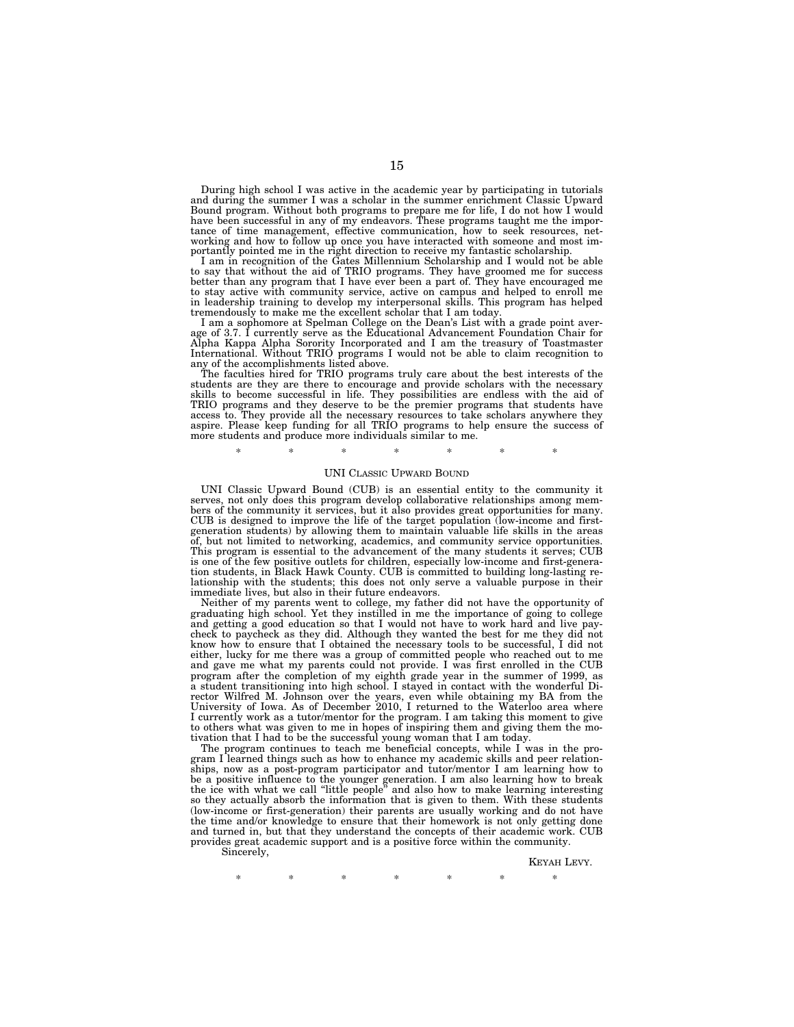During high school I was active in the academic year by participating in tutorials and during the summer I was a scholar in the summer enrichment Classic Upward Bound program. Without both programs to prepare me for life, I do not how I would have been successful in any of my endeavors. These programs taught me the importance of time management, effective communication, how to seek resources, networking and how to follow up once you have interacted with someone and most importantly pointed me in the right direction to receive my fantastic scholarship.

I am in recognition of the Gates Millennium Scholarship and I would not be able to say that without the aid of TRIO programs. They have groomed me for success better than any program that I have ever been a part of. They have encouraged me to stay active with community service, active on campus and helped to enroll me in leadership training to develop my interpersonal skills. This program has helped tremendously to make me the excellent scholar that I am today.

I am a sophomore at Spelman College on the Dean's List with a grade point average of 3.7. I currently serve as the Educational Advancement Foundation Chair for Alpha Kappa Alpha Sorority Incorporated and I am the treasury of Toastmaster International. Without TRIO programs I would not be able to claim recognition to any of the accomplishments listed above.

The faculties hired for TRIO programs truly care about the best interests of the students are they are there to encourage and provide scholars with the necessary skills to become successful in life. They possibilities are endless with the aid of TRIO programs and they deserve to be the premier programs that students have access to. They provide all the necessary resources to take scholars anywhere they aspire. Please keep funding for all TRIO programs to help ensure the success of more students and produce more individuals similar to me.

\* \* \* \* \* \* \*

## UNI Classic Upward Bound

UNI Classic Upward Bound (CUB) is an essential entity to the community it serves, not only does this program develop collaborative relationships among members of the community it services, but it also provides great opportunities for many. CUB is designed to improve the life of the target population (low-income and first-generation students) by allowing them to maintain valuable life skills in the areas of, but not limited to networking, academics, and community service opportunities. This program is essential to the advancement of the many students it serves; CUB is one of the few positive outlets for children, especially low-income and first-generation students, in Black Hawk County. CUB is committed to building long-lasting relationship with the students; this does not only serve a valuable purpose in their immediate lives, but also in their future endeavors.

Neither of my parents went to college, my father did not have the opportunity of graduating high school. Yet they instilled in me the importance of going to college and getting a good education so that I would not have to work hard and live paycheck to paycheck as they did. Although they wanted the best for me they did not know how to ensure that I obtained the necessary tools to be successful, I did not either, lucky for me there was a group of committed people who reached out to me and gave me what my parents could not provide. I was first enrolled in the CUB program after the completion of my eighth grade year in the summer of 1999, as a student transitioning into high school. I stayed in contact with the wonderful Director Wilfred M. Johnson over the years, even while obtaining my BA from the University of Iowa. As of December 2010, I returned to the Waterloo area where I currently work as a tutor/mentor for the program. I am taking this moment to give to others what was given to me in hopes of inspiring them and giving them the motivation that I had to be the successful young woman that I am today.

The program continues to teach me beneficial concepts, while I was in the program I learned things such as how to enhance my academic skills and peer relationships, now as a post-program participator and tutor/mentor I am learning how to be a positive influence to the younger generation. I am also learning how to break the ice with what we call "little people" and also how to make learning interesting so they actually absorb the information that is given to them. With these students (low-income or first-generation) their parents are usually working and do not have the time and/or knowledge to ensure that their homework is not only getting done and turned in, but that they understand the concepts of their academic work. CUB provides great academic support and is a positive force within the community.

Sincerely,

KEYAH LEVY.

\* \* \* \* \* \* \*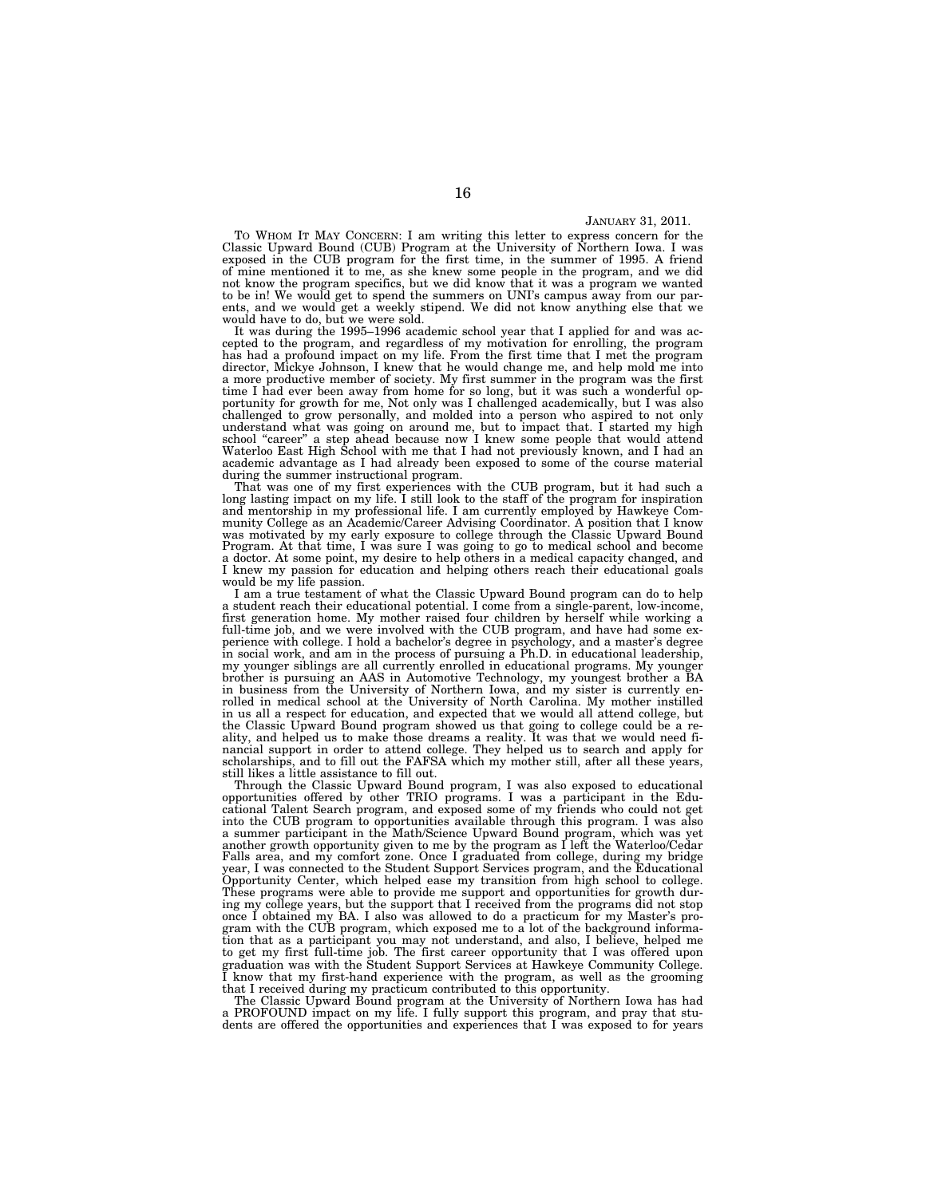JANUARY 31, 2011.

TO WHOM IT MAY CONCERN: I am writing this letter to express concern for the Classic Upward Bound (CUB) Program at the University of Northern Iowa. I was exposed in the CUB program for the first time, in the summer of 1995. A friend of mine mentioned it to me, as she knew some people in the program, and we did not know the program specifics, but we did know that it was a program we wanted to be in! We would get to spend the summers on UNI's campus away from our parents, and we would get a weekly stipend. We did not know anything else that we would have to do, but we were sold.

It was during the 1995–1996 academic school year that I applied for and was accepted to the program, and regardless of my motivation for enrolling, the program has had a profound impact on my life. From the first time that I met the program director, Mickye Johnson, I knew that he would change me, and help mold me into a more productive member of society. My first summer in the program was the first time I had ever been away from home for so long, but it was such a wonderful opportunity for growth for me, Not only was I challenged academically, but I was also challenged to grow personally, and molded into a person who aspired to not only understand what was going on around me, but to impact that. I started my high school "career" a step ahead because now I knew some people that would attend Waterloo East High School with me that I had not previously known, and I had an academic advantage as I had already been exposed to some of the course material during the summer instructional program.

That was one of my first experiences with the CUB program, but it had such a long lasting impact on my life. I still look to the staff of the program for inspiration and mentorship in my professional life. I am currently employed by Hawkeye Community College as an Academic/Career Advising Coordinator. A position that I know was motivated by my early exposure to college through the Classic Upward Bound Program. At that time, I was sure I was going to go to medical school and become a doctor. At some point, my desire to help others in a medical capacity changed, and I knew my passion for education and helping others reach their educational goals would be my life passion.

I am a true testament of what the Classic Upward Bound program can do to help a student reach their educational potential. I come from a single-parent, low-income, first generation home. My mother raised four children by herself while working a full-time job, and we were involved with the CUB program, and have had some experience with college. I hold a bachelor's degree in psychology, and a master's degree in social work, and am in the process of pursuing a Ph.D. in educational leadership, my younger siblings are all currently enrolled in educational programs. My younger brother is pursuing an AAS in Automotive Technology, my youngest brother a BA in business from the University of Northern Iowa, and my sister is currently enrolled in medical school at the University of North Carolina. My mother instilled in us all a respect for education, and expected that we would all attend college, but the Classic Upward Bound program showed us that going to college could be a reality, and helped us to make those dreams a reality. It was that we would need financial support in order to attend college. They helped us to search and apply for scholarships, and to fill out the FAFSA which my mother still, after all these years, still likes a little assistance to fill out.

Through the Classic Upward Bound program, I was also exposed to educational opportunities offered by other TRIO programs. I was a participant in the Educational Talent Search program, and exposed some of my friends who could not get into the CUB program to opportunities available through this program. I was also a summer participant in the Math/Science Upward Bound program, which was yet another growth opportunity given to me by the program as I left the Waterloo/Cedar Falls area, and my comfort zone. Once I graduated from college, during my bridge year, I was connected to the Student Support Services program, and the Educational Opportunity Center, which helped ease my transition from high school to college. These programs were able to provide me support and opportunities for growth during my college years, but the support that I received from the programs did not stop once I obtained my BA. I also was allowed to do a practicum for my Master's program with the CUB program, which exposed me to a lot of the background information that as a participant you may not understand, and also, I believe, helped me to get my first full-time job. The first career opportunity that I was offered upon graduation was with the Student Support Services at Hawkeye Community College. I know that my first-hand experience with the program, as well as the grooming that I received during my practicum contributed to this opportunity.

The Classic Upward Bound program at the University of Northern Iowa has had a PROFOUND impact on my life. I fully support this program, and pray that students are offered the opportunities and experiences that I was exposed to for years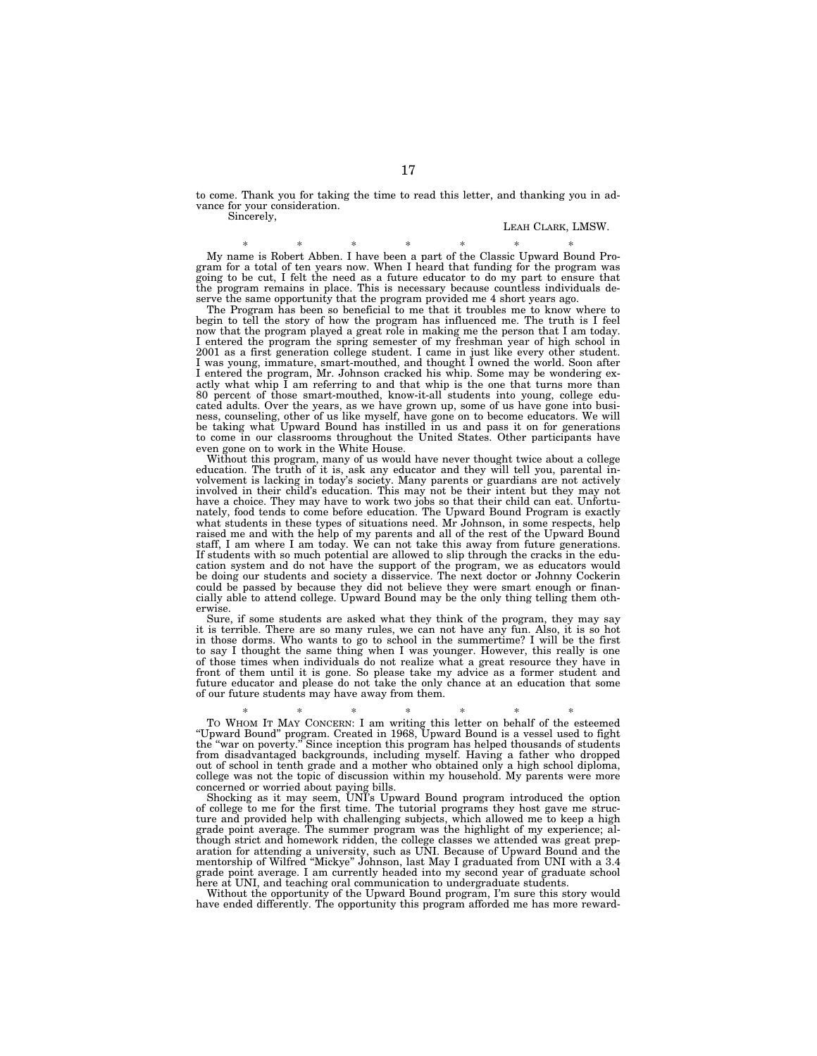to come. Thank you for taking the time to read this letter, and thanking you in advance for your consideration.

Sincerely,

LEAH CLARK, LMSW.

\* \* \* \* \* \* \*

My name is Robert Abben. I have been a part of the Classic Upward Bound Program for a total of ten years now. When I heard that funding for the program was going to be cut, I felt the need as a future educator to do my part to ensure that the program remains in place. This is necessary because countless individuals deserve the same opportunity that the program provided me 4 short years ago.

The Program has been so beneficial to me that it troubles me to know where to begin to tell the story of how the program has influenced me. The truth is I feel now that the program played a great role in making me the person that I am today. I entered the program the spring semester of my freshman year of high school in 2001 as a first generation college student. I came in just like every other student. I was young, immature, smart-mouthed, and thought I owned the world. Soon after I entered the program, Mr. Johnson cracked his whip. Some may be wondering exactly what whip I am referring to and that whip is the one that turns more than 80 percent of those smart-mouthed, know-it-all students into young, college educated adults. Over the years, as we have grown up, some of us have gone into business, counseling, other of us like myself, have gone on to become educators. We will be taking what Upward Bound has instilled in us and pass it on for generations to come in our classrooms throughout the United States. Other participants have even gone on to work in the White House.

Without this program, many of us would have never thought twice about a college education. The truth of it is, ask any educator and they will tell you, parental involvement is lacking in today's society. Many parents or guardians are not actively involved in their child's education. This may not be their intent but they may not have a choice. They may have to work two jobs so that their child can eat. Unfortunately, food tends to come before education. The Upward Bound Program is exactly what students in these types of situations need. Mr Johnson, in some respects, help raised me and with the help of my parents and all of the rest of the Upward Bound staff, I am where I am today. We can not take this away from future generations. If students with so much potential are allowed to slip through the cracks in the education system and do not have the support of the program, we as educators would be doing our students and society a disservice. The next doctor or Johnny Cockerin could be passed by because they did not believe they were smart enough or financially able to attend college. Upward Bound may be the only thing telling them otherwise.

Sure, if some students are asked what they think of the program, they may say it is terrible. There are so many rules, we can not have any fun. Also, it is so hot in those dorms. Who wants to go to school in the summertime? I will be the first to say I thought the same thing when I was younger. However, this really is one of those times when individuals do not realize what a great resource they have in front of them until it is gone. So please take my advice as a former student and future educator and please do not take the only chance at an education that some of our future students may have away from them.

\* \* \* \* \* \* \*

TO WHOM IT MAY CONCERN: I am writing this letter on behalf of the esteemed "Upward Bound" program. Created in 1968, Upward Bound is a vessel used to fight the "war on poverty." Since inception this program has helped thousands of students from disadvantaged backgrounds, including myself. Having a father who dropped out of school in tenth grade and a mother who obtained only a high school diploma, college was not the topic of discussion within my household. My parents were more concerned or worried about paying bills.

Shocking as it may seem, UNI's Upward Bound program introduced the option of college to me for the first time. The tutorial programs they host gave me structure and provided help with challenging subjects, which allowed me to keep a high grade point average. The summer program was the highlight of my experience; although strict and homework ridden, the college classes we attended was great preparation for attending a university, such as UNI. Because of Upward Bound and the mentorship of Wilfred "Mickye" Johnson, last May I graduated from UNI with a 3.4 grade point average. I am currently headed into my second year of graduate school here at UNI, and teaching oral communication to undergraduate students.

Without the opportunity of the Upward Bound program, I'm sure this story would have ended differently. The opportunity this program afforded me has more reward-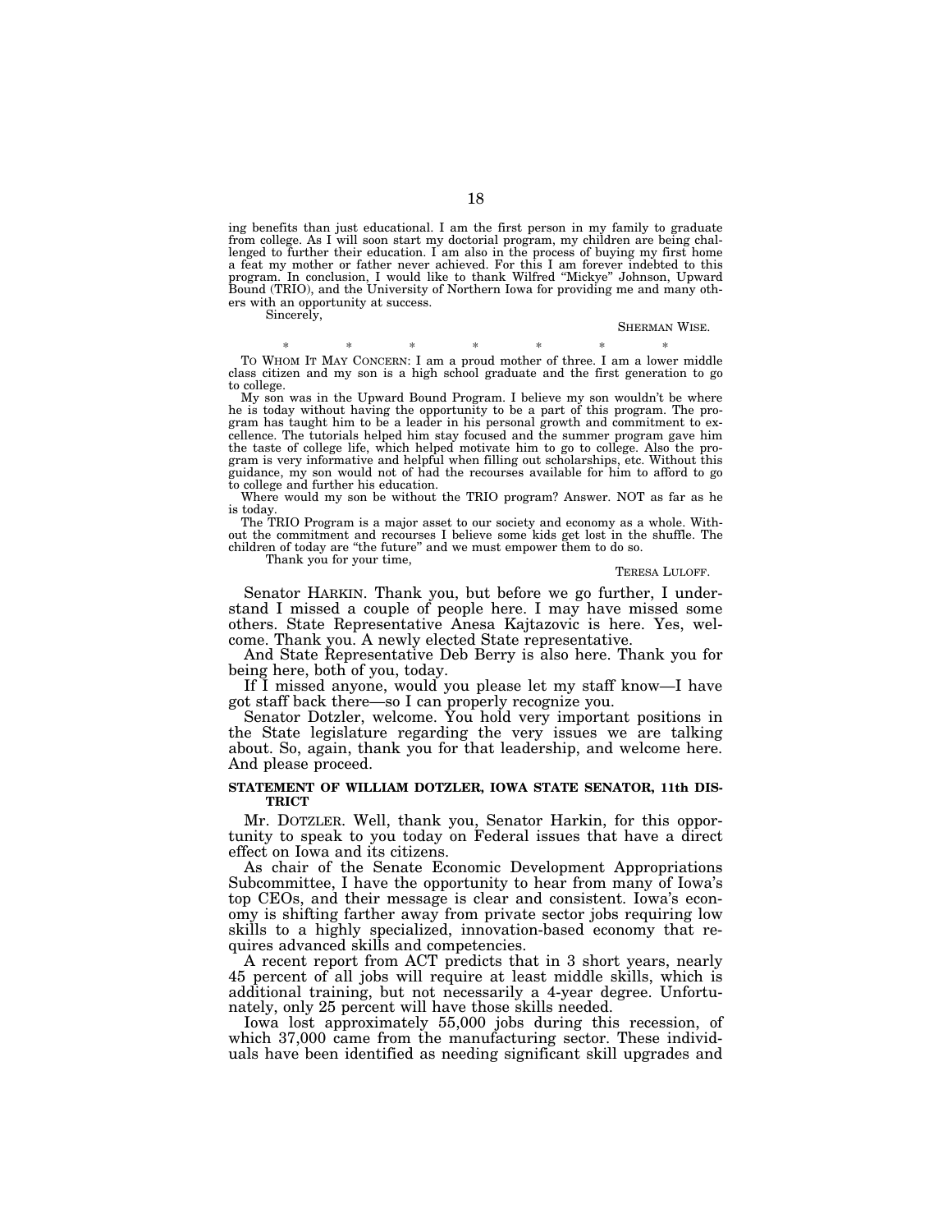ing benefits than just educational. I am the first person in my family to graduate from college. As I will soon start my doctorial program, my children are being challenged to further their education. I am also in the process of buying my first home a feat my mother or father never achieved. For this I am forever indebted to this program. In conclusion, I would like to thank Wilfred "Mickye" Johnson, Upward Bound (TRIO), and the University of Northern Iowa for providing me and many others with an opportunity at success.

Sincerely,

SHERMAN WISE.

\* \* \* \* \* \* \*

TO WHOM IT MAY CONCERN: I am a proud mother of three. I am a lower middle class citizen and my son is a high school graduate and the first generation to go to college.

My son was in the Upward Bound Program. I believe my son wouldn't be where he is today without having the opportunity to be a part of this program. The program has taught him to be a leader in his personal growth and commitment to excellence. The tutorials helped him stay focused and the summer program gave him the taste of college life, which helped motivate him to go to college. Also the program is very informative and helpful when filling out scholarships, etc. Without this guidance, my son would not of had the recourses available for him to afford to go to college and further his education.

Where would my son be without the TRIO program? Answer. NOT as far as he is today.

The TRIO Program is a major asset to our society and economy as a whole. Without the commitment and recourses I believe some kids get lost in the shuffle. The children of today are "the future" and we must empower them to do so.

Thank you for your time,

TERESA LULOFF.

Senator HARKIN. Thank you, but before we go further, I understand I missed a couple of people here. I may have missed some others. State Representative Anesa Kajtazovic is here. Yes, welcome. Thank you. A newly elected State representative.

And State Representative Deb Berry is also here. Thank you for being here, both of you, today.

If I missed anyone, would you please let my staff know—I have got staff back there—so I can properly recognize you.

Senator Dotzler, welcome. You hold very important positions in the State legislature regarding the very issues we are talking about. So, again, thank you for that leadership, and welcome here. And please proceed.

## STATEMENT OF WILLIAM DOTZLER, IOWA STATE SENATOR, 11th DISTRICT

Mr. DOTZLER. Well, thank you, Senator Harkin, for this opportunity to speak to you today on Federal issues that have a direct effect on Iowa and its citizens.

As chair of the Senate Economic Development Appropriations Subcommittee, I have the opportunity to hear from many of Iowa's top CEOs, and their message is clear and consistent. Iowa's economy is shifting farther away from private sector jobs requiring low skills to a highly specialized, innovation-based economy that requires advanced skills and competencies.

A recent report from ACT predicts that in 3 short years, nearly 45 percent of all jobs will require at least middle skills, which is additional training, but not necessarily a 4-year degree. Unfortunately, only 25 percent will have those skills needed.

Iowa lost approximately 55,000 jobs during this recession, of which 37,000 came from the manufacturing sector. These individuals have been identified as needing significant skill upgrades and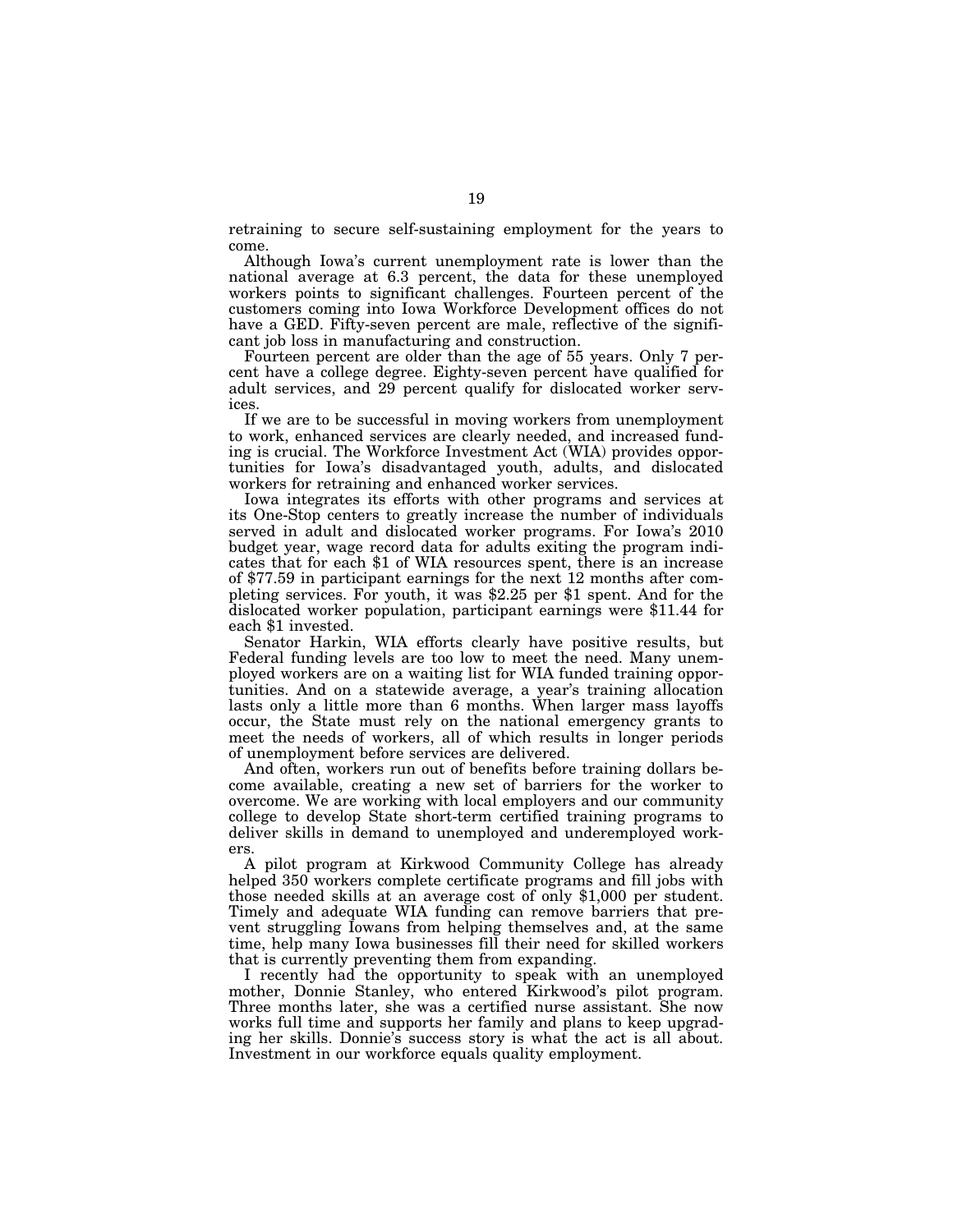retraining to secure self-sustaining employment for the years to come.

Although Iowa's current unemployment rate is lower than the national average at 6.3 percent, the data for these unemployed workers points to significant challenges. Fourteen percent of the customers coming into Iowa Workforce Development offices do not have a GED. Fifty-seven percent are male, reflective of the significant job loss in manufacturing and construction.

Fourteen percent are older than the age of 55 years. Only 7 percent have a college degree. Eighty-seven percent have qualified for adult services, and 29 percent qualify for dislocated worker services.

If we are to be successful in moving workers from unemployment to work, enhanced services are clearly needed, and increased funding is crucial. The Workforce Investment Act (WIA) provides opportunities for Iowa's disadvantaged youth, adults, and dislocated workers for retraining and enhanced worker services.

Iowa integrates its efforts with other programs and services at its One-Stop centers to greatly increase the number of individuals served in adult and dislocated worker programs. For Iowa's 2010 budget year, wage record data for adults exiting the program indicates that for each $1 of WIA resources spent, there is an increase of $77.59 in participant earnings for the next 12 months after completing services. For youth, it was $2.25 per $1 spent. And for the dislocated worker population, participant earnings were $11.44 for each $1 invested.

Senator Harkin, WIA efforts clearly have positive results, but Federal funding levels are too low to meet the need. Many unemployed workers are on a waiting list for WIA funded training opportunities. And on a statewide average, a year's training allocation lasts only a little more than 6 months. When larger mass layoffs occur, the State must rely on the national emergency grants to meet the needs of workers, all of which results in longer periods of unemployment before services are delivered.

And often, workers run out of benefits before training dollars become available, creating a new set of barriers for the worker to overcome. We are working with local employers and our community college to develop State short-term certified training programs to deliver skills in demand to unemployed and underemployed workers.

A pilot program at Kirkwood Community College has already helped 350 workers complete certificate programs and fill jobs with those needed skills at an average cost of only $1,000 per student. Timely and adequate WIA funding can remove barriers that prevent struggling Iowans from helping themselves and, at the same time, help many Iowa businesses fill their need for skilled workers that is currently preventing them from expanding.

I recently had the opportunity to speak with an unemployed mother, Donnie Stanley, who entered Kirkwood's pilot program. Three months later, she was a certified nurse assistant. She now works full time and supports her family and plans to keep upgrading her skills. Donnie's success story is what the act is all about. Investment in our workforce equals quality employment.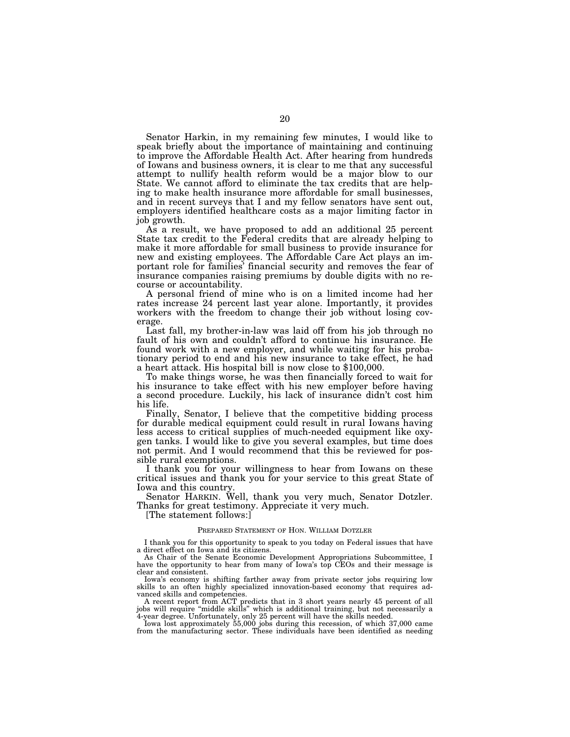Senator Harkin, in my remaining few minutes, I would like to speak briefly about the importance of maintaining and continuing to improve the Affordable Health Act. After hearing from hundreds of Iowans and business owners, it is clear to me that any successful attempt to nullify health reform would be a major blow to our State. We cannot afford to eliminate the tax credits that are helping to make health insurance more affordable for small businesses, and in recent surveys that I and my fellow senators have sent out, employers identified healthcare costs as a major limiting factor in job growth.

As a result, we have proposed to add an additional 25 percent State tax credit to the Federal credits that are already helping to make it more affordable for small business to provide insurance for new and existing employees. The Affordable Care Act plays an important role for families' financial security and removes the fear of insurance companies raising premiums by double digits with no recourse or accountability.

A personal friend of mine who is on a limited income had her rates increase 24 percent last year alone. Importantly, it provides workers with the freedom to change their job without losing coverage.

Last fall, my brother-in-law was laid off from his job through no fault of his own and couldn't afford to continue his insurance. He found work with a new employer, and while waiting for his probationary period to end and his new insurance to take effect, he had a heart attack. His hospital bill is now close to $100,000.

To make things worse, he was then financially forced to wait for his insurance to take effect with his new employer before having a second procedure. Luckily, his lack of insurance didn't cost him his life.

Finally, Senator, I believe that the competitive bidding process for durable medical equipment could result in rural Iowans having less access to critical supplies of much-needed equipment like oxygen tanks. I would like to give you several examples, but time does not permit. And I would recommend that this be reviewed for possible rural exemptions.

I thank you for your willingness to hear from Iowans on these critical issues and thank you for your service to this great State of Iowa and this country.

Senator HARKIN. Well, thank you very much, Senator Dotzler. Thanks for great testimony. Appreciate it very much.

[The statement follows:]

PREPARED STATEMENT OF HON. WILLIAM DOTZLER

I thank you for this opportunity to speak to you today on Federal issues that have a direct effect on Iowa and its citizens.

As Chair of the Senate Economic Development Appropriations Subcommittee, I have the opportunity to hear from many of Iowa's top CEOs and their message is clear and consistent.

Iowa's economy is shifting farther away from private sector jobs requiring low skills to an often highly specialized innovation-based economy that requires advanced skills and competencies.

A recent report from ACT predicts that in 3 short years nearly 45 percent of all jobs will require "middle skills" which is additional training, but not necessarily a 4-year degree. Unfortunately, only 25 percent will have the skills needed.

Iowa lost approximately 55,000 jobs during this recession, of which 37,000 came from the manufacturing sector. These individuals have been identified as needing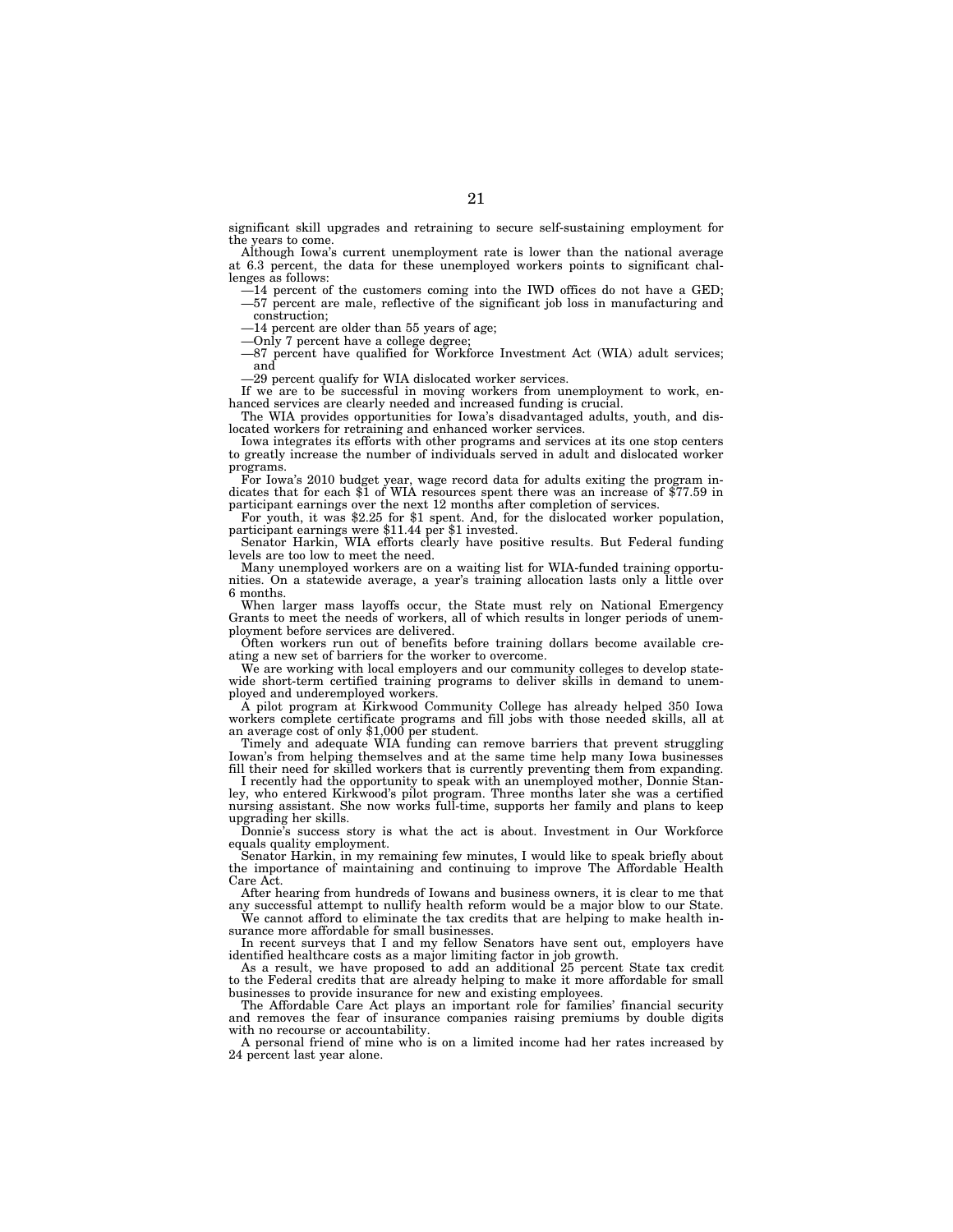significant skill upgrades and retraining to secure self-sustaining employment for the years to come.

Although Iowa's current unemployment rate is lower than the national average at 6.3 percent, the data for these unemployed workers points to significant challenges as follows:

—14 percent of the customers coming into the IWD offices do not have a GED;

—57 percent are male, reflective of the significant job loss in manufacturing and construction;

—14 percent are older than 55 years of age;

—Only 7 percent have a college degree;

—87 percent have qualified for Workforce Investment Act (WIA) adult services; and

—29 percent qualify for WIA dislocated worker services.

If we are to be successful in moving workers from unemployment to work, enhanced services are clearly needed and increased funding is crucial.

The WIA provides opportunities for Iowa's disadvantaged adults, youth, and dislocated workers for retraining and enhanced worker services.

Iowa integrates its efforts with other programs and services at its one stop centers to greatly increase the number of individuals served in adult and dislocated worker programs.

For Iowa's 2010 budget year, wage record data for adults exiting the program indicates that for each $1 of WIA resources spent there was an increase of $77.59 in participant earnings over the next 12 months after completion of services.

For youth, it was $2.25 for $1 spent. And, for the dislocated worker population, participant earnings were $11.44 per $1 invested.

Senator Harkin, WIA efforts clearly have positive results. But Federal funding levels are too low to meet the need.

Many unemployed workers are on a waiting list for WIA-funded training opportunities. On a statewide average, a year's training allocation lasts only a little over 6 months.

When larger mass layoffs occur, the State must rely on National Emergency Grants to meet the needs of workers, all of which results in longer periods of unemployment before services are delivered.

Often workers run out of benefits before training dollars become available creating a new set of barriers for the worker to overcome.

We are working with local employers and our community colleges to develop statewide short-term certified training programs to deliver skills in demand to unemployed and underemployed workers.

A pilot program at Kirkwood Community College has already helped 350 Iowa workers complete certificate programs and fill jobs with those needed skills, all at an average cost of only $1,000 per student.

Timely and adequate WIA funding can remove barriers that prevent struggling Iowan's from helping themselves and at the same time help many Iowa businesses fill their need for skilled workers that is currently preventing them from expanding.

I recently had the opportunity to speak with an unemployed mother, Donnie Stanley, who entered Kirkwood's pilot program. Three months later she was a certified nursing assistant. She now works full-time, supports her family and plans to keep upgrading her skills.

Donnie's success story is what the act is about. Investment in Our Workforce equals quality employment.

Senator Harkin, in my remaining few minutes, I would like to speak briefly about the importance of maintaining and continuing to improve The Affordable Health Care Act.

After hearing from hundreds of Iowans and business owners, it is clear to me that any successful attempt to nullify health reform would be a major blow to our State.

We cannot afford to eliminate the tax credits that are helping to make health insurance more affordable for small businesses.

In recent surveys that I and my fellow Senators have sent out, employers have identified healthcare costs as a major limiting factor in job growth.

As a result, we have proposed to add an additional 25 percent State tax credit to the Federal credits that are already helping to make it more affordable for small businesses to provide insurance for new and existing employees.

The Affordable Care Act plays an important role for families' financial security and removes the fear of insurance companies raising premiums by double digits with no recourse or accountability.

A personal friend of mine who is on a limited income had her rates increased by 24 percent last year alone.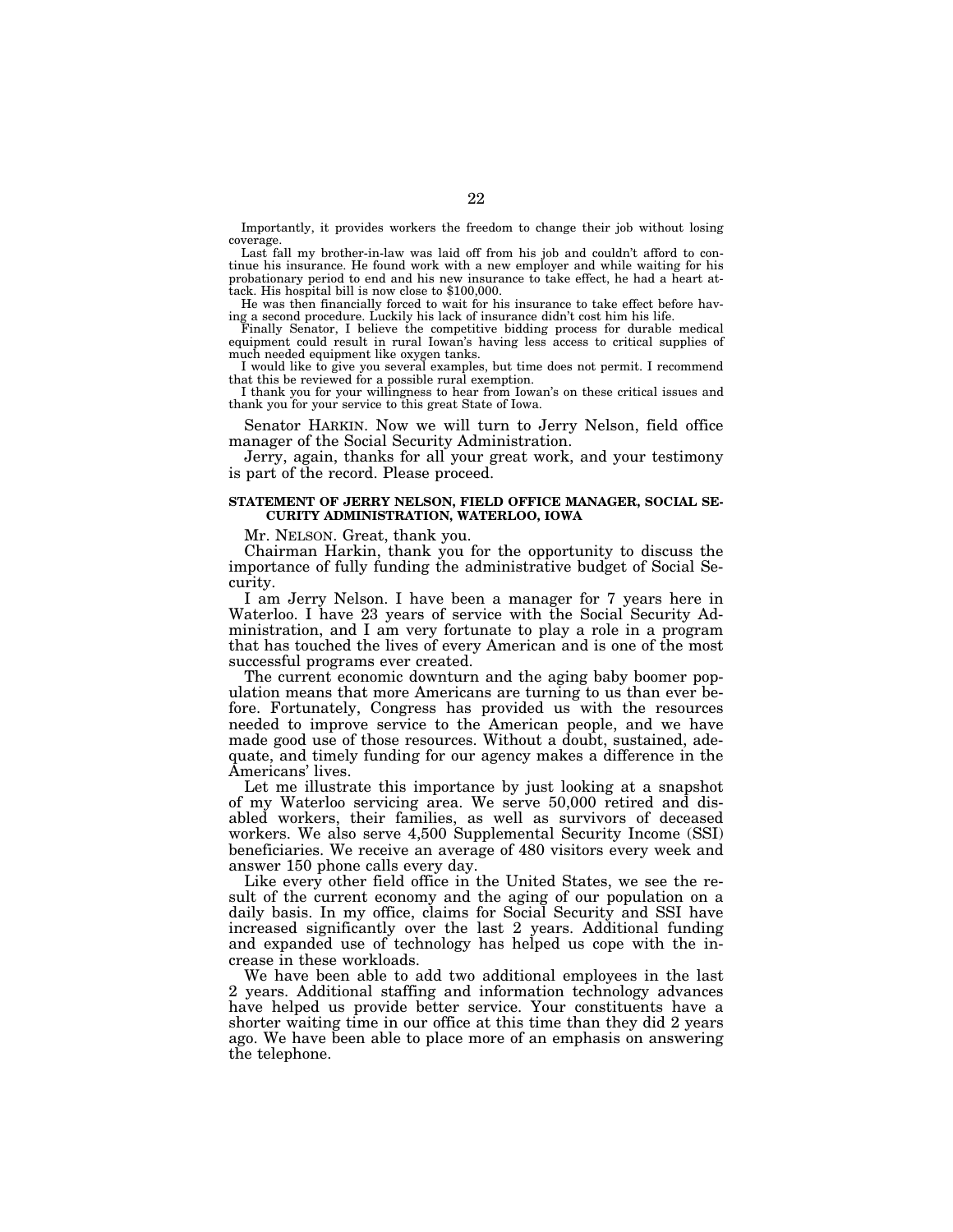Importantly, it provides workers the freedom to change their job without losing coverage.

Last fall my brother-in-law was laid off from his job and couldn't afford to continue his insurance. He found work with a new employer and while waiting for his probationary period to end and his new insurance to take effect, he had a heart attack. His hospital bill is now close to $100,000.

He was then financially forced to wait for his insurance to take effect before having a second procedure. Luckily his lack of insurance didn't cost him his life.

Finally Senator, I believe the competitive bidding process for durable medical equipment could result in rural Iowan's having less access to critical supplies of much needed equipment like oxygen tanks.

I would like to give you several examples, but time does not permit. I recommend that this be reviewed for a possible rural exemption.

I thank you for your willingness to hear from Iowan's on these critical issues and thank you for your service to this great State of Iowa.

Senator HARKIN. Now we will turn to Jerry Nelson, field office manager of the Social Security Administration.

Jerry, again, thanks for all your great work, and your testimony is part of the record. Please proceed.

**STATEMENT OF JERRY NELSON, FIELD OFFICE MANAGER, SOCIAL SECURITY ADMINISTRATION, WATERLOO, IOWA**

Mr. NELSON. Great, thank you.

Chairman Harkin, thank you for the opportunity to discuss the importance of fully funding the administrative budget of Social Security.

I am Jerry Nelson. I have been a manager for 7 years here in Waterloo. I have 23 years of service with the Social Security Administration, and I am very fortunate to play a role in a program that has touched the lives of every American and is one of the most successful programs ever created.

The current economic downturn and the aging baby boomer population means that more Americans are turning to us than ever before. Fortunately, Congress has provided us with the resources needed to improve service to the American people, and we have made good use of those resources. Without a doubt, sustained, adequate, and timely funding for our agency makes a difference in the Americans' lives.

Let me illustrate this importance by just looking at a snapshot of my Waterloo servicing area. We serve 50,000 retired and disabled workers, their families, as well as survivors of deceased workers. We also serve 4,500 Supplemental Security Income (SSI) beneficiaries. We receive an average of 480 visitors every week and answer 150 phone calls every day.

Like every other field office in the United States, we see the result of the current economy and the aging of our population on a daily basis. In my office, claims for Social Security and SSI have increased significantly over the last 2 years. Additional funding and expanded use of technology has helped us cope with the increase in these workloads.

We have been able to add two additional employees in the last 2 years. Additional staffing and information technology advances have helped us provide better service. Your constituents have a shorter waiting time in our office at this time than they did 2 years ago. We have been able to place more of an emphasis on answering the telephone.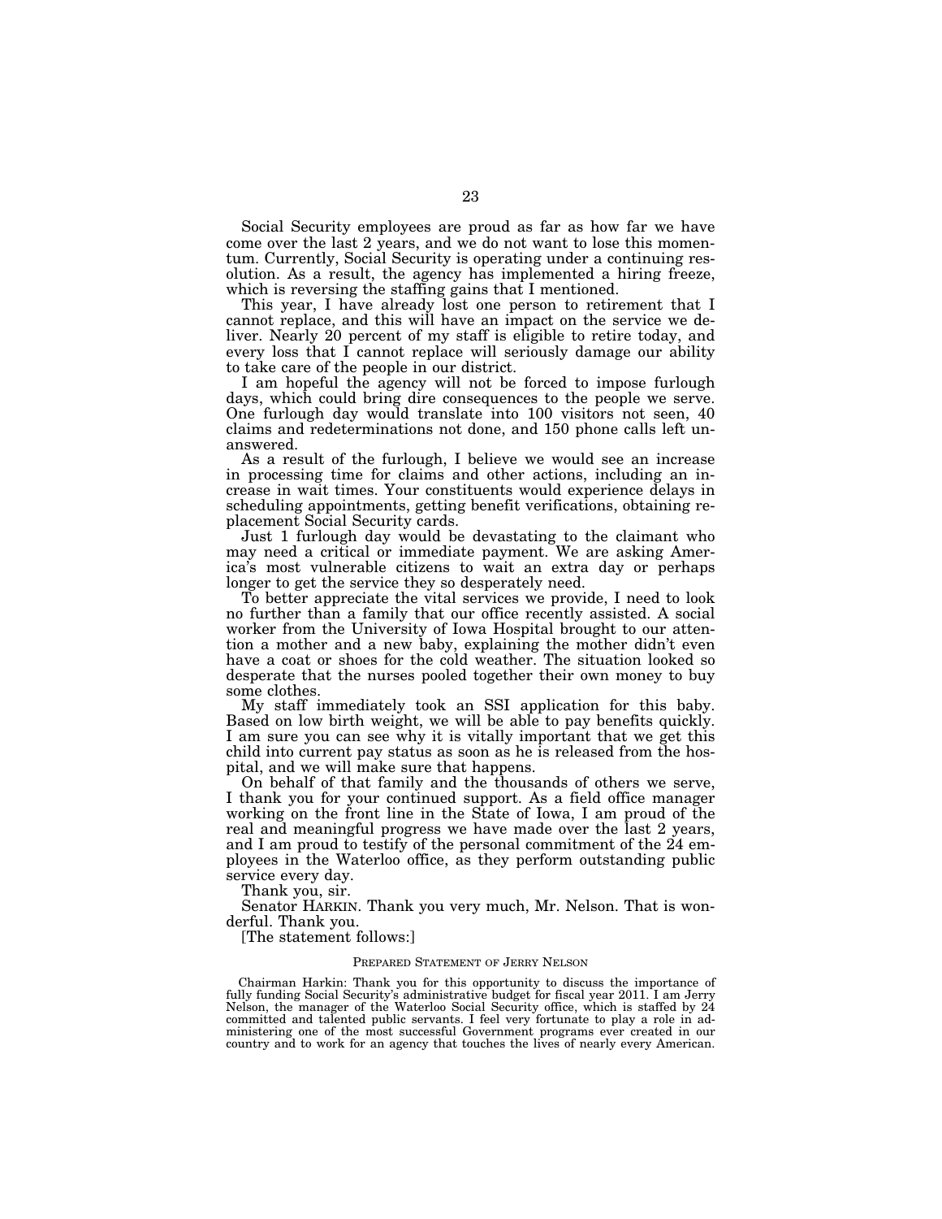Social Security employees are proud as far as how far we have come over the last 2 years, and we do not want to lose this momentum. Currently, Social Security is operating under a continuing resolution. As a result, the agency has implemented a hiring freeze, which is reversing the staffing gains that I mentioned.

This year, I have already lost one person to retirement that I cannot replace, and this will have an impact on the service we deliver. Nearly 20 percent of my staff is eligible to retire today, and every loss that I cannot replace will seriously damage our ability to take care of the people in our district.

I am hopeful the agency will not be forced to impose furlough days, which could bring dire consequences to the people we serve. One furlough day would translate into 100 visitors not seen, 40 claims and redeterminations not done, and 150 phone calls left unanswered.

As a result of the furlough, I believe we would see an increase in processing time for claims and other actions, including an increase in wait times. Your constituents would experience delays in scheduling appointments, getting benefit verifications, obtaining replacement Social Security cards.

Just 1 furlough day would be devastating to the claimant who may need a critical or immediate payment. We are asking America's most vulnerable citizens to wait an extra day or perhaps longer to get the service they so desperately need.

To better appreciate the vital services we provide, I need to look no further than a family that our office recently assisted. A social worker from the University of Iowa Hospital brought to our attention a mother and a new baby, explaining the mother didn't even have a coat or shoes for the cold weather. The situation looked so desperate that the nurses pooled together their own money to buy some clothes.

My staff immediately took an SSI application for this baby. Based on low birth weight, we will be able to pay benefits quickly. I am sure you can see why it is vitally important that we get this child into current pay status as soon as he is released from the hospital, and we will make sure that happens.

On behalf of that family and the thousands of others we serve, I thank you for your continued support. As a field office manager working on the front line in the State of Iowa, I am proud of the real and meaningful progress we have made over the last 2 years, and I am proud to testify of the personal commitment of the 24 employees in the Waterloo office, as they perform outstanding public service every day.

Thank you, sir.

Senator HARKIN. Thank you very much, Mr. Nelson. That is wonderful. Thank you.

[The statement follows:]

PREPARED STATEMENT OF JERRY NELSON

Chairman Harkin: Thank you for this opportunity to discuss the importance of fully funding Social Security's administrative budget for fiscal year 2011. I am Jerry Nelson, the manager of the Waterloo Social Security office, which is staffed by 24 committed and talented public servants. I feel very fortunate to play a role in administering one of the most successful Government programs ever created in our country and to work for an agency that touches the lives of nearly every American.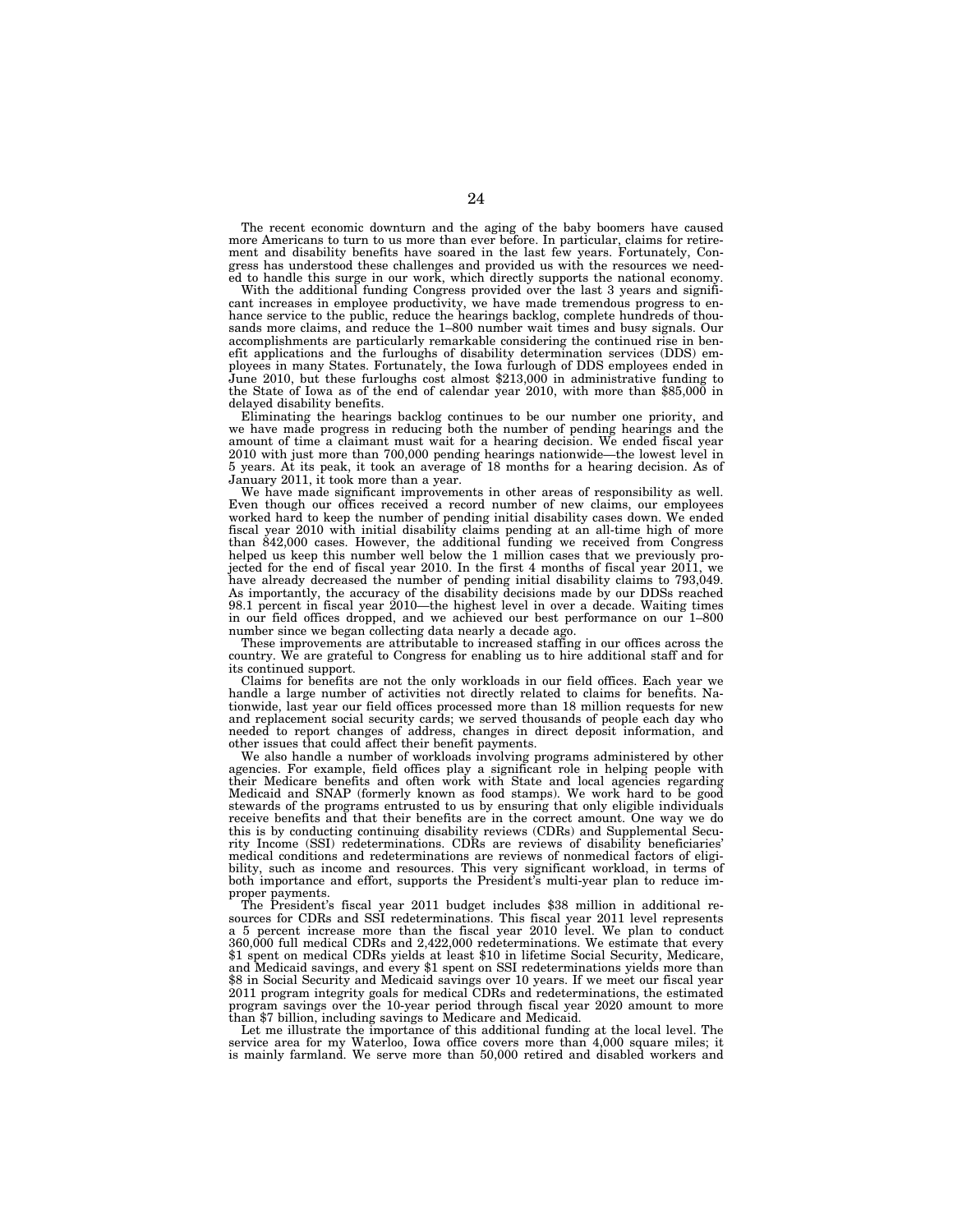The recent economic downturn and the aging of the baby boomers have caused more Americans to turn to us more than ever before. In particular, claims for retirement and disability benefits have soared in the last few years. Fortunately, Congress has understood these challenges and provided us with the resources we needed to handle this surge in our work, which directly supports the national economy.

With the additional funding Congress provided over the last 3 years and significant increases in employee productivity, we have made tremendous progress to enhance service to the public, reduce the hearings backlog, complete hundreds of thousands more claims, and reduce the 1–800 number wait times and busy signals. Our accomplishments are particularly remarkable considering the continued rise in benefit applications and the furloughs of disability determination services (DDS) employees in many States. Fortunately, the Iowa furlough of DDS employees ended in June 2010, but these furloughs cost almost $213,000 in administrative funding to the State of Iowa as of the end of calendar year 2010, with more than $85,000 in delayed disability benefits.

Eliminating the hearings backlog continues to be our number one priority, and we have made progress in reducing both the number of pending hearings and the amount of time a claimant must wait for a hearing decision. We ended fiscal year 2010 with just more than 700,000 pending hearings nationwide—the lowest level in 5 years. At its peak, it took an average of 18 months for a hearing decision. As of January 2011, it took more than a year.

We have made significant improvements in other areas of responsibility as well. Even though our offices received a record number of new claims, our employees worked hard to keep the number of pending initial disability cases down. We ended fiscal year 2010 with initial disability claims pending at an all-time high of more than 842,000 cases. However, the additional funding we received from Congress helped us keep this number well below the 1 million cases that we previously projected for the end of fiscal year 2010. In the first 4 months of fiscal year 2011, we have already decreased the number of pending initial disability claims to 793,049. As importantly, the accuracy of the disability decisions made by our DDSs reached 98.1 percent in fiscal year 2010—the highest level in over a decade. Waiting times in our field offices dropped, and we achieved our best performance on our 1–800 number since we began collecting data nearly a decade ago.

These improvements are attributable to increased staffing in our offices across the country. We are grateful to Congress for enabling us to hire additional staff and for its continued support.

Claims for benefits are not the only workloads in our field offices. Each year we handle a large number of activities not directly related to claims for benefits. Nationwide, last year our field offices processed more than 18 million requests for new and replacement social security cards; we served thousands of people each day who needed to report changes of address, changes in direct deposit information, and other issues that could affect their benefit payments.

We also handle a number of workloads involving programs administered by other agencies. For example, field offices play a significant role in helping people with their Medicare benefits and often work with State and local agencies regarding Medicaid and SNAP (formerly known as food stamps). We work hard to be good stewards of the programs entrusted to us by ensuring that only eligible individuals receive benefits and that their benefits are in the correct amount. One way we do this is by conducting continuing disability reviews (CDRs) and Supplemental Security Income (SSI) redeterminations. CDRs are reviews of disability beneficiaries' medical conditions and redeterminations are reviews of nonmedical factors of eligibility, such as income and resources. This very significant workload, in terms of both importance and effort, supports the President's multi-year plan to reduce improper payments.

The President's fiscal year 2011 budget includes $38 million in additional resources for CDRs and SSI redeterminations. This fiscal year 2011 level represents a 5 percent increase more than the fiscal year 2010 level. We plan to conduct 360,000 full medical CDRs and 2,422,000 redeterminations. We estimate that every $1 spent on medical CDRs yields at least $10 in lifetime Social Security, Medicare, and Medicaid savings, and every $1 spent on SSI redeterminations yields more than $8 in Social Security and Medicaid savings over 10 years. If we meet our fiscal year 2011 program integrity goals for medical CDRs and redeterminations, the estimated program savings over the 10-year period through fiscal year 2020 amount to more than $7 billion, including savings to Medicare and Medicaid.

Let me illustrate the importance of this additional funding at the local level. The service area for my Waterloo, Iowa office covers more than 4,000 square miles; it is mainly farmland. We serve more than 50,000 retired and disabled workers and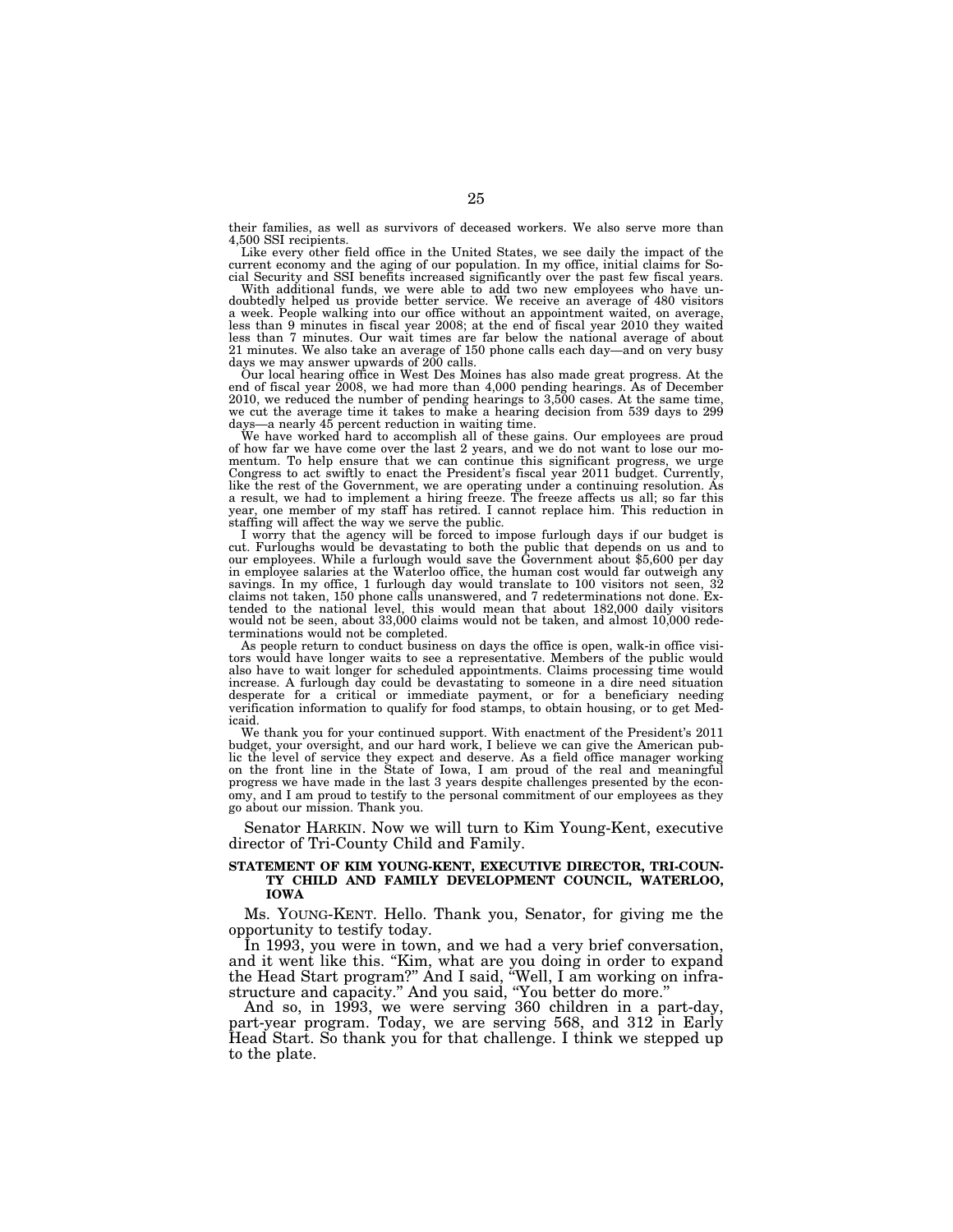their families, as well as survivors of deceased workers. We also serve more than 4,500 SSI recipients.

Like every other field office in the United States, we see daily the impact of the current economy and the aging of our population. In my office, initial claims for Social Security and SSI benefits increased significantly over the past few fiscal years.

With additional funds, we were able to add two new employees who have undoubtedly helped us provide better service. We receive an average of 480 visitors a week. People walking into our office without an appointment waited, on average, less than 9 minutes in fiscal year 2008; at the end of fiscal year 2010 they waited less than 7 minutes. Our wait times are far below the national average of about 21 minutes. We also take an average of 150 phone calls each day—and on very busy days we may answer upwards of 200 calls.

Our local hearing office in West Des Moines has also made great progress. At the end of fiscal year 2008, we had more than 4,000 pending hearings. As of December 2010, we reduced the number of pending hearings to 3,500 cases. At the same time, we cut the average time it takes to make a hearing decision from 539 days to 299 days—a nearly 45 percent reduction in waiting time.

We have worked hard to accomplish all of these gains. Our employees are proud of how far we have come over the last 2 years, and we do not want to lose our momentum. To help ensure that we can continue this significant progress, we urge Congress to act swiftly to enact the President's fiscal year 2011 budget. Currently, like the rest of the Government, we are operating under a continuing resolution. As a result, we had to implement a hiring freeze. The freeze affects us all; so far this year, one member of my staff has retired. I cannot replace him. This reduction in staffing will affect the way we serve the public.

I worry that the agency will be forced to impose furlough days if our budget is cut. Furloughs would be devastating to both the public that depends on us and to our employees. While a furlough would save the Government about $5,600 per day in employee salaries at the Waterloo office, the human cost would far outweigh any savings. In my office, 1 furlough day would translate to 100 visitors not seen, 32 claims not taken, 150 phone calls unanswered, and 7 redeterminations not done. Extended to the national level, this would mean that about 182,000 daily visitors would not be seen, about 33,000 claims would not be taken, and almost 10,000 redeterminations would not be completed.

As people return to conduct business on days the office is open, walk-in office visitors would have longer waits to see a representative. Members of the public would also have to wait longer for scheduled appointments. Claims processing time would increase. A furlough day could be devastating to someone in a dire need situation desperate for a critical or immediate payment, or for a beneficiary needing verification information to qualify for food stamps, to obtain housing, or to get Medicaid.

We thank you for your continued support. With enactment of the President's 2011 budget, your oversight, and our hard work, I believe we can give the American public the level of service they expect and deserve. As a field office manager working on the front line in the State of Iowa, I am proud of the real and meaningful progress we have made in the last 3 years despite challenges presented by the economy, and I am proud to testify to the personal commitment of our employees as they go about our mission. Thank you.

Senator HARKIN. Now we will turn to Kim Young-Kent, executive director of Tri-County Child and Family.

**STATEMENT OF KIM YOUNG-KENT, EXECUTIVE DIRECTOR, TRI-COUNTY CHILD AND FAMILY DEVELOPMENT COUNCIL, WATERLOO, IOWA**

Ms. YOUNG-KENT. Hello. Thank you, Senator, for giving me the opportunity to testify today.

In 1993, you were in town, and we had a very brief conversation, and it went like this. "Kim, what are you doing in order to expand the Head Start program?" And I said, "Well, I am working on infrastructure and capacity." And you said, "You better do more."

And so, in 1993, we were serving 360 children in a part-day, part-year program. Today, we are serving 568, and 312 in Early Head Start. So thank you for that challenge. I think we stepped up to the plate.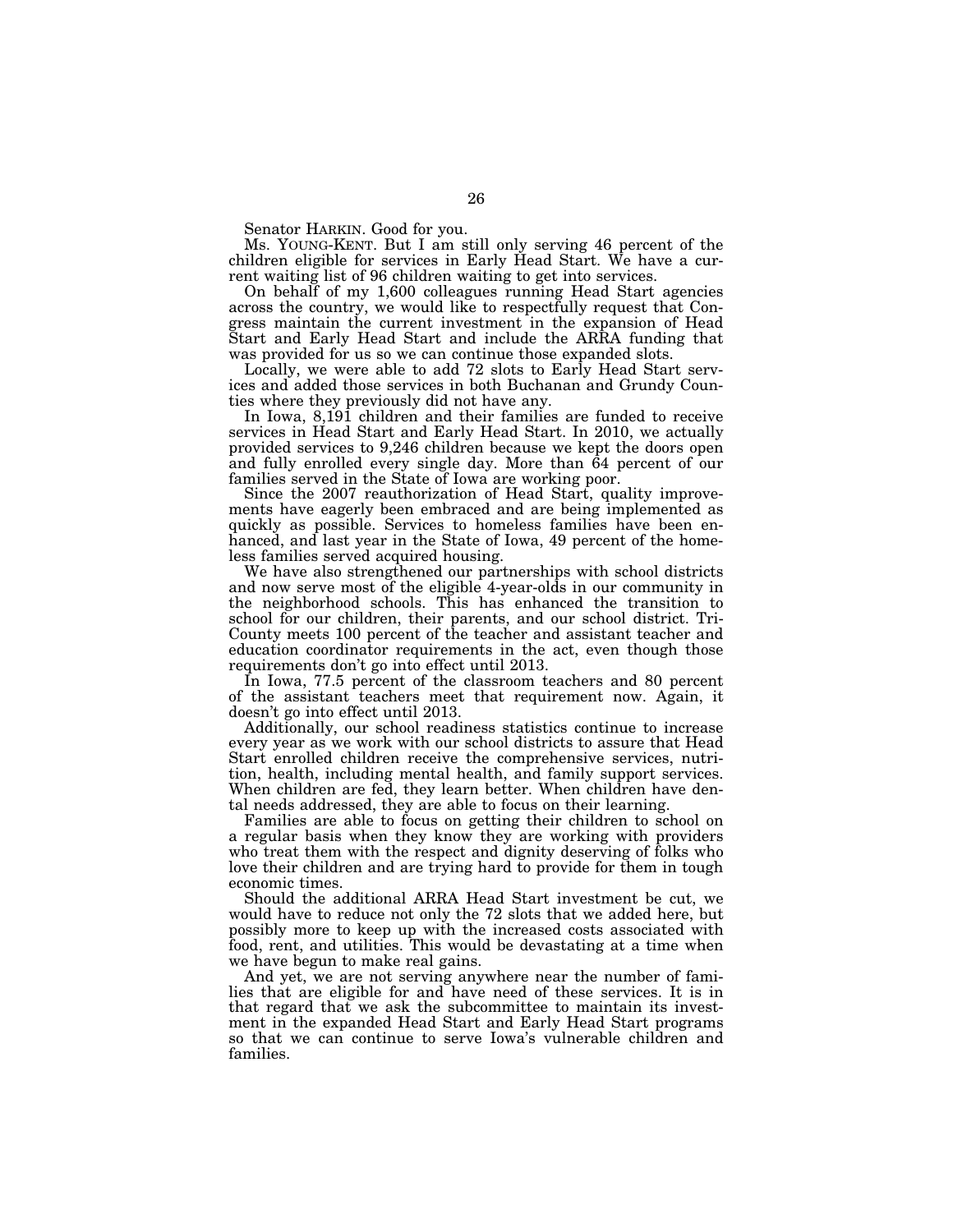Senator HARKIN. Good for you.

Ms. YOUNG-KENT. But I am still only serving 46 percent of the children eligible for services in Early Head Start. We have a current waiting list of 96 children waiting to get into services.

On behalf of my 1,600 colleagues running Head Start agencies across the country, we would like to respectfully request that Congress maintain the current investment in the expansion of Head Start and Early Head Start and include the ARRA funding that was provided for us so we can continue those expanded slots.

Locally, we were able to add 72 slots to Early Head Start services and added those services in both Buchanan and Grundy Counties where they previously did not have any.

In Iowa, 8,191 children and their families are funded to receive services in Head Start and Early Head Start. In 2010, we actually provided services to 9,246 children because we kept the doors open and fully enrolled every single day. More than 64 percent of our families served in the State of Iowa are working poor.

Since the 2007 reauthorization of Head Start, quality improvements have eagerly been embraced and are being implemented as quickly as possible. Services to homeless families have been enhanced, and last year in the State of Iowa, 49 percent of the homeless families served acquired housing.

We have also strengthened our partnerships with school districts and now serve most of the eligible 4-year-olds in our community in the neighborhood schools. This has enhanced the transition to school for our children, their parents, and our school district. Tri-County meets 100 percent of the teacher and assistant teacher and education coordinator requirements in the act, even though those requirements don't go into effect until 2013.

In Iowa, 77.5 percent of the classroom teachers and 80 percent of the assistant teachers meet that requirement now. Again, it doesn't go into effect until 2013.

Additionally, our school readiness statistics continue to increase every year as we work with our school districts to assure that Head Start enrolled children receive the comprehensive services, nutrition, health, including mental health, and family support services. When children are fed, they learn better. When children have dental needs addressed, they are able to focus on their learning.

Families are able to focus on getting their children to school on a regular basis when they know they are working with providers who treat them with the respect and dignity deserving of folks who love their children and are trying hard to provide for them in tough economic times.

Should the additional ARRA Head Start investment be cut, we would have to reduce not only the 72 slots that we added here, but possibly more to keep up with the increased costs associated with food, rent, and utilities. This would be devastating at a time when we have begun to make real gains.

And yet, we are not serving anywhere near the number of families that are eligible for and have need of these services. It is in that regard that we ask the subcommittee to maintain its investment in the expanded Head Start and Early Head Start programs so that we can continue to serve Iowa's vulnerable children and families.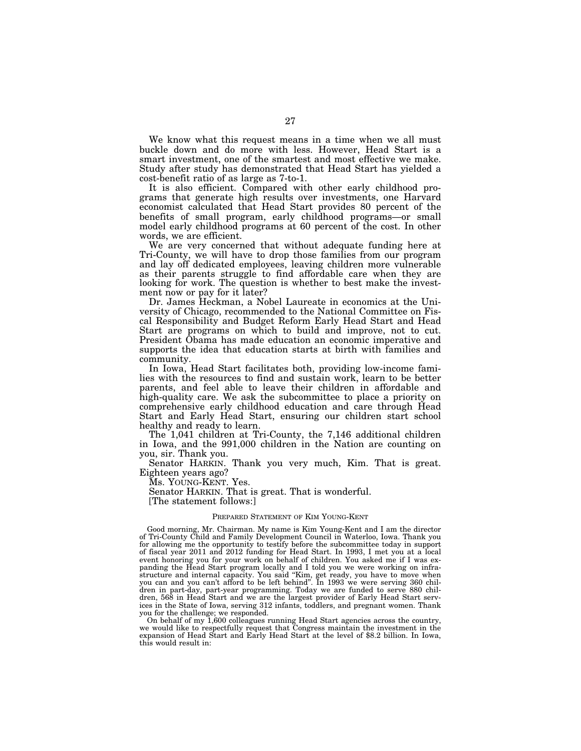We know what this request means in a time when we all must buckle down and do more with less. However, Head Start is a smart investment, one of the smartest and most effective we make. Study after study has demonstrated that Head Start has yielded a cost-benefit ratio of as large as 7-to-1.

It is also efficient. Compared with other early childhood programs that generate high results over investments, one Harvard economist calculated that Head Start provides 80 percent of the benefits of small program, early childhood programs—or small model early childhood programs at 60 percent of the cost. In other words, we are efficient.

We are very concerned that without adequate funding here at Tri-County, we will have to drop those families from our program and lay off dedicated employees, leaving children more vulnerable as their parents struggle to find affordable care when they are looking for work. The question is whether to best make the investment now or pay for it later?

Dr. James Heckman, a Nobel Laureate in economics at the University of Chicago, recommended to the National Committee on Fiscal Responsibility and Budget Reform Early Head Start and Head Start are programs on which to build and improve, not to cut. President Obama has made education an economic imperative and supports the idea that education starts at birth with families and community.

In Iowa, Head Start facilitates both, providing low-income families with the resources to find and sustain work, learn to be better parents, and feel able to leave their children in affordable and high-quality care. We ask the subcommittee to place a priority on comprehensive early childhood education and care through Head Start and Early Head Start, ensuring our children start school healthy and ready to learn.

The 1,041 children at Tri-County, the 7,146 additional children in Iowa, and the 991,000 children in the Nation are counting on you, sir. Thank you.

Senator HARKIN. Thank you very much, Kim. That is great. Eighteen years ago?

Ms. YOUNG-KENT. Yes.

Senator HARKIN. That is great. That is wonderful.

[The statement follows:]

PREPARED STATEMENT OF KIM YOUNG-KENT

Good morning, Mr. Chairman. My name is Kim Young-Kent and I am the director of Tri-County Child and Family Development Council in Waterloo, Iowa. Thank you for allowing me the opportunity to testify before the subcommittee today in support of fiscal year 2011 and 2012 funding for Head Start. In 1993, I met you at a local event honoring you for your work on behalf of children. You asked me if I was expanding the Head Start program locally and I told you we were working on infrastructure and internal capacity. You said "Kim, get ready, you have to move when you can and you can't afford to be left behind". In 1993 we were serving 360 children in part-day, part-year programming. Today we are funded to serve 880 children, 568 in Head Start and we are the largest provider of Early Head Start services in the State of Iowa, serving 312 infants, toddlers, and pregnant women. Thank you for the challenge; we responded.

On behalf of my 1,600 colleagues running Head Start agencies across the country, we would like to respectfully request that Congress maintain the investment in the expansion of Head Start and Early Head Start at the level of $8.2 billion. In Iowa, this would result in: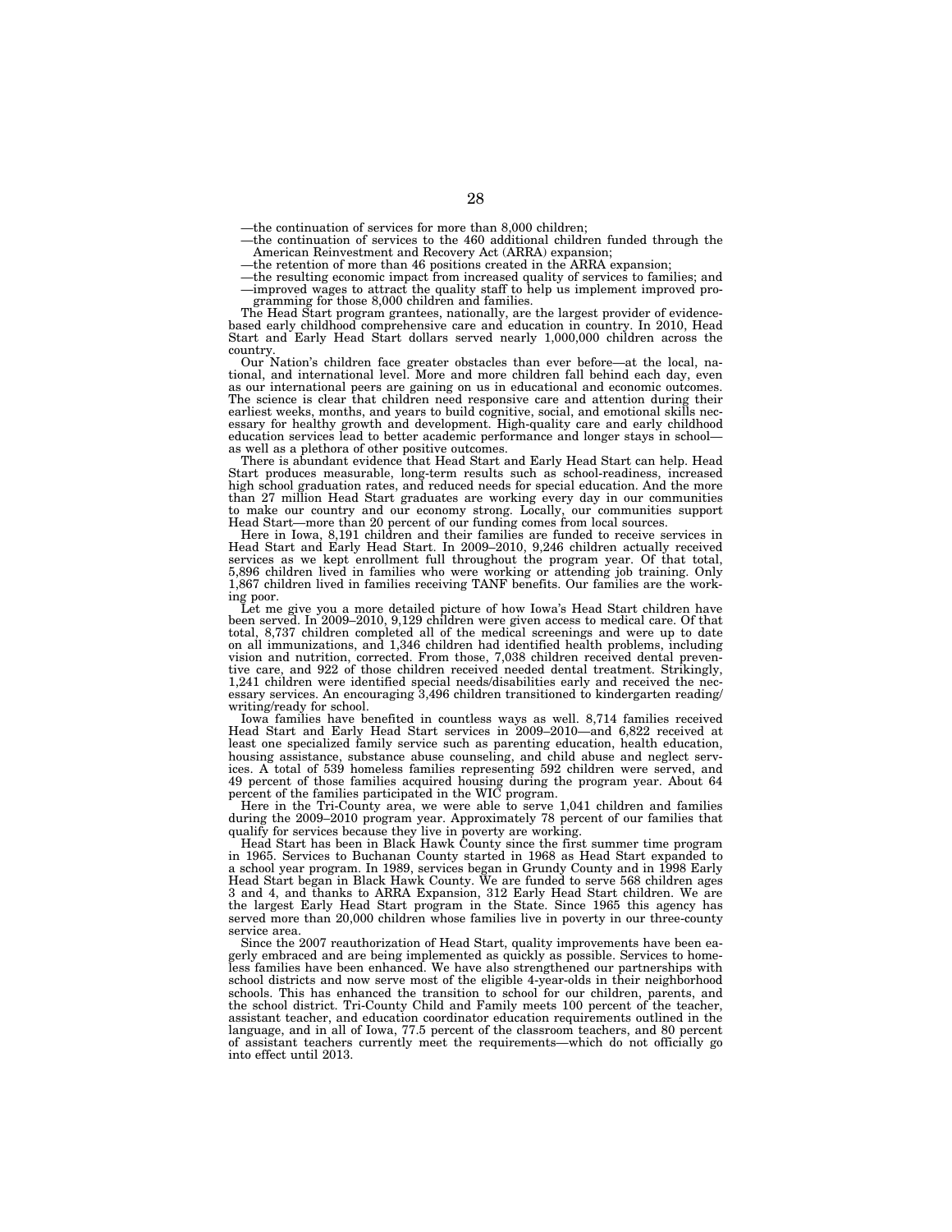—the continuation of services for more than 8,000 children;
—the continuation of services to the 460 additional children funded through the American Reinvestment and Recovery Act (ARRA) expansion;
—the retention of more than 46 positions created in the ARRA expansion;
—the resulting economic impact from increased quality of services to families; and
—improved wages to attract the quality staff to help us implement improved programming for those 8,000 children and families.

The Head Start program grantees, nationally, are the largest provider of evidence-based early childhood comprehensive care and education in country. In 2010, Head Start and Early Head Start dollars served nearly 1,000,000 children across the country.

Our Nation's children face greater obstacles than ever before—at the local, national, and international level. More and more children fall behind each day, even as our international peers are gaining on us in educational and economic outcomes. The science is clear that children need responsive care and attention during their earliest weeks, months, and years to build cognitive, social, and emotional skills necessary for healthy growth and development. High-quality care and early childhood education services lead to better academic performance and longer stays in school—as well as a plethora of other positive outcomes.

There is abundant evidence that Head Start and Early Head Start can help. Head Start produces measurable, long-term results such as school-readiness, increased high school graduation rates, and reduced needs for special education. And the more than 27 million Head Start graduates are working every day in our communities to make our country and our economy strong. Locally, our communities support Head Start—more than 20 percent of our funding comes from local sources.

Here in Iowa, 8,191 children and their families are funded to receive services in Head Start and Early Head Start. In 2009–2010, 9,246 children actually received services as we kept enrollment full throughout the program year. Of that total, 5,896 children lived in families who were working or attending job training. Only 1,867 children lived in families receiving TANF benefits. Our families are the working poor.

Let me give you a more detailed picture of how Iowa's Head Start children have been served. In 2009–2010, 9,129 children were given access to medical care. Of that total, 8,737 children completed all of the medical screenings and were up to date on all immunizations, and 1,346 children had identified health problems, including vision and nutrition, corrected. From those, 7,038 children received dental preventive care, and 922 of those children received needed dental treatment. Strikingly, 1,241 children were identified special needs/disabilities early and received the necessary services. An encouraging 3,496 children transitioned to kindergarten reading/writing/ready for school.

Iowa families have benefited in countless ways as well. 8,714 families received Head Start and Early Head Start services in 2009–2010—and 6,822 received at least one specialized family service such as parenting education, health education, housing assistance, substance abuse counseling, and child abuse and neglect services. A total of 539 homeless families representing 592 children were served, and 49 percent of those families acquired housing during the program year. About 64 percent of the families participated in the WIC program.

Here in the Tri-County area, we were able to serve 1,041 children and families during the 2009–2010 program year. Approximately 78 percent of our families that qualify for services because they live in poverty are working.

Head Start has been in Black Hawk County since the first summer time program in 1965. Services to Buchanan County started in 1968 as Head Start expanded to a school year program. In 1989, services began in Grundy County and in 1998 Early Head Start began in Black Hawk County. We are funded to serve 568 children ages 3 and 4, and thanks to ARRA Expansion, 312 Early Head Start children. We are the largest Early Head Start program in the State. Since 1965 this agency has served more than 20,000 children whose families live in poverty in our three-county service area.

Since the 2007 reauthorization of Head Start, quality improvements have been eagerly embraced and are being implemented as quickly as possible. Services to homeless families have been enhanced. We have also strengthened our partnerships with school districts and now serve most of the eligible 4-year-olds in their neighborhood schools. This has enhanced the transition to school for our children, parents, and the school district. Tri-County Child and Family meets 100 percent of the teacher, assistant teacher, and education coordinator education requirements outlined in the language, and in all of Iowa, 77.5 percent of the classroom teachers, and 80 percent of assistant teachers currently meet the requirements—which do not officially go into effect until 2013.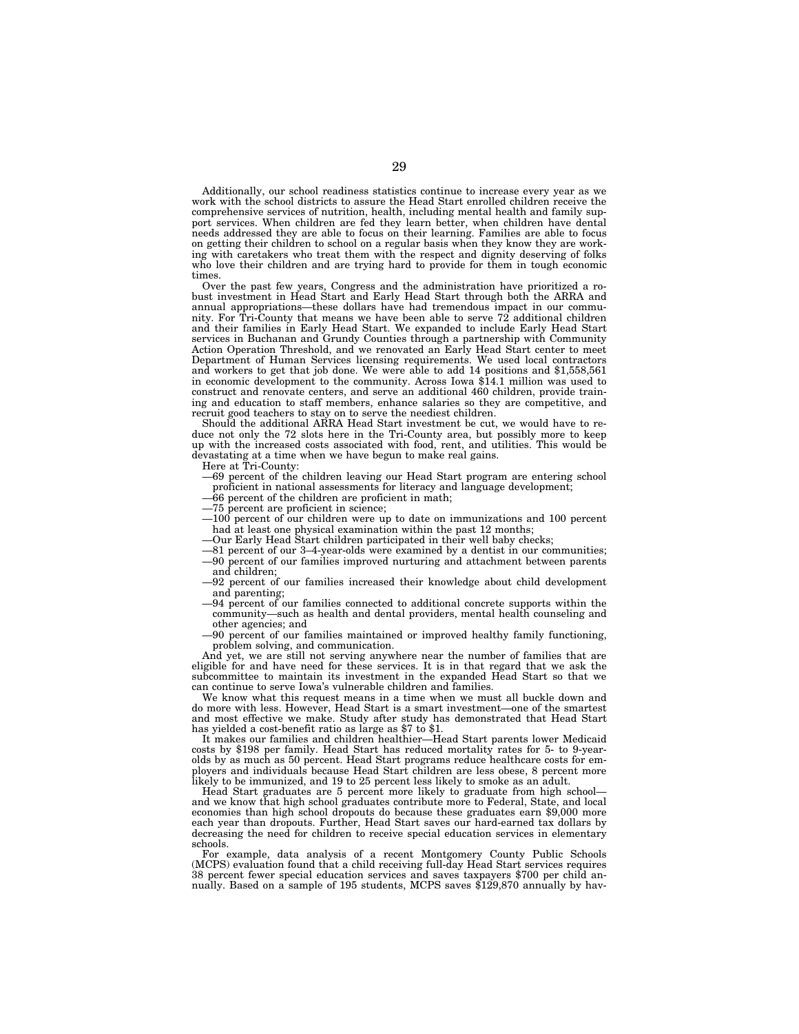Additionally, our school readiness statistics continue to increase every year as we work with the school districts to assure the Head Start enrolled children receive the comprehensive services of nutrition, health, including mental health and family support services. When children are fed they learn better, when children have dental needs addressed they are able to focus on their learning. Families are able to focus on getting their children to school on a regular basis when they know they are working with caretakers who treat them with the respect and dignity deserving of folks who love their children and are trying hard to provide for them in tough economic times.

Over the past few years, Congress and the administration have prioritized a robust investment in Head Start and Early Head Start through both the ARRA and annual appropriations—these dollars have had tremendous impact in our community. For Tri-County that means we have been able to serve 72 additional children and their families in Early Head Start. We expanded to include Early Head Start services in Buchanan and Grundy Counties through a partnership with Community Action Operation Threshold, and we renovated an Early Head Start center to meet Department of Human Services licensing requirements. We used local contractors and workers to get that job done. We were able to add 14 positions and $1,558,561 in economic development to the community. Across Iowa $14.1 million was used to construct and renovate centers, and serve an additional 460 children, provide training and education to staff members, enhance salaries so they are competitive, and recruit good teachers to stay on to serve the neediest children.

Should the additional ARRA Head Start investment be cut, we would have to reduce not only the 72 slots here in the Tri-County area, but possibly more to keep up with the increased costs associated with food, rent, and utilities. This would be devastating at a time when we have begun to make real gains.

Here at Tri-County:

- —69 percent of the children leaving our Head Start program are entering school proficient in national assessments for literacy and language development;
- —66 percent of the children are proficient in math;
- —75 percent are proficient in science;
- —100 percent of our children were up to date on immunizations and 100 percent had at least one physical examination within the past 12 months;
- —Our Early Head Start children participated in their well baby checks;
- —81 percent of our 3–4-year-olds were examined by a dentist in our communities;
- —90 percent of our families improved nurturing and attachment between parents and children;
- —92 percent of our families increased their knowledge about child development and parenting;
- —94 percent of our families connected to additional concrete supports within the community—such as health and dental providers, mental health counseling and other agencies; and
- —90 percent of our families maintained or improved healthy family functioning, problem solving, and communication.

And yet, we are still not serving anywhere near the number of families that are eligible for and have need for these services. It is in that regard that we ask the subcommittee to maintain its investment in the expanded Head Start so that we can continue to serve Iowa's vulnerable children and families.

We know what this request means in a time when we must all buckle down and do more with less. However, Head Start is a smart investment—one of the smartest and most effective we make. Study after study has demonstrated that Head Start has yielded a cost-benefit ratio as large as $7 to $1.

It makes our families and children healthier—Head Start parents lower Medicaid costs by $198 per family. Head Start has reduced mortality rates for 5- to 9-year-olds by as much as 50 percent. Head Start programs reduce healthcare costs for employers and individuals because Head Start children are less obese, 8 percent more likely to be immunized, and 19 to 25 percent less likely to smoke as an adult.

Head Start graduates are 5 percent more likely to graduate from high school—and we know that high school graduates contribute more to Federal, State, and local economies than high school dropouts do because these graduates earn $9,000 more each year than dropouts. Further, Head Start saves our hard-earned tax dollars by decreasing the need for children to receive special education services in elementary schools.

For example, data analysis of a recent Montgomery County Public Schools (MCPS) evaluation found that a child receiving full-day Head Start services requires 38 percent fewer special education services and saves taxpayers $700 per child annually. Based on a sample of 195 students, MCPS saves $129,870 annually by hav-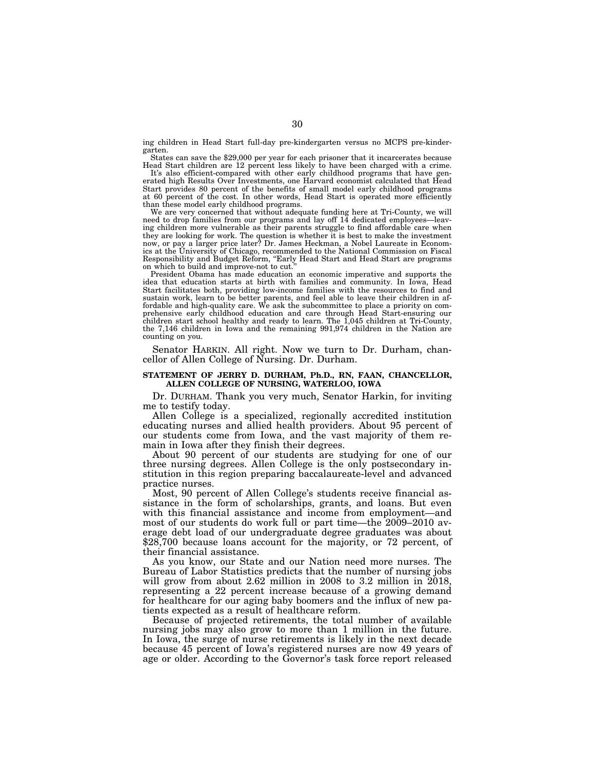ing children in Head Start full-day pre-kindergarten versus no MCPS pre-kindergarten.

States can save the $29,000 per year for each prisoner that it incarcerates because Head Start children are 12 percent less likely to have been charged with a crime.

It's also efficient-compared with other early childhood programs that have generated high Results Over Investments, one Harvard economist calculated that Head Start provides 80 percent of the benefits of small model early childhood programs at 60 percent of the cost. In other words, Head Start is operated more efficiently than these model early childhood programs.

We are very concerned that without adequate funding here at Tri-County, we will need to drop families from our programs and lay off 14 dedicated employees—leaving children more vulnerable as their parents struggle to find affordable care when they are looking for work. The question is whether it is best to make the investment now, or pay a larger price later? Dr. James Heckman, a Nobel Laureate in Economics at the University of Chicago, recommended to the National Commission on Fiscal Responsibility and Budget Reform, "Early Head Start and Head Start are programs on which to build and improve-not to cut."

President Obama has made education an economic imperative and supports the idea that education starts at birth with families and community. In Iowa, Head Start facilitates both, providing low-income families with the resources to find and sustain work, learn to be better parents, and feel able to leave their children in affordable and high-quality care. We ask the subcommittee to place a priority on comprehensive early childhood education and care through Head Start-ensuring our children start school healthy and ready to learn. The 1,045 children at Tri-County, the 7,146 children in Iowa and the remaining 991,974 children in the Nation are counting on you.

Senator HARKIN. All right. Now we turn to Dr. Durham, chancellor of Allen College of Nursing. Dr. Durham.

## STATEMENT OF JERRY D. DURHAM, Ph.D., RN, FAAN, CHANCELLOR, ALLEN COLLEGE OF NURSING, WATERLOO, IOWA

Dr. DURHAM. Thank you very much, Senator Harkin, for inviting me to testify today.

Allen College is a specialized, regionally accredited institution educating nurses and allied health providers. About 95 percent of our students come from Iowa, and the vast majority of them remain in Iowa after they finish their degrees.

About 90 percent of our students are studying for one of our three nursing degrees. Allen College is the only postsecondary institution in this region preparing baccalaureate-level and advanced practice nurses.

Most, 90 percent of Allen College's students receive financial assistance in the form of scholarships, grants, and loans. But even with this financial assistance and income from employment—and most of our students do work full or part time—the 2009–2010 average debt load of our undergraduate degree graduates was about $28,700 because loans account for the majority, or 72 percent, of their financial assistance.

As you know, our State and our Nation need more nurses. The Bureau of Labor Statistics predicts that the number of nursing jobs will grow from about 2.62 million in 2008 to 3.2 million in 2018, representing a 22 percent increase because of a growing demand for healthcare for our aging baby boomers and the influx of new patients expected as a result of healthcare reform.

Because of projected retirements, the total number of available nursing jobs may also grow to more than 1 million in the future. In Iowa, the surge of nurse retirements is likely in the next decade because 45 percent of Iowa's registered nurses are now 49 years of age or older. According to the Governor's task force report released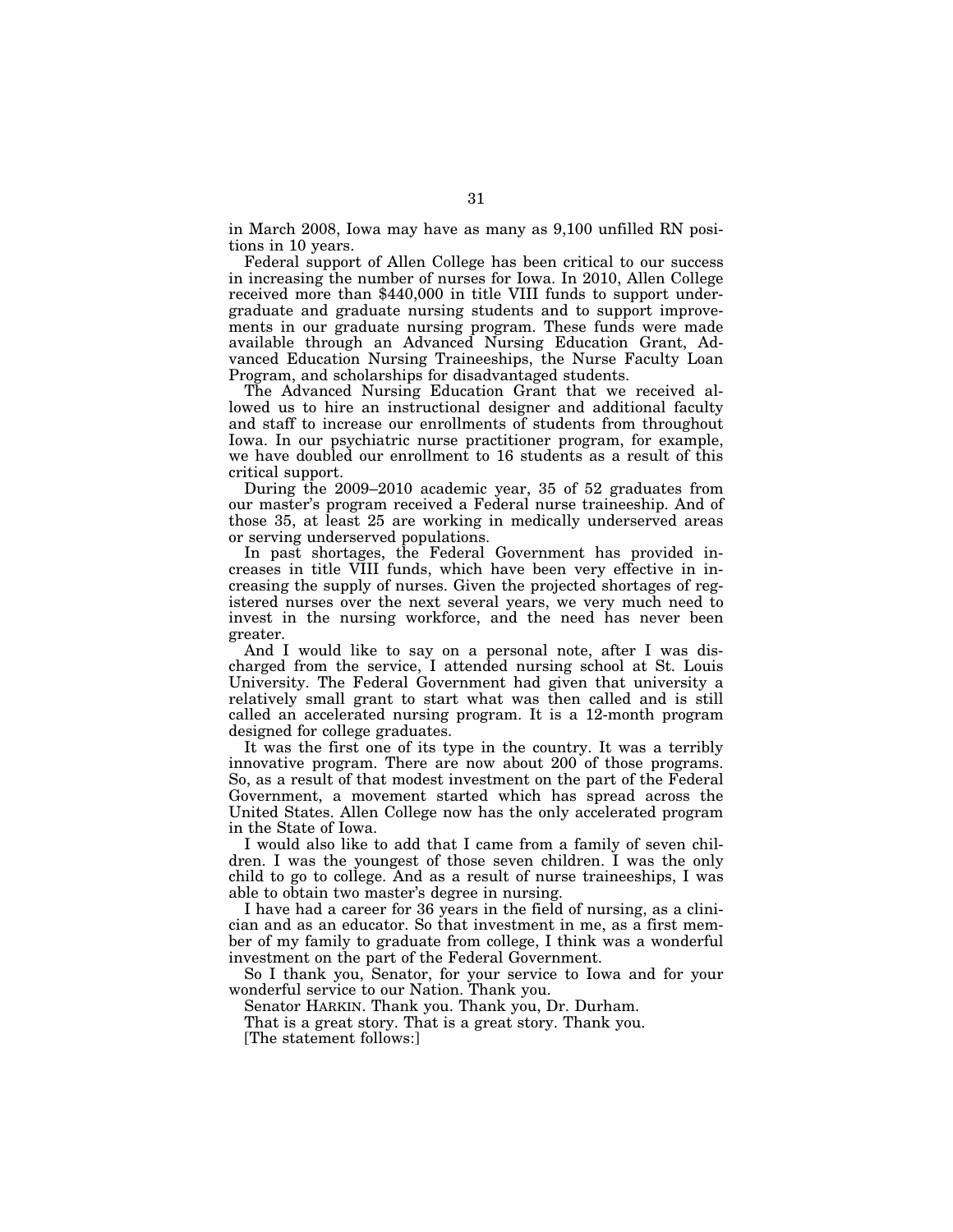in March 2008, Iowa may have as many as 9,100 unfilled RN positions in 10 years.

Federal support of Allen College has been critical to our success in increasing the number of nurses for Iowa. In 2010, Allen College received more than $440,000 in title VIII funds to support undergraduate and graduate nursing students and to support improvements in our graduate nursing program. These funds were made available through an Advanced Nursing Education Grant, Advanced Education Nursing Traineeships, the Nurse Faculty Loan Program, and scholarships for disadvantaged students.

The Advanced Nursing Education Grant that we received allowed us to hire an instructional designer and additional faculty and staff to increase our enrollments of students from throughout Iowa. In our psychiatric nurse practitioner program, for example, we have doubled our enrollment to 16 students as a result of this critical support.

During the 2009–2010 academic year, 35 of 52 graduates from our master's program received a Federal nurse traineeship. And of those 35, at least 25 are working in medically underserved areas or serving underserved populations.

In past shortages, the Federal Government has provided increases in title VIII funds, which have been very effective in increasing the supply of nurses. Given the projected shortages of registered nurses over the next several years, we very much need to invest in the nursing workforce, and the need has never been greater.

And I would like to say on a personal note, after I was discharged from the service, I attended nursing school at St. Louis University. The Federal Government had given that university a relatively small grant to start what was then called and is still called an accelerated nursing program. It is a 12-month program designed for college graduates.

It was the first one of its type in the country. It was a terribly innovative program. There are now about 200 of those programs. So, as a result of that modest investment on the part of the Federal Government, a movement started which has spread across the United States. Allen College now has the only accelerated program in the State of Iowa.

I would also like to add that I came from a family of seven children. I was the youngest of those seven children. I was the only child to go to college. And as a result of nurse traineeships, I was able to obtain two master's degree in nursing.

I have had a career for 36 years in the field of nursing, as a clinician and as an educator. So that investment in me, as a first member of my family to graduate from college, I think was a wonderful investment on the part of the Federal Government.

So I thank you, Senator, for your service to Iowa and for your wonderful service to our Nation. Thank you.

Senator HARKIN. Thank you. Thank you, Dr. Durham.

That is a great story. That is a great story. Thank you.

[The statement follows:]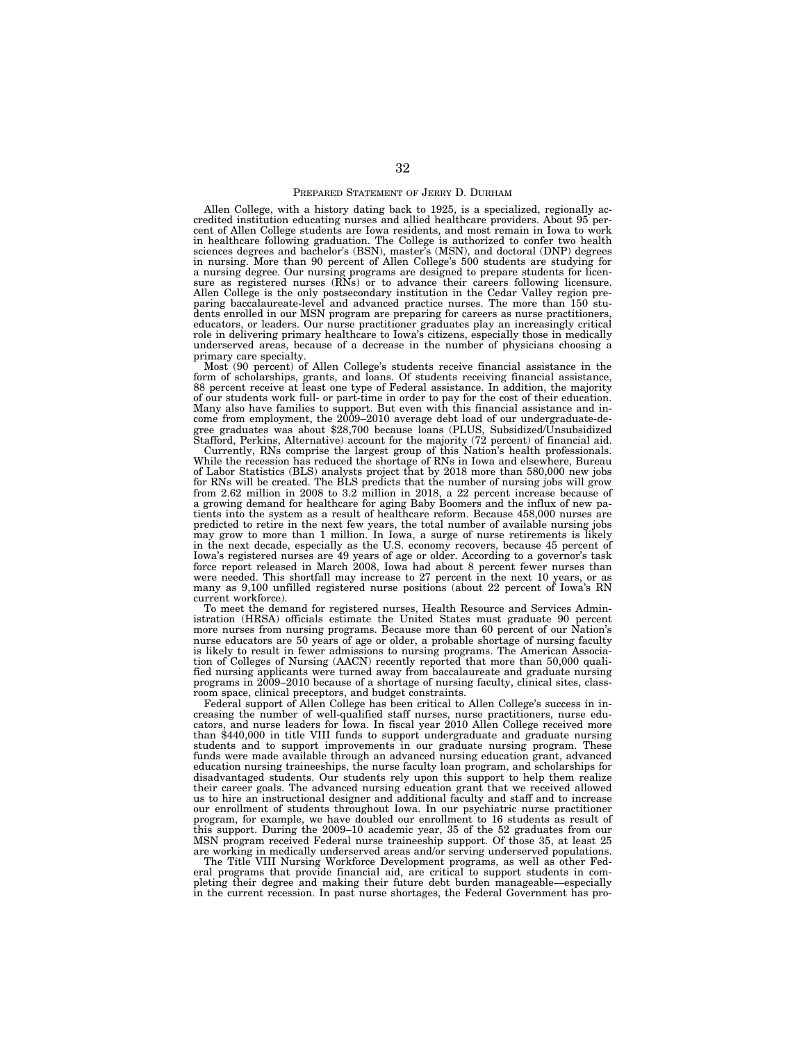## PREPARED STATEMENT OF JERRY D. DURHAM

Allen College, with a history dating back to 1925, is a specialized, regionally accredited institution educating nurses and allied healthcare providers. About 95 percent of Allen College students are Iowa residents, and most remain in Iowa to work in healthcare following graduation. The College is authorized to confer two health sciences degrees and bachelor's (BSN), master's (MSN), and doctoral (DNP) degrees in nursing. More than 90 percent of Allen College's 500 students are studying for a nursing degree. Our nursing programs are designed to prepare students for licensure as registered nurses (RNs) or to advance their careers following licensure. Allen College is the only postsecondary institution in the Cedar Valley region preparing baccalaureate-level and advanced practice nurses. The more than 150 students enrolled in our MSN program are preparing for careers as nurse practitioners, educators, or leaders. Our nurse practitioner graduates play an increasingly critical role in delivering primary healthcare to Iowa's citizens, especially those in medically underserved areas, because of a decrease in the number of physicians choosing a primary care specialty.

Most (90 percent) of Allen College's students receive financial assistance in the form of scholarships, grants, and loans. Of students receiving financial assistance, 88 percent receive at least one type of Federal assistance. In addition, the majority of our students work full- or part-time in order to pay for the cost of their education. Many also have families to support. But even with this financial assistance and income from employment, the 2009–2010 average debt load of our undergraduate-degree graduates was about $28,700 because loans (PLUS, Subsidized/Unsubsidized Stafford, Perkins, Alternative) account for the majority (72 percent) of financial aid.

Currently, RNs comprise the largest group of this Nation's health professionals. While the recession has reduced the shortage of RNs in Iowa and elsewhere, Bureau of Labor Statistics (BLS) analysts project that by 2018 more than 580,000 new jobs for RNs will be created. The BLS predicts that the number of nursing jobs will grow from 2.62 million in 2008 to 3.2 million in 2018, a 22 percent increase because of a growing demand for healthcare for aging Baby Boomers and the influx of new patients into the system as a result of healthcare reform. Because 458,000 nurses are predicted to retire in the next few years, the total number of available nursing jobs may grow to more than 1 million. In Iowa, a surge of nurse retirements is likely in the next decade, especially as the U.S. economy recovers, because 45 percent of Iowa's registered nurses are 49 years of age or older. According to a governor's task force report released in March 2008, Iowa had about 8 percent fewer nurses than were needed. This shortfall may increase to 27 percent in the next 10 years, or as many as 9,100 unfilled registered nurse positions (about 22 percent of Iowa's RN current workforce).

To meet the demand for registered nurses, Health Resource and Services Administration (HRSA) officials estimate the United States must graduate 90 percent more nurses from nursing programs. Because more than 60 percent of our Nation's nurse educators are 50 years of age or older, a probable shortage of nursing faculty is likely to result in fewer admissions to nursing programs. The American Association of Colleges of Nursing (AACN) recently reported that more than 50,000 qualified nursing applicants were turned away from baccalaureate and graduate nursing programs in 2009–2010 because of a shortage of nursing faculty, clinical sites, classroom space, clinical preceptors, and budget constraints.

Federal support of Allen College has been critical to Allen College's success in increasing the number of well-qualified staff nurses, nurse practitioners, nurse educators, and nurse leaders for Iowa. In fiscal year 2010 Allen College received more than $440,000 in title VIII funds to support undergraduate and graduate nursing students and to support improvements in our graduate nursing program. These funds were made available through an advanced nursing education grant, advanced education nursing traineeships, the nurse faculty loan program, and scholarships for disadvantaged students. Our students rely upon this support to help them realize their career goals. The advanced nursing education grant that we received allowed us to hire an instructional designer and additional faculty and staff and to increase our enrollment of students throughout Iowa. In our psychiatric nurse practitioner program, for example, we have doubled our enrollment to 16 students as result of this support. During the 2009–10 academic year, 35 of the 52 graduates from our MSN program received Federal nurse traineeship support. Of those 35, at least 25 are working in medically underserved areas and/or serving underserved populations.

The Title VIII Nursing Workforce Development programs, as well as other Federal programs that provide financial aid, are critical to support students in completing their degree and making their future debt burden manageable—especially in the current recession. In past nurse shortages, the Federal Government has pro-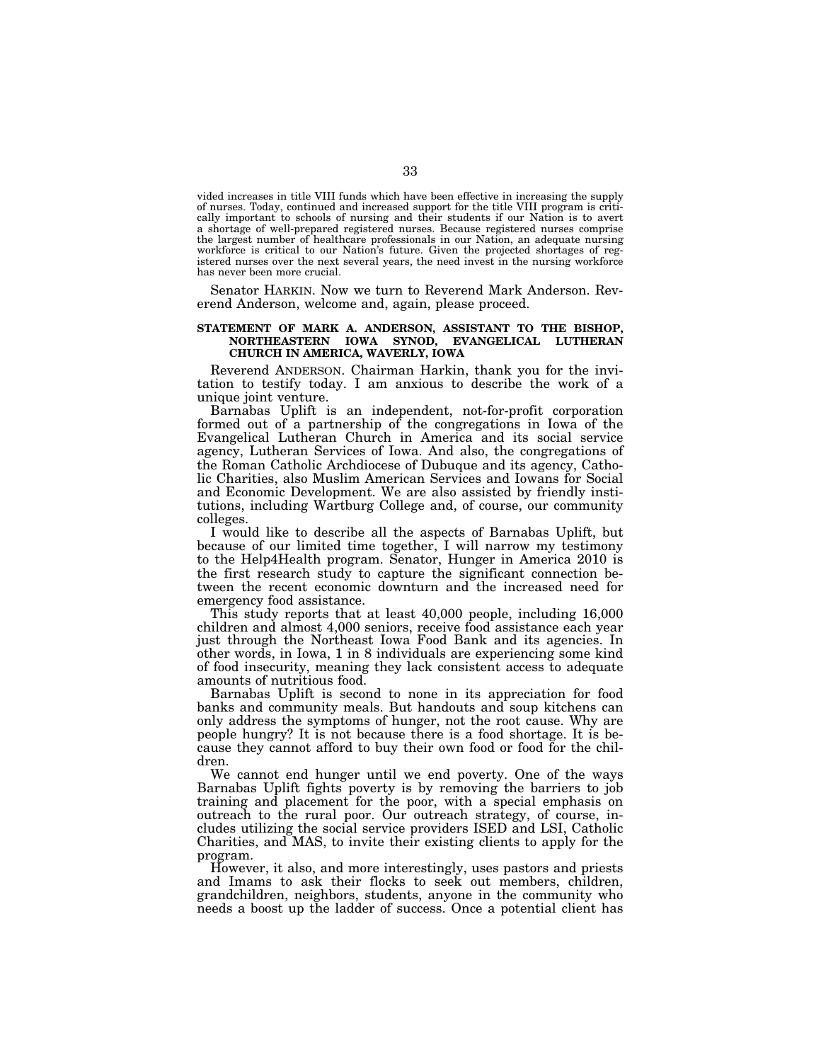vided increases in title VIII funds which have been effective in increasing the supply of nurses. Today, continued and increased support for the title VIII program is critically important to schools of nursing and their students if our Nation is to avert a shortage of well-prepared registered nurses. Because registered nurses comprise the largest number of healthcare professionals in our Nation, an adequate nursing workforce is critical to our Nation's future. Given the projected shortages of registered nurses over the next several years, the need invest in the nursing workforce has never been more crucial.

Senator HARKIN. Now we turn to Reverend Mark Anderson. Reverend Anderson, welcome and, again, please proceed.

**STATEMENT OF MARK A. ANDERSON, ASSISTANT TO THE BISHOP, NORTHEASTERN IOWA SYNOD, EVANGELICAL LUTHERAN CHURCH IN AMERICA, WAVERLY, IOWA**

Reverend ANDERSON. Chairman Harkin, thank you for the invitation to testify today. I am anxious to describe the work of a unique joint venture.

Barnabas Uplift is an independent, not-for-profit corporation formed out of a partnership of the congregations in Iowa of the Evangelical Lutheran Church in America and its social service agency, Lutheran Services of Iowa. And also, the congregations of the Roman Catholic Archdiocese of Dubuque and its agency, Catholic Charities, also Muslim American Services and Iowans for Social and Economic Development. We are also assisted by friendly institutions, including Wartburg College and, of course, our community colleges.

I would like to describe all the aspects of Barnabas Uplift, but because of our limited time together, I will narrow my testimony to the Help4Health program. Senator, Hunger in America 2010 is the first research study to capture the significant connection between the recent economic downturn and the increased need for emergency food assistance.

This study reports that at least 40,000 people, including 16,000 children and almost 4,000 seniors, receive food assistance each year just through the Northeast Iowa Food Bank and its agencies. In other words, in Iowa, 1 in 8 individuals are experiencing some kind of food insecurity, meaning they lack consistent access to adequate amounts of nutritious food.

Barnabas Uplift is second to none in its appreciation for food banks and community meals. But handouts and soup kitchens can only address the symptoms of hunger, not the root cause. Why are people hungry? It is not because there is a food shortage. It is because they cannot afford to buy their own food or food for the children.

We cannot end hunger until we end poverty. One of the ways Barnabas Uplift fights poverty is by removing the barriers to job training and placement for the poor, with a special emphasis on outreach to the rural poor. Our outreach strategy, of course, includes utilizing the social service providers ISED and LSI, Catholic Charities, and MAS, to invite their existing clients to apply for the program.

However, it also, and more interestingly, uses pastors and priests and Imams to ask their flocks to seek out members, children, grandchildren, neighbors, students, anyone in the community who needs a boost up the ladder of success. Once a potential client has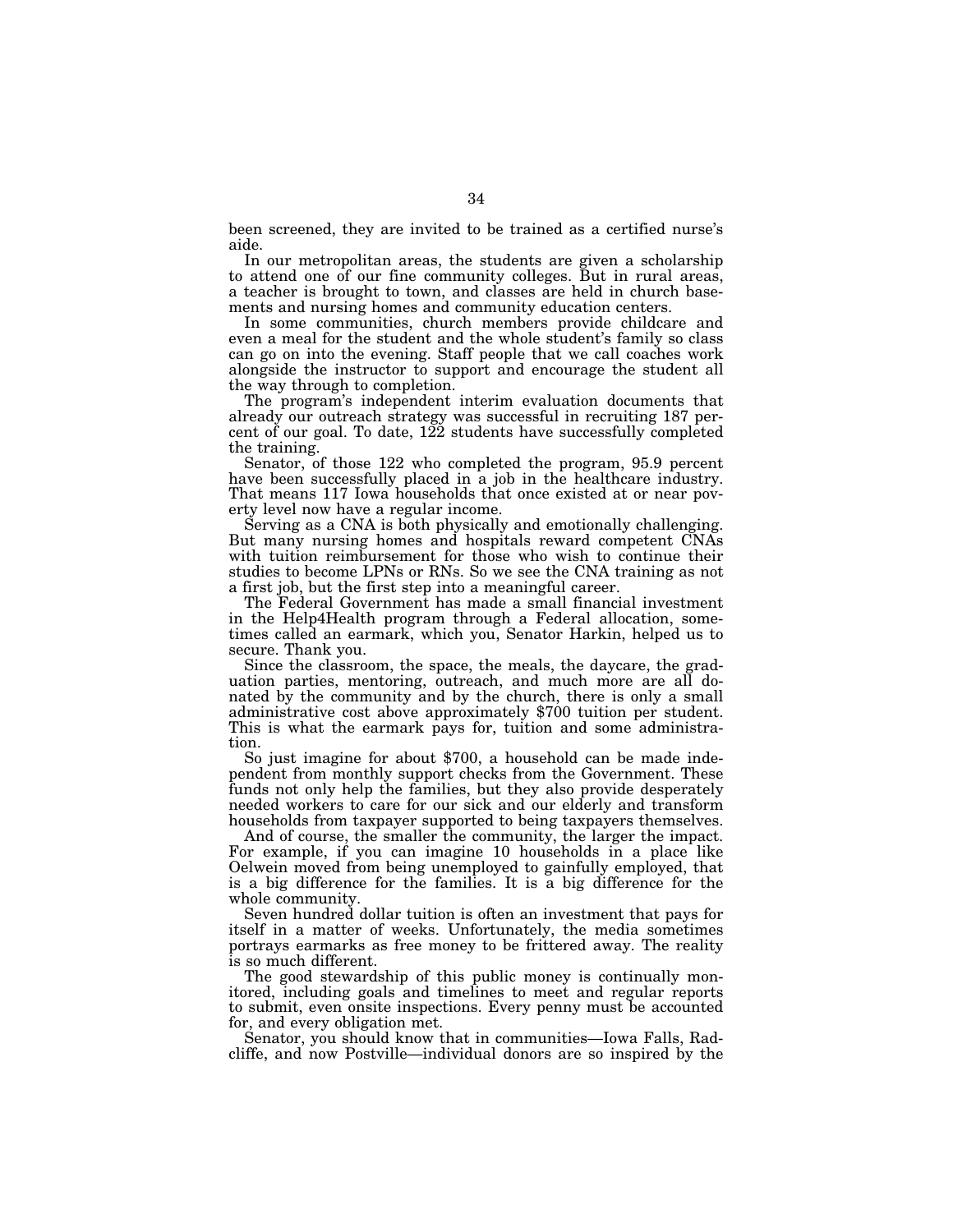been screened, they are invited to be trained as a certified nurse's aide.

In our metropolitan areas, the students are given a scholarship to attend one of our fine community colleges. But in rural areas, a teacher is brought to town, and classes are held in church basements and nursing homes and community education centers.

In some communities, church members provide childcare and even a meal for the student and the whole student's family so class can go on into the evening. Staff people that we call coaches work alongside the instructor to support and encourage the student all the way through to completion.

The program's independent interim evaluation documents that already our outreach strategy was successful in recruiting 187 percent of our goal. To date, 122 students have successfully completed the training.

Senator, of those 122 who completed the program, 95.9 percent have been successfully placed in a job in the healthcare industry. That means 117 Iowa households that once existed at or near poverty level now have a regular income.

Serving as a CNA is both physically and emotionally challenging. But many nursing homes and hospitals reward competent CNAs with tuition reimbursement for those who wish to continue their studies to become LPNs or RNs. So we see the CNA training as not a first job, but the first step into a meaningful career.

The Federal Government has made a small financial investment in the Help4Health program through a Federal allocation, sometimes called an earmark, which you, Senator Harkin, helped us to secure. Thank you.

Since the classroom, the space, the meals, the daycare, the graduation parties, mentoring, outreach, and much more are all donated by the community and by the church, there is only a small administrative cost above approximately $700 tuition per student. This is what the earmark pays for, tuition and some administration.

So just imagine for about $700, a household can be made independent from monthly support checks from the Government. These funds not only help the families, but they also provide desperately needed workers to care for our sick and our elderly and transform households from taxpayer supported to being taxpayers themselves.

And of course, the smaller the community, the larger the impact. For example, if you can imagine 10 households in a place like Oelwein moved from being unemployed to gainfully employed, that is a big difference for the families. It is a big difference for the whole community.

Seven hundred dollar tuition is often an investment that pays for itself in a matter of weeks. Unfortunately, the media sometimes portrays earmarks as free money to be frittered away. The reality is so much different.

The good stewardship of this public money is continually monitored, including goals and timelines to meet and regular reports to submit, even onsite inspections. Every penny must be accounted for, and every obligation met.

Senator, you should know that in communities—Iowa Falls, Radcliffe, and now Postville—individual donors are so inspired by the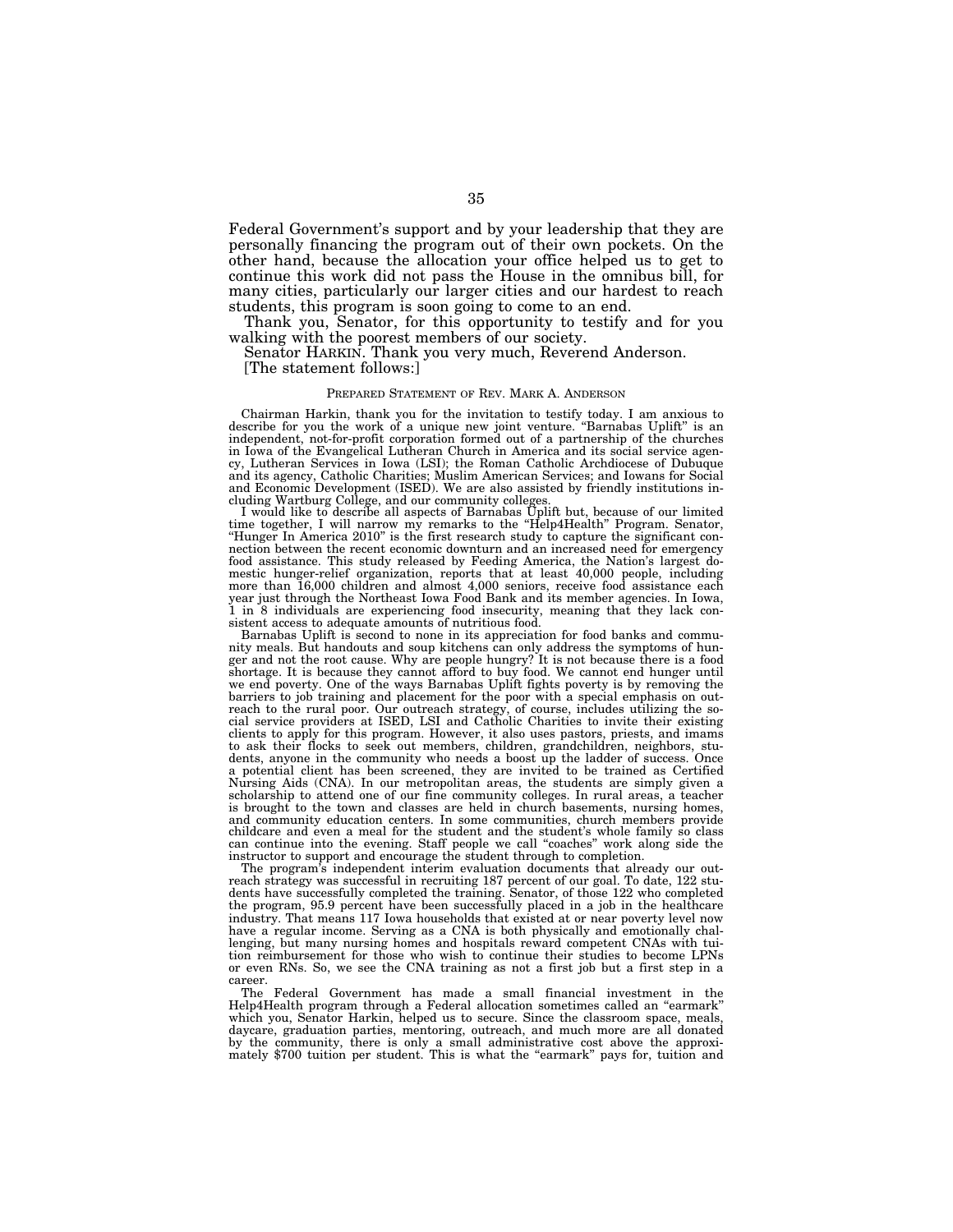Federal Government's support and by your leadership that they are personally financing the program out of their own pockets. On the other hand, because the allocation your office helped us to get to continue this work did not pass the House in the omnibus bill, for many cities, particularly our larger cities and our hardest to reach students, this program is soon going to come to an end.

Thank you, Senator, for this opportunity to testify and for you walking with the poorest members of our society.

Senator HARKIN. Thank you very much, Reverend Anderson.

[The statement follows:]

PREPARED STATEMENT OF REV. MARK A. ANDERSON

Chairman Harkin, thank you for the invitation to testify today. I am anxious to describe for you the work of a unique new joint venture. "Barnabas Uplift" is an independent, not-for-profit corporation formed out of a partnership of the churches in Iowa of the Evangelical Lutheran Church in America and its social service agency, Lutheran Services in Iowa (LSI); the Roman Catholic Archdiocese of Dubuque and its agency, Catholic Charities; Muslim American Services; and Iowans for Social and Economic Development (ISED). We are also assisted by friendly institutions including Wartburg College, and our community colleges.

I would like to describe all aspects of Barnabas Uplift but, because of our limited time together, I will narrow my remarks to the "Help4Health" Program. Senator, "Hunger In America 2010" is the first research study to capture the significant connection between the recent economic downturn and an increased need for emergency food assistance. This study released by Feeding America, the Nation's largest domestic hunger-relief organization, reports that at least 40,000 people, including more than 16,000 children and almost 4,000 seniors, receive food assistance each year just through the Northeast Iowa Food Bank and its member agencies. In Iowa, 1 in 8 individuals are experiencing food insecurity, meaning that they lack consistent access to adequate amounts of nutritious food.

Barnabas Uplift is second to none in its appreciation for food banks and community meals. But handouts and soup kitchens can only address the symptoms of hunger and not the root cause. Why are people hungry? It is not because there is a food shortage. It is because they cannot afford to buy food. We cannot end hunger until we end poverty. One of the ways Barnabas Uplift fights poverty is by removing the barriers to job training and placement for the poor with a special emphasis on outreach to the rural poor. Our outreach strategy, of course, includes utilizing the social service providers at ISED, LSI and Catholic Charities to invite their existing clients to apply for this program. However, it also uses pastors, priests, and imams to ask their flocks to seek out members, children, grandchildren, neighbors, students, anyone in the community who needs a boost up the ladder of success. Once a potential client has been screened, they are invited to be trained as Certified Nursing Aids (CNA). In our metropolitan areas, the students are simply given a scholarship to attend one of our fine community colleges. In rural areas, a teacher is brought to the town and classes are held in church basements, nursing homes, and community education centers. In some communities, church members provide childcare and even a meal for the student and the student's whole family so class can continue into the evening. Staff people we call "coaches" work along side the instructor to support and encourage the student through to completion.

The program's independent interim evaluation documents that already our outreach strategy was successful in recruiting 187 percent of our goal. To date, 122 students have successfully completed the training. Senator, of those 122 who completed the program, 95.9 percent have been successfully placed in a job in the healthcare industry. That means 117 Iowa households that existed at or near poverty level now have a regular income. Serving as a CNA is both physically and emotionally challenging, but many nursing homes and hospitals reward competent CNAs with tuition reimbursement for those who wish to continue their studies to become LPNs or even RNs. So, we see the CNA training as not a first job but a first step in a career.

The Federal Government has made a small financial investment in the Help4Health program through a Federal allocation sometimes called an "earmark" which you, Senator Harkin, helped us to secure. Since the classroom space, meals, daycare, graduation parties, mentoring, outreach, and much more are all donated by the community, there is only a small administrative cost above the approximately $700 tuition per student. This is what the "earmark" pays for, tuition and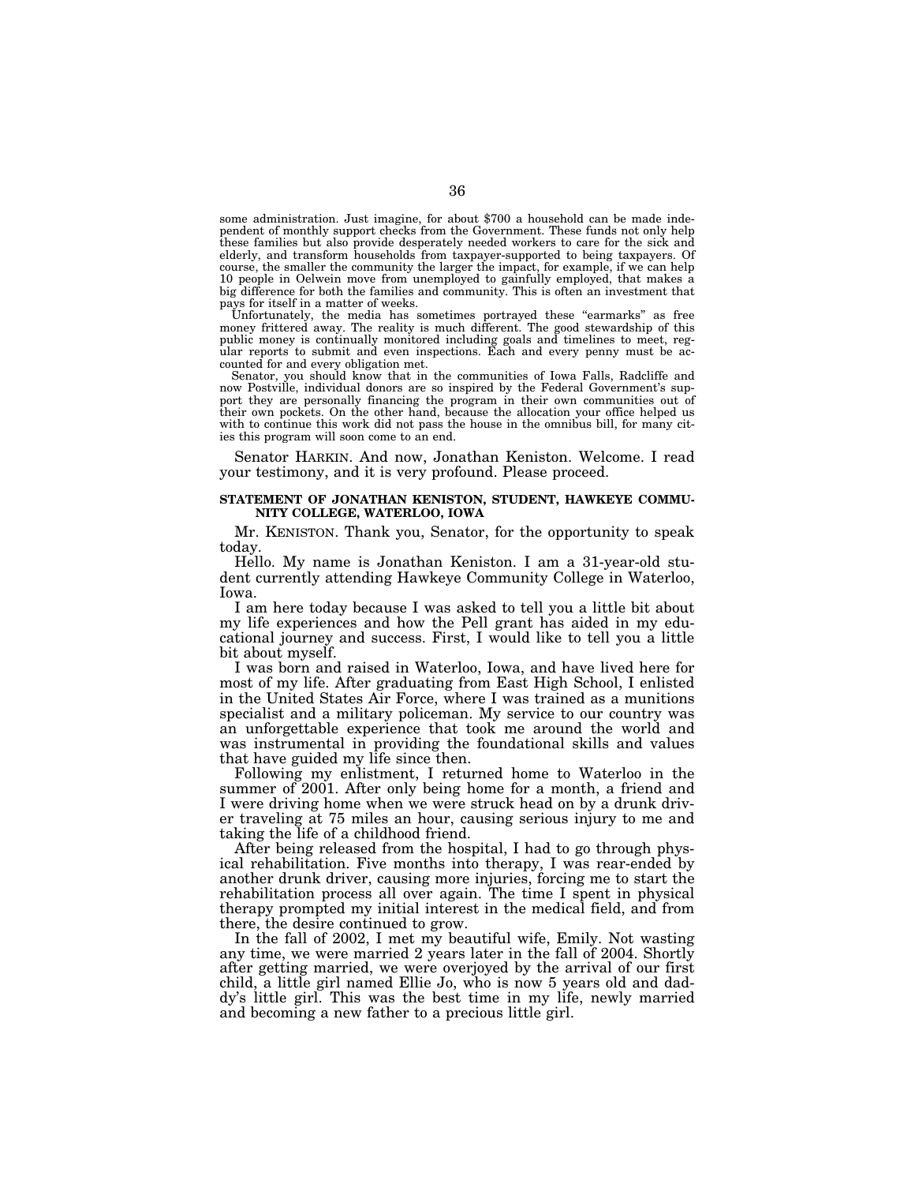some administration. Just imagine, for about $700 a household can be made independent of monthly support checks from the Government. These funds not only help these families but also provide desperately needed workers to care for the sick and elderly, and transform households from taxpayer-supported to being taxpayers. Of course, the smaller the community the larger the impact, for example, if we can help 10 people in Oelwein move from unemployed to gainfully employed, that makes a big difference for both the families and community. This is often an investment that pays for itself in a matter of weeks.

Unfortunately, the media has sometimes portrayed these "earmarks" as free money frittered away. The reality is much different. The good stewardship of this public money is continually monitored including goals and timelines to meet, regular reports to submit and even inspections. Each and every penny must be accounted for and every obligation met.

Senator, you should know that in the communities of Iowa Falls, Radcliffe and now Postville, individual donors are so inspired by the Federal Government's support they are personally financing the program in their own communities out of their own pockets. On the other hand, because the allocation your office helped us with to continue this work did not pass the house in the omnibus bill, for many cities this program will soon come to an end.

Senator HARKIN. And now, Jonathan Keniston. Welcome. I read your testimony, and it is very profound. Please proceed.

**STATEMENT OF JONATHAN KENISTON, STUDENT, HAWKEYE COMMUNITY COLLEGE, WATERLOO, IOWA**

Mr. KENISTON. Thank you, Senator, for the opportunity to speak today.

Hello. My name is Jonathan Keniston. I am a 31-year-old student currently attending Hawkeye Community College in Waterloo, Iowa.

I am here today because I was asked to tell you a little bit about my life experiences and how the Pell grant has aided in my educational journey and success. First, I would like to tell you a little bit about myself.

I was born and raised in Waterloo, Iowa, and have lived here for most of my life. After graduating from East High School, I enlisted in the United States Air Force, where I was trained as a munitions specialist and a military policeman. My service to our country was an unforgettable experience that took me around the world and was instrumental in providing the foundational skills and values that have guided my life since then.

Following my enlistment, I returned home to Waterloo in the summer of 2001. After only being home for a month, a friend and I were driving home when we were struck head on by a drunk driver traveling at 75 miles an hour, causing serious injury to me and taking the life of a childhood friend.

After being released from the hospital, I had to go through physical rehabilitation. Five months into therapy, I was rear-ended by another drunk driver, causing more injuries, forcing me to start the rehabilitation process all over again. The time I spent in physical therapy prompted my initial interest in the medical field, and from there, the desire continued to grow.

In the fall of 2002, I met my beautiful wife, Emily. Not wasting any time, we were married 2 years later in the fall of 2004. Shortly after getting married, we were overjoyed by the arrival of our first child, a little girl named Ellie Jo, who is now 5 years old and daddy's little girl. This was the best time in my life, newly married and becoming a new father to a precious little girl.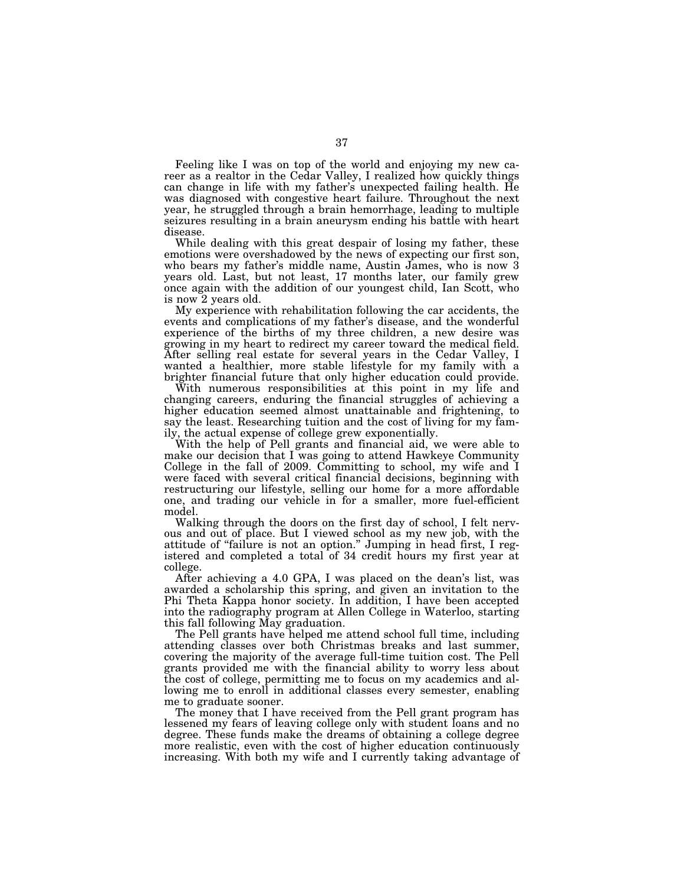Feeling like I was on top of the world and enjoying my new career as a realtor in the Cedar Valley, I realized how quickly things can change in life with my father's unexpected failing health. He was diagnosed with congestive heart failure. Throughout the next year, he struggled through a brain hemorrhage, leading to multiple seizures resulting in a brain aneurysm ending his battle with heart disease.

While dealing with this great despair of losing my father, these emotions were overshadowed by the news of expecting our first son, who bears my father's middle name, Austin James, who is now 3 years old. Last, but not least, 17 months later, our family grew once again with the addition of our youngest child, Ian Scott, who is now 2 years old.

My experience with rehabilitation following the car accidents, the events and complications of my father's disease, and the wonderful experience of the births of my three children, a new desire was growing in my heart to redirect my career toward the medical field. After selling real estate for several years in the Cedar Valley, I wanted a healthier, more stable lifestyle for my family with a brighter financial future that only higher education could provide.

With numerous responsibilities at this point in my life and changing careers, enduring the financial struggles of achieving a higher education seemed almost unattainable and frightening, to say the least. Researching tuition and the cost of living for my family, the actual expense of college grew exponentially.

With the help of Pell grants and financial aid, we were able to make our decision that I was going to attend Hawkeye Community College in the fall of 2009. Committing to school, my wife and I were faced with several critical financial decisions, beginning with restructuring our lifestyle, selling our home for a more affordable one, and trading our vehicle in for a smaller, more fuel-efficient model.

Walking through the doors on the first day of school, I felt nervous and out of place. But I viewed school as my new job, with the attitude of "failure is not an option." Jumping in head first, I registered and completed a total of 34 credit hours my first year at college.

After achieving a 4.0 GPA, I was placed on the dean's list, was awarded a scholarship this spring, and given an invitation to the Phi Theta Kappa honor society. In addition, I have been accepted into the radiography program at Allen College in Waterloo, starting this fall following May graduation.

The Pell grants have helped me attend school full time, including attending classes over both Christmas breaks and last summer, covering the majority of the average full-time tuition cost. The Pell grants provided me with the financial ability to worry less about the cost of college, permitting me to focus on my academics and allowing me to enroll in additional classes every semester, enabling me to graduate sooner.

The money that I have received from the Pell grant program has lessened my fears of leaving college only with student loans and no degree. These funds make the dreams of obtaining a college degree more realistic, even with the cost of higher education continuously increasing. With both my wife and I currently taking advantage of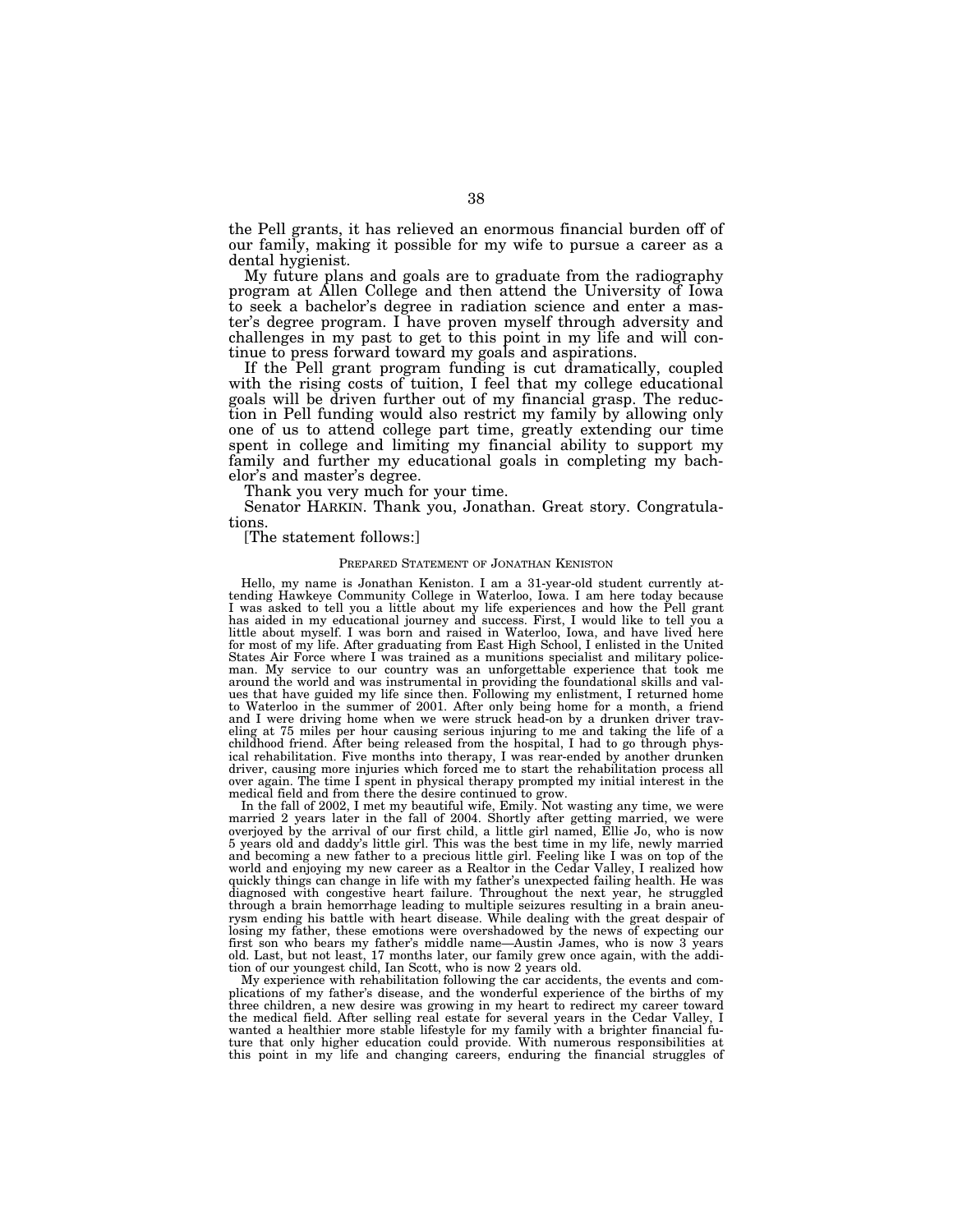the Pell grants, it has relieved an enormous financial burden off of our family, making it possible for my wife to pursue a career as a dental hygienist.

My future plans and goals are to graduate from the radiography program at Allen College and then attend the University of Iowa to seek a bachelor's degree in radiation science and enter a master's degree program. I have proven myself through adversity and challenges in my past to get to this point in my life and will continue to press forward toward my goals and aspirations.

If the Pell grant program funding is cut dramatically, coupled with the rising costs of tuition, I feel that my college educational goals will be driven further out of my financial grasp. The reduction in Pell funding would also restrict my family by allowing only one of us to attend college part time, greatly extending our time spent in college and limiting my financial ability to support my family and further my educational goals in completing my bachelor's and master's degree.

Thank you very much for your time.

Senator HARKIN. Thank you, Jonathan. Great story. Congratulations.

[The statement follows:]

PREPARED STATEMENT OF JONATHAN KENISTON

Hello, my name is Jonathan Keniston. I am a 31-year-old student currently attending Hawkeye Community College in Waterloo, Iowa. I am here today because I was asked to tell you a little about my life experiences and how the Pell grant has aided in my educational journey and success. First, I would like to tell you a little about myself. I was born and raised in Waterloo, Iowa, and have lived here for most of my life. After graduating from East High School, I enlisted in the United States Air Force where I was trained as a munitions specialist and military policeman. My service to our country was an unforgettable experience that took me around the world and was instrumental in providing the foundational skills and values that have guided my life since then. Following my enlistment, I returned home to Waterloo in the summer of 2001. After only being home for a month, a friend and I were driving home when we were struck head-on by a drunken driver traveling at 75 miles per hour causing serious injuring to me and taking the life of a childhood friend. After being released from the hospital, I had to go through physical rehabilitation. Five months into therapy, I was rear-ended by another drunken driver, causing more injuries which forced me to start the rehabilitation process all over again. The time I spent in physical therapy prompted my initial interest in the medical field and from there the desire continued to grow.

In the fall of 2002, I met my beautiful wife, Emily. Not wasting any time, we were married 2 years later in the fall of 2004. Shortly after getting married, we were overjoyed by the arrival of our first child, a little girl named, Ellie Jo, who is now 5 years old and daddy's little girl. This was the best time in my life, newly married and becoming a new father to a precious little girl. Feeling like I was on top of the world and enjoying my new career as a Realtor in the Cedar Valley, I realized how quickly things can change in life with my father's unexpected failing health. He was diagnosed with congestive heart failure. Throughout the next year, he struggled through a brain hemorrhage leading to multiple seizures resulting in a brain aneurysm ending his battle with heart disease. While dealing with the great despair of losing my father, these emotions were overshadowed by the news of expecting our first son who bears my father's middle name—Austin James, who is now 3 years old. Last, but not least, 17 months later, our family grew once again, with the addition of our youngest child, Ian Scott, who is now 2 years old.

My experience with rehabilitation following the car accidents, the events and complications of my father's disease, and the wonderful experience of the births of my three children, a new desire was growing in my heart to redirect my career toward the medical field. After selling real estate for several years in the Cedar Valley, I wanted a healthier more stable lifestyle for my family with a brighter financial future that only higher education could provide. With numerous responsibilities at this point in my life and changing careers, enduring the financial struggles of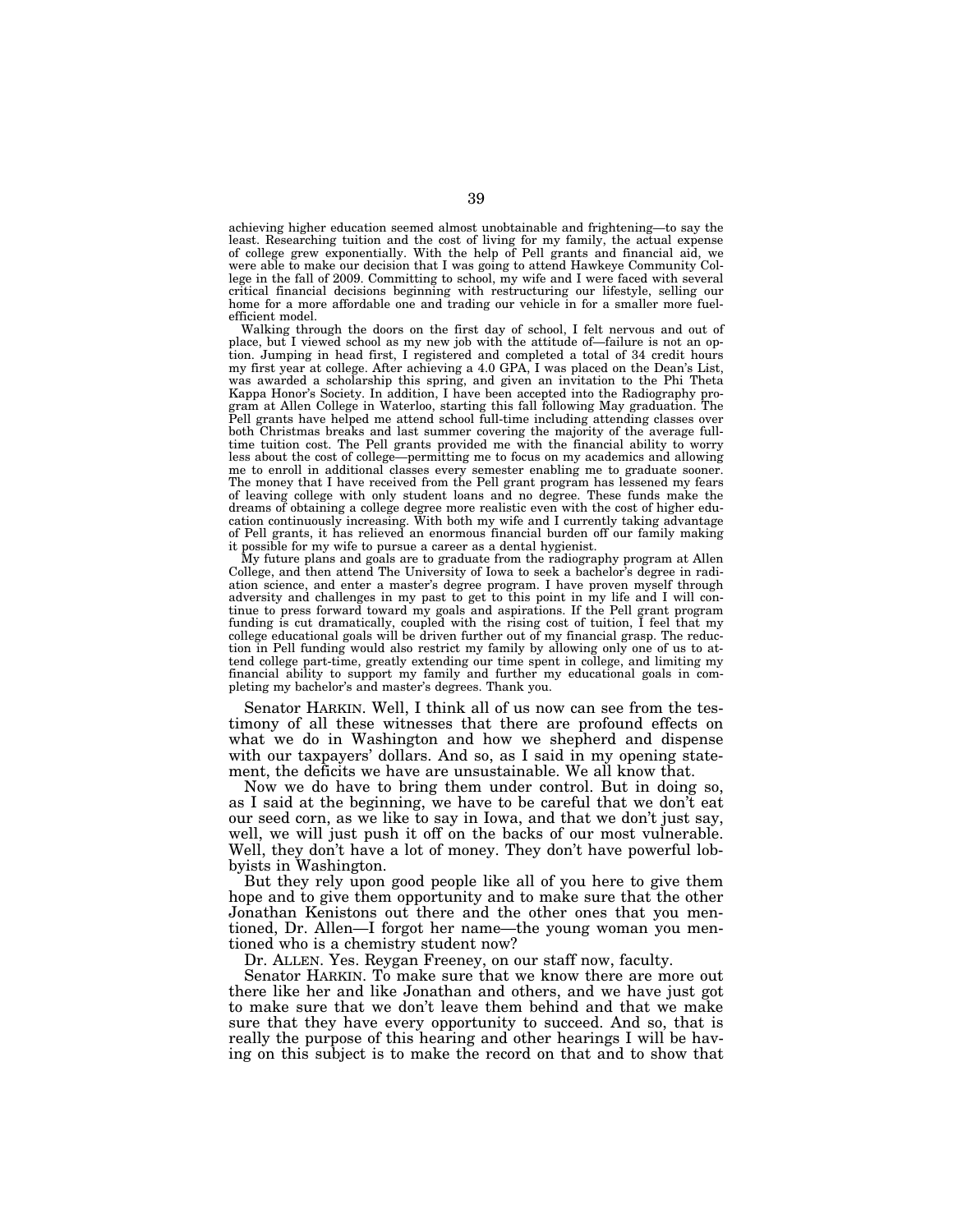achieving higher education seemed almost unobtainable and frightening—to say the least. Researching tuition and the cost of living for my family, the actual expense of college grew exponentially. With the help of Pell grants and financial aid, we were able to make our decision that I was going to attend Hawkeye Community College in the fall of 2009. Committing to school, my wife and I were faced with several critical financial decisions beginning with restructuring our lifestyle, selling our home for a more affordable one and trading our vehicle in for a smaller more fuel-efficient model.

Walking through the doors on the first day of school, I felt nervous and out of place, but I viewed school as my new job with the attitude of—failure is not an option. Jumping in head first, I registered and completed a total of 34 credit hours my first year at college. After achieving a 4.0 GPA, I was placed on the Dean's List, was awarded a scholarship this spring, and given an invitation to the Phi Theta Kappa Honor's Society. In addition, I have been accepted into the Radiography program at Allen College in Waterloo, starting this fall following May graduation. The Pell grants have helped me attend school full-time including attending classes over both Christmas breaks and last summer covering the majority of the average full-time tuition cost. The Pell grants provided me with the financial ability to worry less about the cost of college—permitting me to focus on my academics and allowing me to enroll in additional classes every semester enabling me to graduate sooner. The money that I have received from the Pell grant program has lessened my fears of leaving college with only student loans and no degree. These funds make the dreams of obtaining a college degree more realistic even with the cost of higher education continuously increasing. With both my wife and I currently taking advantage of Pell grants, it has relieved an enormous financial burden off our family making it possible for my wife to pursue a career as a dental hygienist.

My future plans and goals are to graduate from the radiography program at Allen College, and then attend The University of Iowa to seek a bachelor's degree in radiation science, and enter a master's degree program. I have proven myself through adversity and challenges in my past to get to this point in my life and I will continue to press forward toward my goals and aspirations. If the Pell grant program funding is cut dramatically, coupled with the rising cost of tuition, I feel that my college educational goals will be driven further out of my financial grasp. The reduction in Pell funding would also restrict my family by allowing only one of us to attend college part-time, greatly extending our time spent in college, and limiting my financial ability to support my family and further my educational goals in completing my bachelor's and master's degrees. Thank you.

Senator HARKIN. Well, I think all of us now can see from the testimony of all these witnesses that there are profound effects on what we do in Washington and how we shepherd and dispense with our taxpayers' dollars. And so, as I said in my opening statement, the deficits we have are unsustainable. We all know that.

Now we do have to bring them under control. But in doing so, as I said at the beginning, we have to be careful that we don't eat our seed corn, as we like to say in Iowa, and that we don't just say, well, we will just push it off on the backs of our most vulnerable. Well, they don't have a lot of money. They don't have powerful lobbyists in Washington.

But they rely upon good people like all of you here to give them hope and to give them opportunity and to make sure that the other Jonathan Kenistons out there and the other ones that you mentioned, Dr. Allen—I forgot her name—the young woman you mentioned who is a chemistry student now?

Dr. ALLEN. Yes. Reygan Freeney, on our staff now, faculty.

Senator HARKIN. To make sure that we know there are more out there like her and like Jonathan and others, and we have just got to make sure that we don't leave them behind and that we make sure that they have every opportunity to succeed. And so, that is really the purpose of this hearing and other hearings I will be having on this subject is to make the record on that and to show that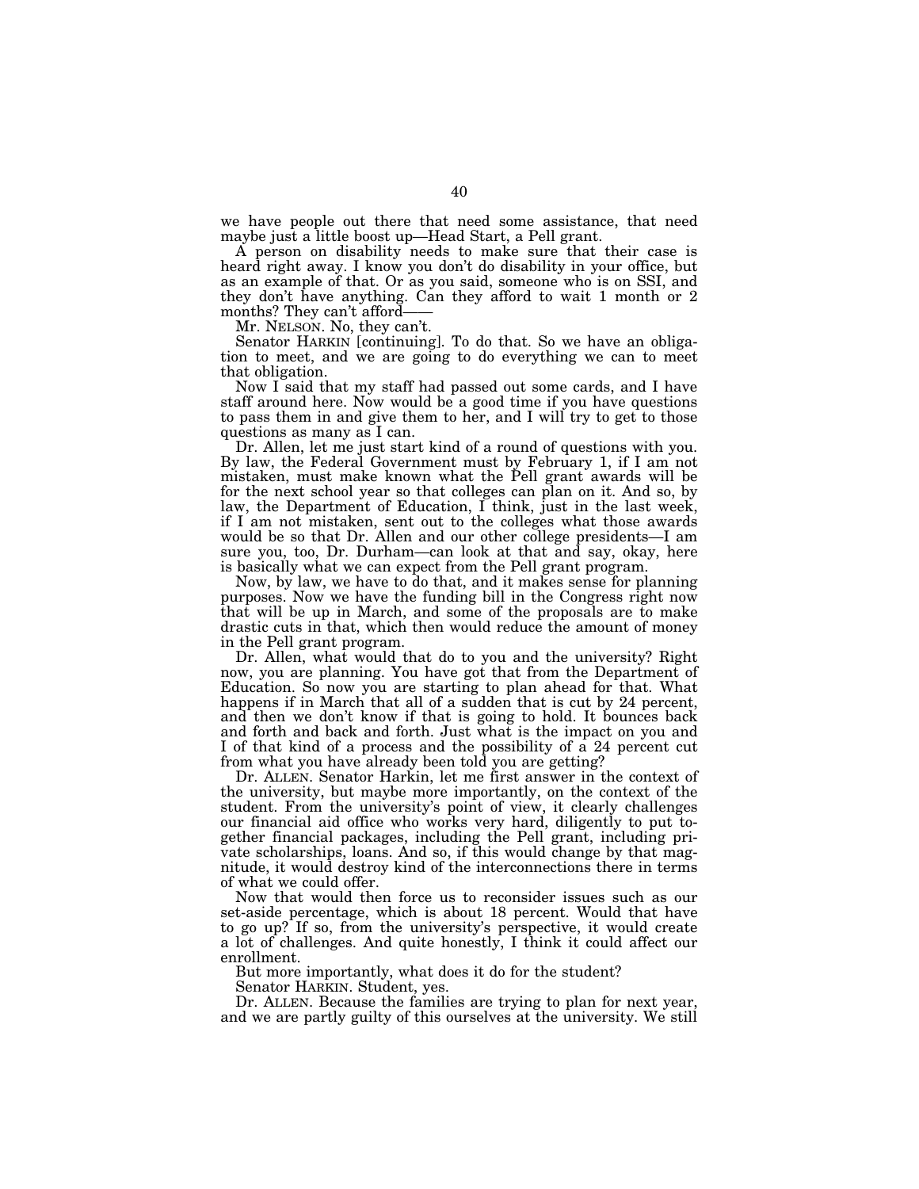we have people out there that need some assistance, that need maybe just a little boost up—Head Start, a Pell grant.

A person on disability needs to make sure that their case is heard right away. I know you don't do disability in your office, but as an example of that. Or as you said, someone who is on SSI, and they don't have anything. Can they afford to wait 1 month or 2 months? They can't afford——

Mr. NELSON. No, they can't.

Senator HARKIN [continuing]. To do that. So we have an obligation to meet, and we are going to do everything we can to meet that obligation.

Now I said that my staff had passed out some cards, and I have staff around here. Now would be a good time if you have questions to pass them in and give them to her, and I will try to get to those questions as many as I can.

Dr. Allen, let me just start kind of a round of questions with you. By law, the Federal Government must by February 1, if I am not mistaken, must make known what the Pell grant awards will be for the next school year so that colleges can plan on it. And so, by law, the Department of Education, I think, just in the last week, if I am not mistaken, sent out to the colleges what those awards would be so that Dr. Allen and our other college presidents—I am sure you, too, Dr. Durham—can look at that and say, okay, here is basically what we can expect from the Pell grant program.

Now, by law, we have to do that, and it makes sense for planning purposes. Now we have the funding bill in the Congress right now that will be up in March, and some of the proposals are to make drastic cuts in that, which then would reduce the amount of money in the Pell grant program.

Dr. Allen, what would that do to you and the university? Right now, you are planning. You have got that from the Department of Education. So now you are starting to plan ahead for that. What happens if in March that all of a sudden that is cut by 24 percent, and then we don't know if that is going to hold. It bounces back and forth and back and forth. Just what is the impact on you and I of that kind of a process and the possibility of a 24 percent cut from what you have already been told you are getting?

Dr. ALLEN. Senator Harkin, let me first answer in the context of the university, but maybe more importantly, on the context of the student. From the university's point of view, it clearly challenges our financial aid office who works very hard, diligently to put together financial packages, including the Pell grant, including private scholarships, loans. And so, if this would change by that magnitude, it would destroy kind of the interconnections there in terms of what we could offer.

Now that would then force us to reconsider issues such as our set-aside percentage, which is about 18 percent. Would that have to go up? If so, from the university's perspective, it would create a lot of challenges. And quite honestly, I think it could affect our enrollment.

But more importantly, what does it do for the student?

Senator HARKIN. Student, yes.

Dr. ALLEN. Because the families are trying to plan for next year, and we are partly guilty of this ourselves at the university. We still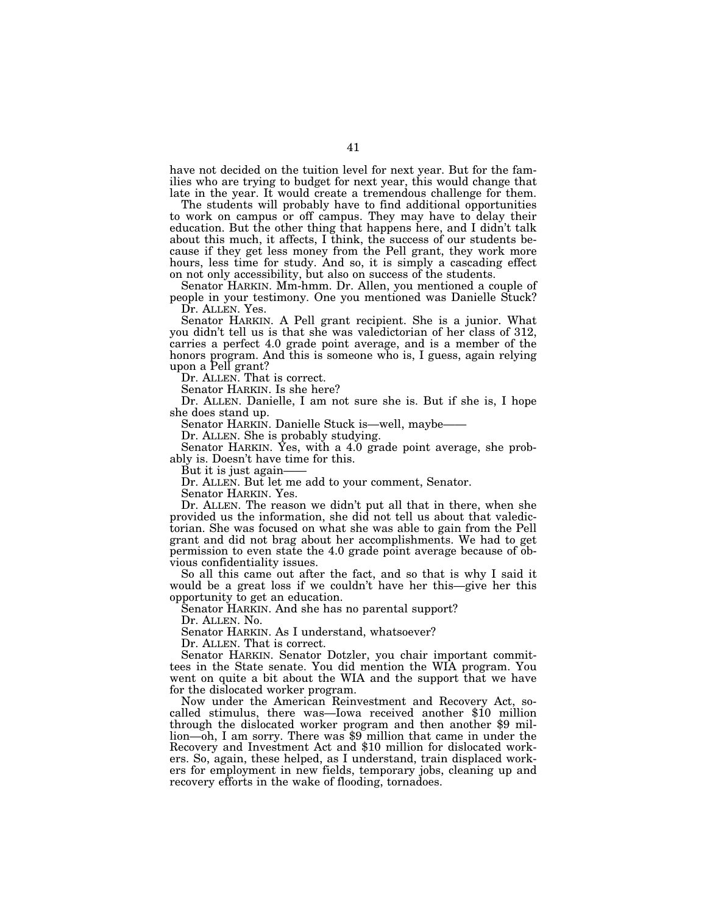have not decided on the tuition level for next year. But for the families who are trying to budget for next year, this would change that late in the year. It would create a tremendous challenge for them.

The students will probably have to find additional opportunities to work on campus or off campus. They may have to delay their education. But the other thing that happens here, and I didn't talk about this much, it affects, I think, the success of our students because if they get less money from the Pell grant, they work more hours, less time for study. And so, it is simply a cascading effect on not only accessibility, but also on success of the students.

Senator HARKIN. Mm-hmm. Dr. Allen, you mentioned a couple of people in your testimony. One you mentioned was Danielle Stuck?

Dr. ALLEN. Yes.

Senator HARKIN. A Pell grant recipient. She is a junior. What you didn't tell us is that she was valedictorian of her class of 312, carries a perfect 4.0 grade point average, and is a member of the honors program. And this is someone who is, I guess, again relying upon a Pell grant?

Dr. ALLEN. That is correct.

Senator HARKIN. Is she here?

Dr. ALLEN. Danielle, I am not sure she is. But if she is, I hope she does stand up.

Senator HARKIN. Danielle Stuck is—well, maybe——

Dr. ALLEN. She is probably studying.

Senator HARKIN. Yes, with a 4.0 grade point average, she probably is. Doesn't have time for this.

But it is just again——

Dr. ALLEN. But let me add to your comment, Senator.

Senator HARKIN. Yes.

Dr. ALLEN. The reason we didn't put all that in there, when she provided us the information, she did not tell us about that valedictorian. She was focused on what she was able to gain from the Pell grant and did not brag about her accomplishments. We had to get permission to even state the 4.0 grade point average because of obvious confidentiality issues.

So all this came out after the fact, and so that is why I said it would be a great loss if we couldn't have her this—give her this opportunity to get an education.

Senator HARKIN. And she has no parental support?

Dr. ALLEN. No.

Senator HARKIN. As I understand, whatsoever?

Dr. ALLEN. That is correct.

Senator HARKIN. Senator Dotzler, you chair important committees in the State senate. You did mention the WIA program. You went on quite a bit about the WIA and the support that we have for the dislocated worker program.

Now under the American Reinvestment and Recovery Act, so-called stimulus, there was—Iowa received another $10 million through the dislocated worker program and then another $9 million—oh, I am sorry. There was $9 million that came in under the Recovery and Investment Act and $10 million for dislocated workers. So, again, these helped, as I understand, train displaced workers for employment in new fields, temporary jobs, cleaning up and recovery efforts in the wake of flooding, tornadoes.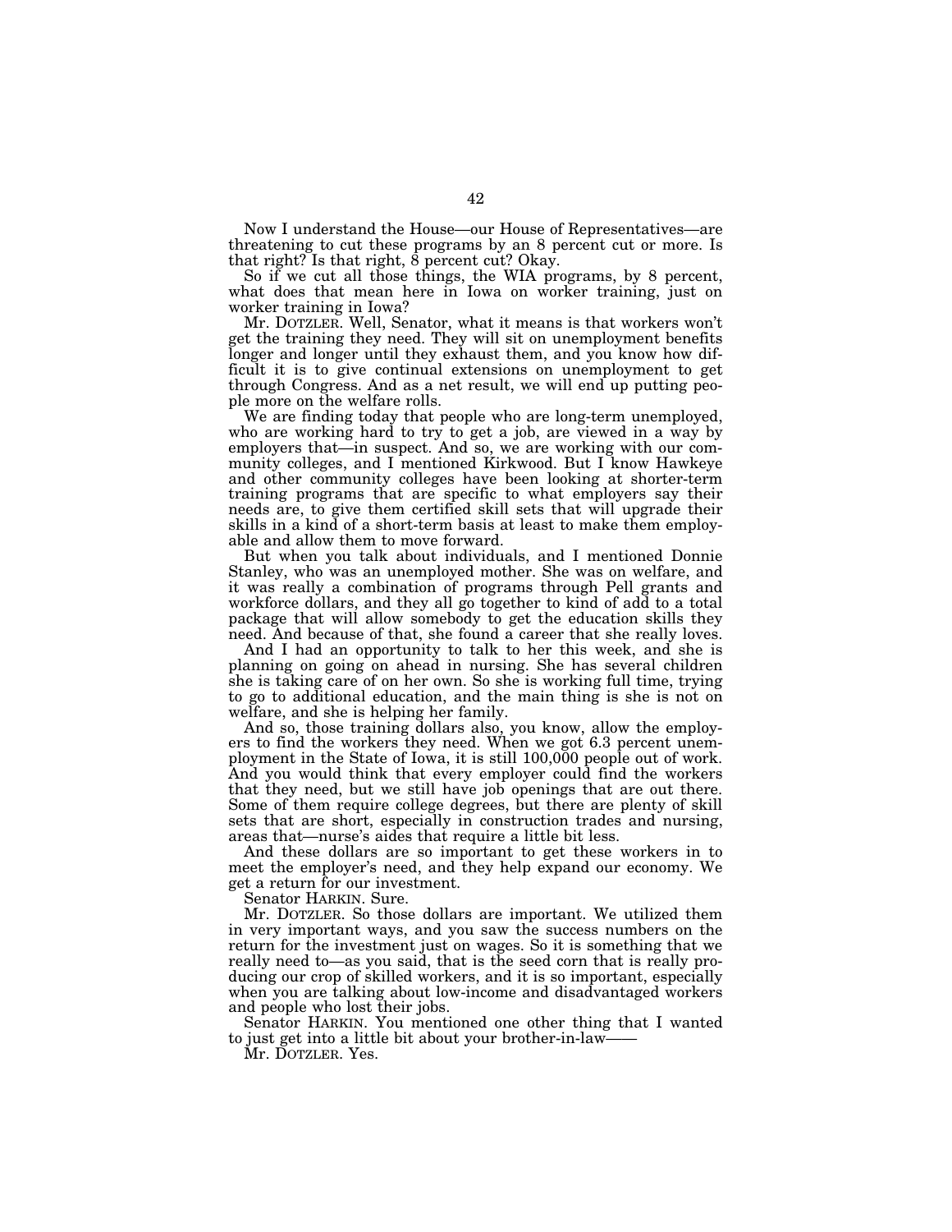Now I understand the House—our House of Representatives—are threatening to cut these programs by an 8 percent cut or more. Is that right? Is that right, 8 percent cut? Okay.

So if we cut all those things, the WIA programs, by 8 percent, what does that mean here in Iowa on worker training, just on worker training in Iowa?

Mr. DOTZLER. Well, Senator, what it means is that workers won't get the training they need. They will sit on unemployment benefits longer and longer until they exhaust them, and you know how difficult it is to give continual extensions on unemployment to get through Congress. And as a net result, we will end up putting people more on the welfare rolls.

We are finding today that people who are long-term unemployed, who are working hard to try to get a job, are viewed in a way by employers that—in suspect. And so, we are working with our community colleges, and I mentioned Kirkwood. But I know Hawkeye and other community colleges have been looking at shorter-term training programs that are specific to what employers say their needs are, to give them certified skill sets that will upgrade their skills in a kind of a short-term basis at least to make them employable and allow them to move forward.

But when you talk about individuals, and I mentioned Donnie Stanley, who was an unemployed mother. She was on welfare, and it was really a combination of programs through Pell grants and workforce dollars, and they all go together to kind of add to a total package that will allow somebody to get the education skills they need. And because of that, she found a career that she really loves.

And I had an opportunity to talk to her this week, and she is planning on going on ahead in nursing. She has several children she is taking care of on her own. So she is working full time, trying to go to additional education, and the main thing is she is not on welfare, and she is helping her family.

And so, those training dollars also, you know, allow the employers to find the workers they need. When we got 6.3 percent unemployment in the State of Iowa, it is still 100,000 people out of work. And you would think that every employer could find the workers that they need, but we still have job openings that are out there. Some of them require college degrees, but there are plenty of skill sets that are short, especially in construction trades and nursing, areas that—nurse's aides that require a little bit less.

And these dollars are so important to get these workers in to meet the employer's need, and they help expand our economy. We get a return for our investment.

Senator HARKIN. Sure.

Mr. DOTZLER. So those dollars are important. We utilized them in very important ways, and you saw the success numbers on the return for the investment just on wages. So it is something that we really need to—as you said, that is the seed corn that is really producing our crop of skilled workers, and it is so important, especially when you are talking about low-income and disadvantaged workers and people who lost their jobs.

Senator HARKIN. You mentioned one other thing that I wanted to just get into a little bit about your brother-in-law——

Mr. DOTZLER. Yes.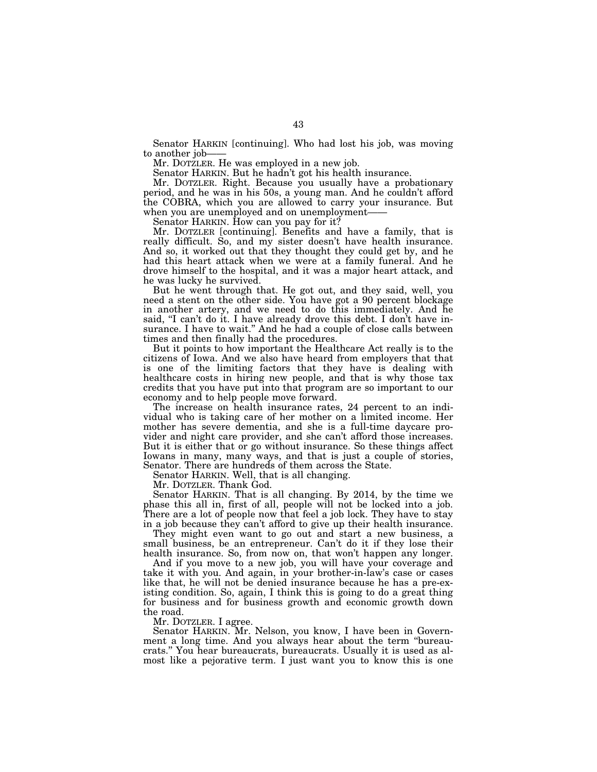Senator HARKIN [continuing]. Who had lost his job, was moving to another job——

Mr. DOTZLER. He was employed in a new job.

Senator HARKIN. But he hadn't got his health insurance.

Mr. DOTZLER. Right. Because you usually have a probationary period, and he was in his 50s, a young man. And he couldn't afford the COBRA, which you are allowed to carry your insurance. But when you are unemployed and on unemployment——

Senator HARKIN. How can you pay for it?

Mr. DOTZLER [continuing]. Benefits and have a family, that is really difficult. So, and my sister doesn't have health insurance. And so, it worked out that they thought they could get by, and he had this heart attack when we were at a family funeral. And he drove himself to the hospital, and it was a major heart attack, and he was lucky he survived.

But he went through that. He got out, and they said, well, you need a stent on the other side. You have got a 90 percent blockage in another artery, and we need to do this immediately. And he said, "I can't do it. I have already drove this debt. I don't have insurance. I have to wait." And he had a couple of close calls between times and then finally had the procedures.

But it points to how important the Healthcare Act really is to the citizens of Iowa. And we also have heard from employers that that is one of the limiting factors that they have is dealing with healthcare costs in hiring new people, and that is why those tax credits that you have put into that program are so important to our economy and to help people move forward.

The increase on health insurance rates, 24 percent to an individual who is taking care of her mother on a limited income. Her mother has severe dementia, and she is a full-time daycare provider and night care provider, and she can't afford those increases. But it is either that or go without insurance. So these things affect Iowans in many, many ways, and that is just a couple of stories, Senator. There are hundreds of them across the State.

Senator HARKIN. Well, that is all changing.

Mr. DOTZLER. Thank God.

Senator HARKIN. That is all changing. By 2014, by the time we phase this all in, first of all, people will not be locked into a job. There are a lot of people now that feel a job lock. They have to stay in a job because they can't afford to give up their health insurance.

They might even want to go out and start a new business, a small business, be an entrepreneur. Can't do it if they lose their health insurance. So, from now on, that won't happen any longer.

And if you move to a new job, you will have your coverage and take it with you. And again, in your brother-in-law's case or cases like that, he will not be denied insurance because he has a pre-existing condition. So, again, I think this is going to do a great thing for business and for business growth and economic growth down the road.

Mr. DOTZLER. I agree.

Senator HARKIN. Mr. Nelson, you know, I have been in Government a long time. And you always hear about the term "bureaucrats." You hear bureaucrats, bureaucrats. Usually it is used as almost like a pejorative term. I just want you to know this is one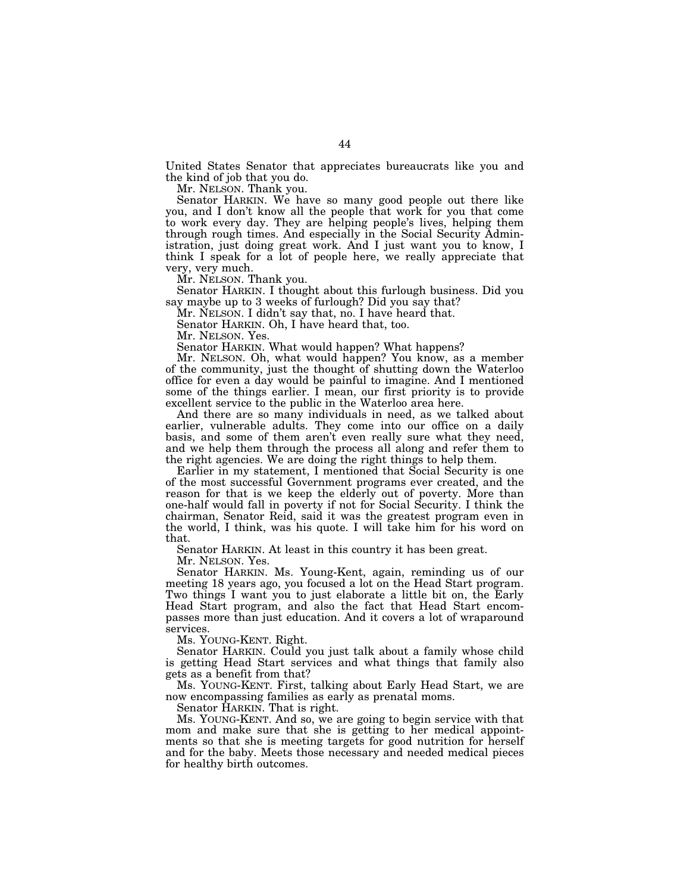United States Senator that appreciates bureaucrats like you and the kind of job that you do.

Mr. NELSON. Thank you.

Senator HARKIN. We have so many good people out there like you, and I don't know all the people that work for you that come to work every day. They are helping people's lives, helping them through rough times. And especially in the Social Security Administration, just doing great work. And I just want you to know, I think I speak for a lot of people here, we really appreciate that very, very much.

Mr. NELSON. Thank you.

Senator HARKIN. I thought about this furlough business. Did you say maybe up to 3 weeks of furlough? Did you say that?

Mr. NELSON. I didn't say that, no. I have heard that.

Senator HARKIN. Oh, I have heard that, too.

Mr. NELSON. Yes.

Senator HARKIN. What would happen? What happens?

Mr. NELSON. Oh, what would happen? You know, as a member of the community, just the thought of shutting down the Waterloo office for even a day would be painful to imagine. And I mentioned some of the things earlier. I mean, our first priority is to provide excellent service to the public in the Waterloo area here.

And there are so many individuals in need, as we talked about earlier, vulnerable adults. They come into our office on a daily basis, and some of them aren't even really sure what they need, and we help them through the process all along and refer them to the right agencies. We are doing the right things to help them.

Earlier in my statement, I mentioned that Social Security is one of the most successful Government programs ever created, and the reason for that is we keep the elderly out of poverty. More than one-half would fall in poverty if not for Social Security. I think the chairman, Senator Reid, said it was the greatest program even in the world, I think, was his quote. I will take him for his word on that.

Senator HARKIN. At least in this country it has been great.

Mr. NELSON. Yes.

Senator HARKIN. Ms. Young-Kent, again, reminding us of our meeting 18 years ago, you focused a lot on the Head Start program. Two things I want you to just elaborate a little bit on, the Early Head Start program, and also the fact that Head Start encompasses more than just education. And it covers a lot of wraparound services.

Ms. YOUNG-KENT. Right.

Senator HARKIN. Could you just talk about a family whose child is getting Head Start services and what things that family also gets as a benefit from that?

Ms. YOUNG-KENT. First, talking about Early Head Start, we are now encompassing families as early as prenatal moms.

Senator HARKIN. That is right.

Ms. YOUNG-KENT. And so, we are going to begin service with that mom and make sure that she is getting to her medical appointments so that she is meeting targets for good nutrition for herself and for the baby. Meets those necessary and needed medical pieces for healthy birth outcomes.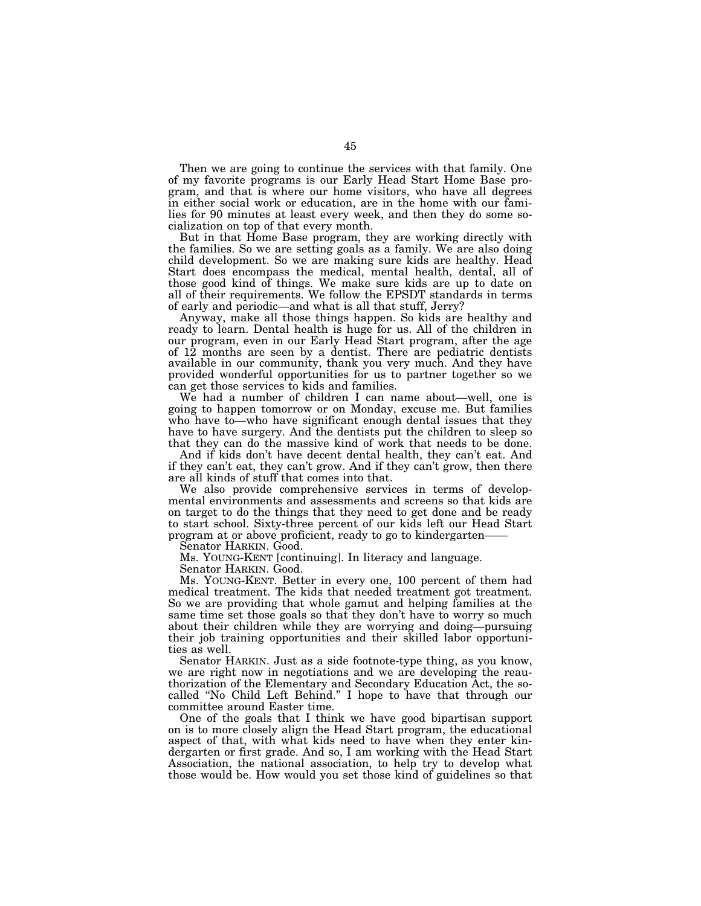Then we are going to continue the services with that family. One of my favorite programs is our Early Head Start Home Base program, and that is where our home visitors, who have all degrees in either social work or education, are in the home with our families for 90 minutes at least every week, and then they do some socialization on top of that every month.

But in that Home Base program, they are working directly with the families. So we are setting goals as a family. We are also doing child development. So we are making sure kids are healthy. Head Start does encompass the medical, mental health, dental, all of those good kind of things. We make sure kids are up to date on all of their requirements. We follow the EPSDT standards in terms of early and periodic—and what is all that stuff, Jerry?

Anyway, make all those things happen. So kids are healthy and ready to learn. Dental health is huge for us. All of the children in our program, even in our Early Head Start program, after the age of 12 months are seen by a dentist. There are pediatric dentists available in our community, thank you very much. And they have provided wonderful opportunities for us to partner together so we can get those services to kids and families.

We had a number of children I can name about—well, one is going to happen tomorrow or on Monday, excuse me. But families who have to—who have significant enough dental issues that they have to have surgery. And the dentists put the children to sleep so that they can do the massive kind of work that needs to be done.

And if kids don't have decent dental health, they can't eat. And if they can't eat, they can't grow. And if they can't grow, then there are all kinds of stuff that comes into that.

We also provide comprehensive services in terms of developmental environments and assessments and screens so that kids are on target to do the things that they need to get done and be ready to start school. Sixty-three percent of our kids left our Head Start program at or above proficient, ready to go to kindergarten——

Senator HARKIN. Good.

Ms. YOUNG-KENT [continuing]. In literacy and language.

Senator HARKIN. Good.

Ms. YOUNG-KENT. Better in every one, 100 percent of them had medical treatment. The kids that needed treatment got treatment. So we are providing that whole gamut and helping families at the same time set those goals so that they don't have to worry so much about their children while they are worrying and doing—pursuing their job training opportunities and their skilled labor opportunities as well.

Senator HARKIN. Just as a side footnote-type thing, as you know, we are right now in negotiations and we are developing the reauthorization of the Elementary and Secondary Education Act, the so-called "No Child Left Behind." I hope to have that through our committee around Easter time.

One of the goals that I think we have good bipartisan support on is to more closely align the Head Start program, the educational aspect of that, with what kids need to have when they enter kindergarten or first grade. And so, I am working with the Head Start Association, the national association, to help try to develop what those would be. How would you set those kind of guidelines so that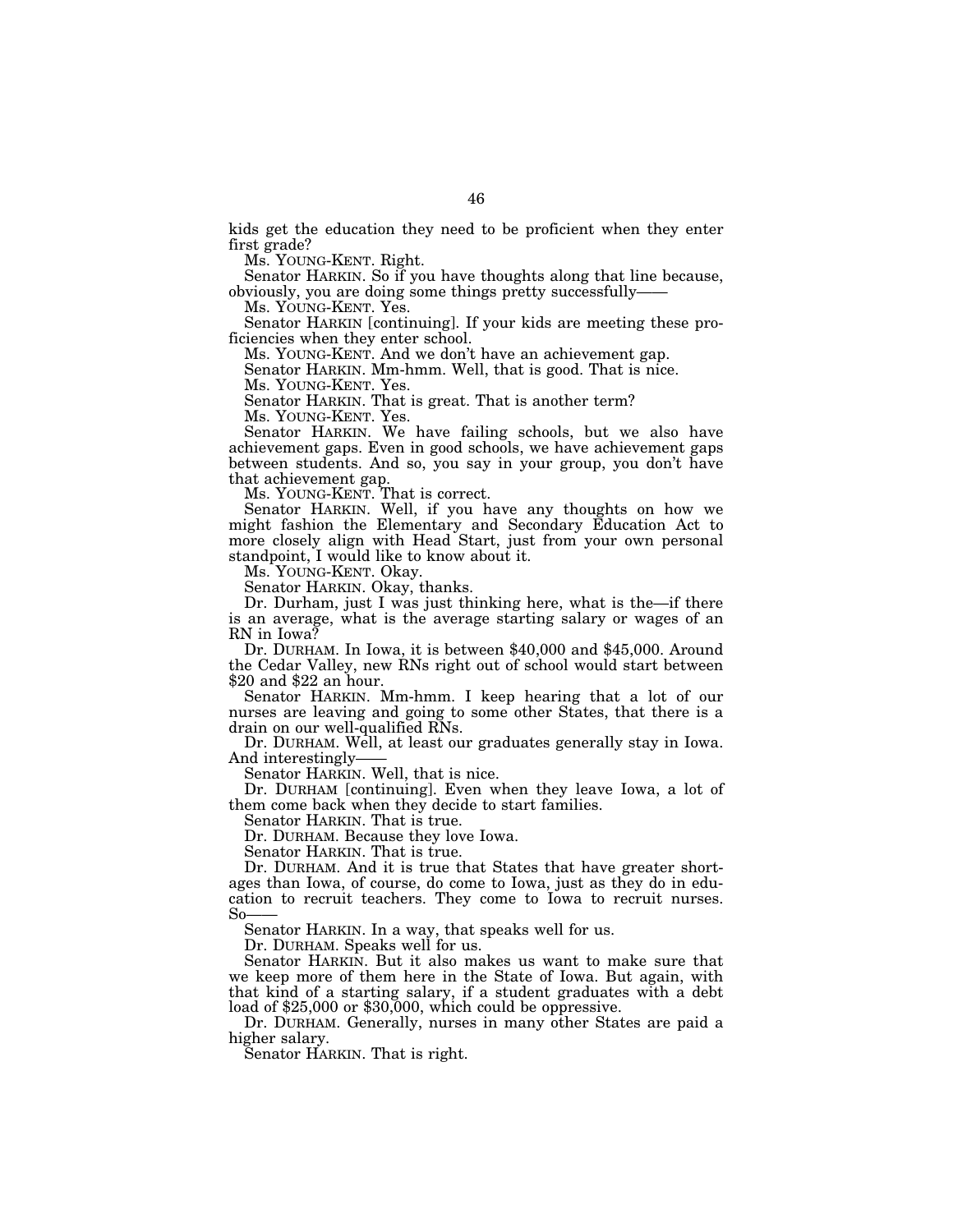kids get the education they need to be proficient when they enter first grade?

Ms. YOUNG-KENT. Right.

Senator HARKIN. So if you have thoughts along that line because, obviously, you are doing some things pretty successfully——

Ms. YOUNG-KENT. Yes.

Senator HARKIN [continuing]. If your kids are meeting these proficiencies when they enter school.

Ms. YOUNG-KENT. And we don't have an achievement gap.

Senator HARKIN. Mm-hmm. Well, that is good. That is nice.

Ms. YOUNG-KENT. Yes.

Senator HARKIN. That is great. That is another term?

Ms. YOUNG-KENT. Yes.

Senator HARKIN. We have failing schools, but we also have achievement gaps. Even in good schools, we have achievement gaps between students. And so, you say in your group, you don't have that achievement gap.

Ms. YOUNG-KENT. That is correct.

Senator HARKIN. Well, if you have any thoughts on how we might fashion the Elementary and Secondary Education Act to more closely align with Head Start, just from your own personal standpoint, I would like to know about it.

Ms. YOUNG-KENT. Okay.

Senator HARKIN. Okay, thanks.

Dr. Durham, just I was just thinking here, what is the—if there is an average, what is the average starting salary or wages of an RN in Iowa?

Dr. DURHAM. In Iowa, it is between $40,000 and $45,000. Around the Cedar Valley, new RNs right out of school would start between $20 and $22 an hour.

Senator HARKIN. Mm-hmm. I keep hearing that a lot of our nurses are leaving and going to some other States, that there is a drain on our well-qualified RNs.

Dr. DURHAM. Well, at least our graduates generally stay in Iowa. And interestingly——

Senator HARKIN. Well, that is nice.

Dr. DURHAM [continuing]. Even when they leave Iowa, a lot of them come back when they decide to start families.

Senator HARKIN. That is true.

Dr. DURHAM. Because they love Iowa.

Senator HARKIN. That is true.

Dr. DURHAM. And it is true that States that have greater shortages than Iowa, of course, do come to Iowa, just as they do in education to recruit teachers. They come to Iowa to recruit nurses. So——

Senator HARKIN. In a way, that speaks well for us.

Dr. DURHAM. Speaks well for us.

Senator HARKIN. But it also makes us want to make sure that we keep more of them here in the State of Iowa. But again, with that kind of a starting salary, if a student graduates with a debt load of $25,000 or $30,000, which could be oppressive.

Dr. DURHAM. Generally, nurses in many other States are paid a higher salary.

Senator HARKIN. That is right.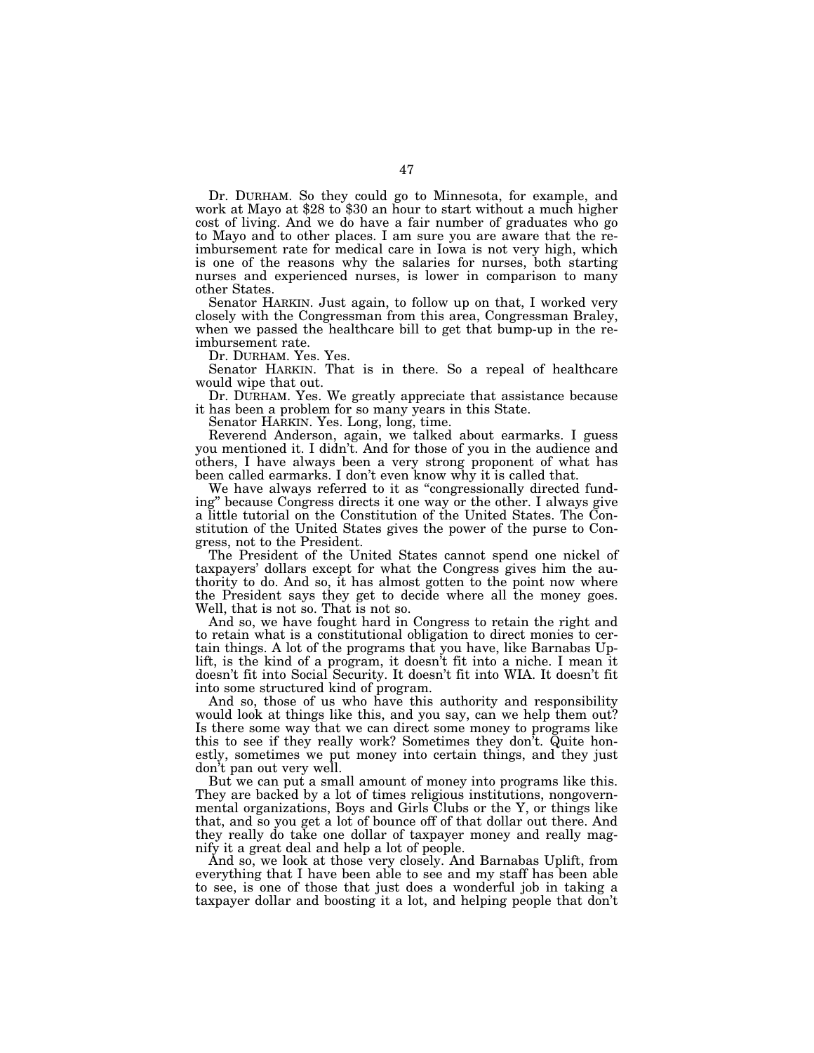Dr. DURHAM. So they could go to Minnesota, for example, and work at Mayo at $28 to $30 an hour to start without a much higher cost of living. And we do have a fair number of graduates who go to Mayo and to other places. I am sure you are aware that the reimbursement rate for medical care in Iowa is not very high, which is one of the reasons why the salaries for nurses, both starting nurses and experienced nurses, is lower in comparison to many other States.

Senator HARKIN. Just again, to follow up on that, I worked very closely with the Congressman from this area, Congressman Braley, when we passed the healthcare bill to get that bump-up in the reimbursement rate.

Dr. DURHAM. Yes. Yes.

Senator HARKIN. That is in there. So a repeal of healthcare would wipe that out.

Dr. DURHAM. Yes. We greatly appreciate that assistance because it has been a problem for so many years in this State.

Senator HARKIN. Yes. Long, long, time.

Reverend Anderson, again, we talked about earmarks. I guess you mentioned it. I didn't. And for those of you in the audience and others, I have always been a very strong proponent of what has been called earmarks. I don't even know why it is called that.

We have always referred to it as "congressionally directed funding" because Congress directs it one way or the other. I always give a little tutorial on the Constitution of the United States. The Constitution of the United States gives the power of the purse to Congress, not to the President.

The President of the United States cannot spend one nickel of taxpayers' dollars except for what the Congress gives him the authority to do. And so, it has almost gotten to the point now where the President says they get to decide where all the money goes. Well, that is not so. That is not so.

And so, we have fought hard in Congress to retain the right and to retain what is a constitutional obligation to direct monies to certain things. A lot of the programs that you have, like Barnabas Uplift, is the kind of a program, it doesn't fit into a niche. I mean it doesn't fit into Social Security. It doesn't fit into WIA. It doesn't fit into some structured kind of program.

And so, those of us who have this authority and responsibility would look at things like this, and you say, can we help them out? Is there some way that we can direct some money to programs like this to see if they really work? Sometimes they don't. Quite honestly, sometimes we put money into certain things, and they just don't pan out very well.

But we can put a small amount of money into programs like this. They are backed by a lot of times religious institutions, nongovernmental organizations, Boys and Girls Clubs or the Y, or things like that, and so you get a lot of bounce off of that dollar out there. And they really do take one dollar of taxpayer money and really magnify it a great deal and help a lot of people.

And so, we look at those very closely. And Barnabas Uplift, from everything that I have been able to see and my staff has been able to see, is one of those that just does a wonderful job in taking a taxpayer dollar and boosting it a lot, and helping people that don't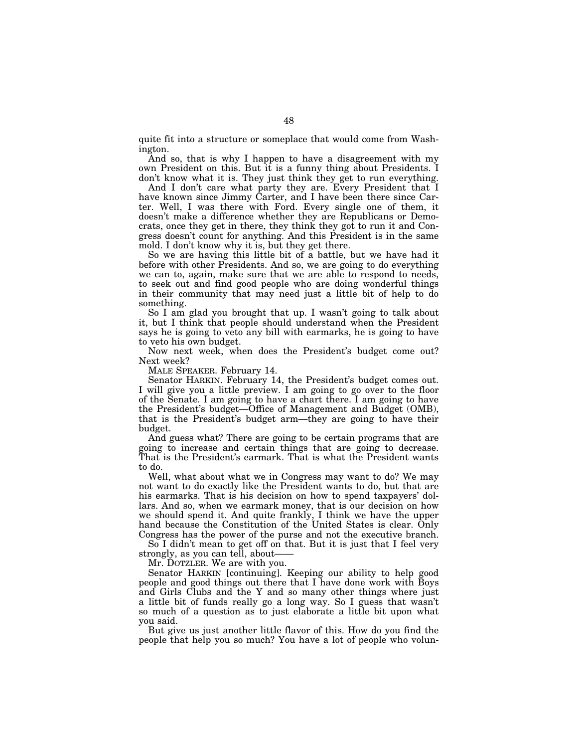quite fit into a structure or someplace that would come from Washington.

And so, that is why I happen to have a disagreement with my own President on this. But it is a funny thing about Presidents. I don't know what it is. They just think they get to run everything.

And I don't care what party they are. Every President that I have known since Jimmy Carter, and I have been there since Carter. Well, I was there with Ford. Every single one of them, it doesn't make a difference whether they are Republicans or Democrats, once they get in there, they think they got to run it and Congress doesn't count for anything. And this President is in the same mold. I don't know why it is, but they get there.

So we are having this little bit of a battle, but we have had it before with other Presidents. And so, we are going to do everything we can to, again, make sure that we are able to respond to needs, to seek out and find good people who are doing wonderful things in their community that may need just a little bit of help to do something.

So I am glad you brought that up. I wasn't going to talk about it, but I think that people should understand when the President says he is going to veto any bill with earmarks, he is going to have to veto his own budget.

Now next week, when does the President's budget come out? Next week?

MALE SPEAKER. February 14.

Senator HARKIN. February 14, the President's budget comes out. I will give you a little preview. I am going to go over to the floor of the Senate. I am going to have a chart there. I am going to have the President's budget—Office of Management and Budget (OMB), that is the President's budget arm—they are going to have their budget.

And guess what? There are going to be certain programs that are going to increase and certain things that are going to decrease. That is the President's earmark. That is what the President wants to do.

Well, what about what we in Congress may want to do? We may not want to do exactly like the President wants to do, but that are his earmarks. That is his decision on how to spend taxpayers' dollars. And so, when we earmark money, that is our decision on how we should spend it. And quite frankly, I think we have the upper hand because the Constitution of the United States is clear. Only Congress has the power of the purse and not the executive branch.

So I didn't mean to get off on that. But it is just that I feel very strongly, as you can tell, about——

Mr. DOTZLER. We are with you.

Senator HARKIN [continuing]. Keeping our ability to help good people and good things out there that I have done work with Boys and Girls Clubs and the Y and so many other things where just a little bit of funds really go a long way. So I guess that wasn't so much of a question as to just elaborate a little bit upon what you said.

But give us just another little flavor of this. How do you find the people that help you so much? You have a lot of people who volun-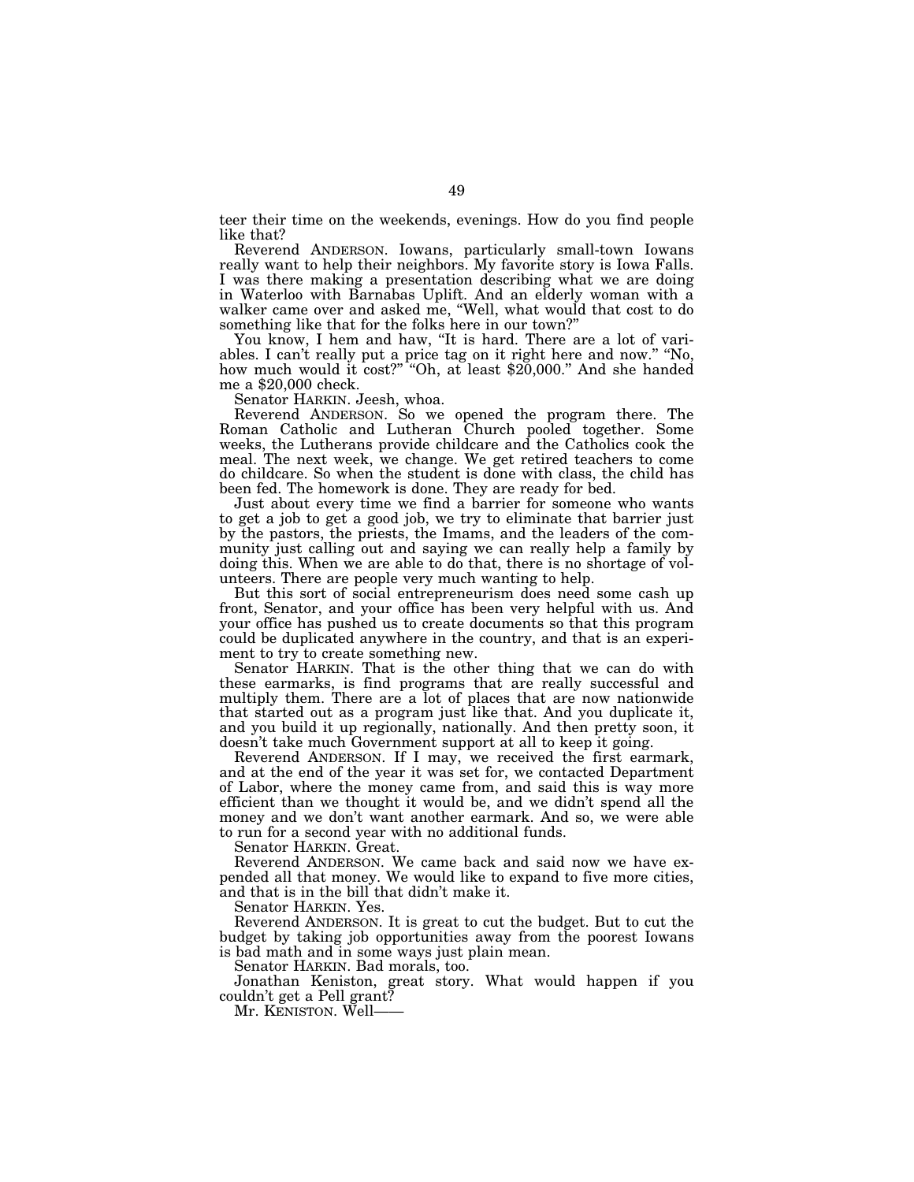teer their time on the weekends, evenings. How do you find people like that?

Reverend ANDERSON. Iowans, particularly small-town Iowans really want to help their neighbors. My favorite story is Iowa Falls. I was there making a presentation describing what we are doing in Waterloo with Barnabas Uplift. And an elderly woman with a walker came over and asked me, "Well, what would that cost to do something like that for the folks here in our town?"

You know, I hem and haw, "It is hard. There are a lot of variables. I can't really put a price tag on it right here and now." "No, how much would it cost?" "Oh, at least $20,000." And she handed me a $20,000 check.

Senator HARKIN. Jeesh, whoa.

Reverend ANDERSON. So we opened the program there. The Roman Catholic and Lutheran Church pooled together. Some weeks, the Lutherans provide childcare and the Catholics cook the meal. The next week, we change. We get retired teachers to come do childcare. So when the student is done with class, the child has been fed. The homework is done. They are ready for bed.

Just about every time we find a barrier for someone who wants to get a job to get a good job, we try to eliminate that barrier just by the pastors, the priests, the Imams, and the leaders of the community just calling out and saying we can really help a family by doing this. When we are able to do that, there is no shortage of volunteers. There are people very much wanting to help.

But this sort of social entrepreneurism does need some cash up front, Senator, and your office has been very helpful with us. And your office has pushed us to create documents so that this program could be duplicated anywhere in the country, and that is an experiment to try to create something new.

Senator HARKIN. That is the other thing that we can do with these earmarks, is find programs that are really successful and multiply them. There are a lot of places that are now nationwide that started out as a program just like that. And you duplicate it, and you build it up regionally, nationally. And then pretty soon, it doesn't take much Government support at all to keep it going.

Reverend ANDERSON. If I may, we received the first earmark, and at the end of the year it was set for, we contacted Department of Labor, where the money came from, and said this is way more efficient than we thought it would be, and we didn't spend all the money and we don't want another earmark. And so, we were able to run for a second year with no additional funds.

Senator HARKIN. Great.

Reverend ANDERSON. We came back and said now we have expended all that money. We would like to expand to five more cities, and that is in the bill that didn't make it.

Senator HARKIN. Yes.

Reverend ANDERSON. It is great to cut the budget. But to cut the budget by taking job opportunities away from the poorest Iowans is bad math and in some ways just plain mean.

Senator HARKIN. Bad morals, too.

Jonathan Keniston, great story. What would happen if you couldn't get a Pell grant?

Mr. KENISTON. Well——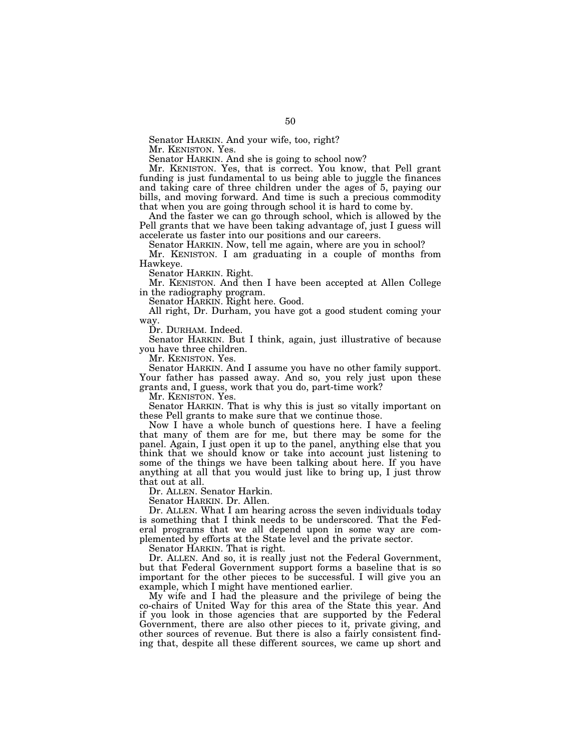Senator HARKIN. And your wife, too, right?

Mr. KENISTON. Yes.

Senator HARKIN. And she is going to school now?

Mr. KENISTON. Yes, that is correct. You know, that Pell grant funding is just fundamental to us being able to juggle the finances and taking care of three children under the ages of 5, paying our bills, and moving forward. And time is such a precious commodity that when you are going through school it is hard to come by.

And the faster we can go through school, which is allowed by the Pell grants that we have been taking advantage of, just I guess will accelerate us faster into our positions and our careers.

Senator HARKIN. Now, tell me again, where are you in school?

Mr. KENISTON. I am graduating in a couple of months from Hawkeye.

Senator HARKIN. Right.

Mr. KENISTON. And then I have been accepted at Allen College in the radiography program.

Senator HARKIN. Right here. Good.

All right, Dr. Durham, you have got a good student coming your way.

Dr. DURHAM. Indeed.

Senator HARKIN. But I think, again, just illustrative of because you have three children.

Mr. KENISTON. Yes.

Senator HARKIN. And I assume you have no other family support. Your father has passed away. And so, you rely just upon these grants and, I guess, work that you do, part-time work?

Mr. KENISTON. Yes.

Senator HARKIN. That is why this is just so vitally important on these Pell grants to make sure that we continue those.

Now I have a whole bunch of questions here. I have a feeling that many of them are for me, but there may be some for the panel. Again, I just open it up to the panel, anything else that you think that we should know or take into account just listening to some of the things we have been talking about here. If you have anything at all that you would just like to bring up, I just throw that out at all.

Dr. ALLEN. Senator Harkin.

Senator HARKIN. Dr. Allen.

Dr. ALLEN. What I am hearing across the seven individuals today is something that I think needs to be underscored. That the Federal programs that we all depend upon in some way are complemented by efforts at the State level and the private sector.

Senator HARKIN. That is right.

Dr. ALLEN. And so, it is really just not the Federal Government, but that Federal Government support forms a baseline that is so important for the other pieces to be successful. I will give you an example, which I might have mentioned earlier.

My wife and I had the pleasure and the privilege of being the co-chairs of United Way for this area of the State this year. And if you look in those agencies that are supported by the Federal Government, there are also other pieces to it, private giving, and other sources of revenue. But there is also a fairly consistent finding that, despite all these different sources, we came up short and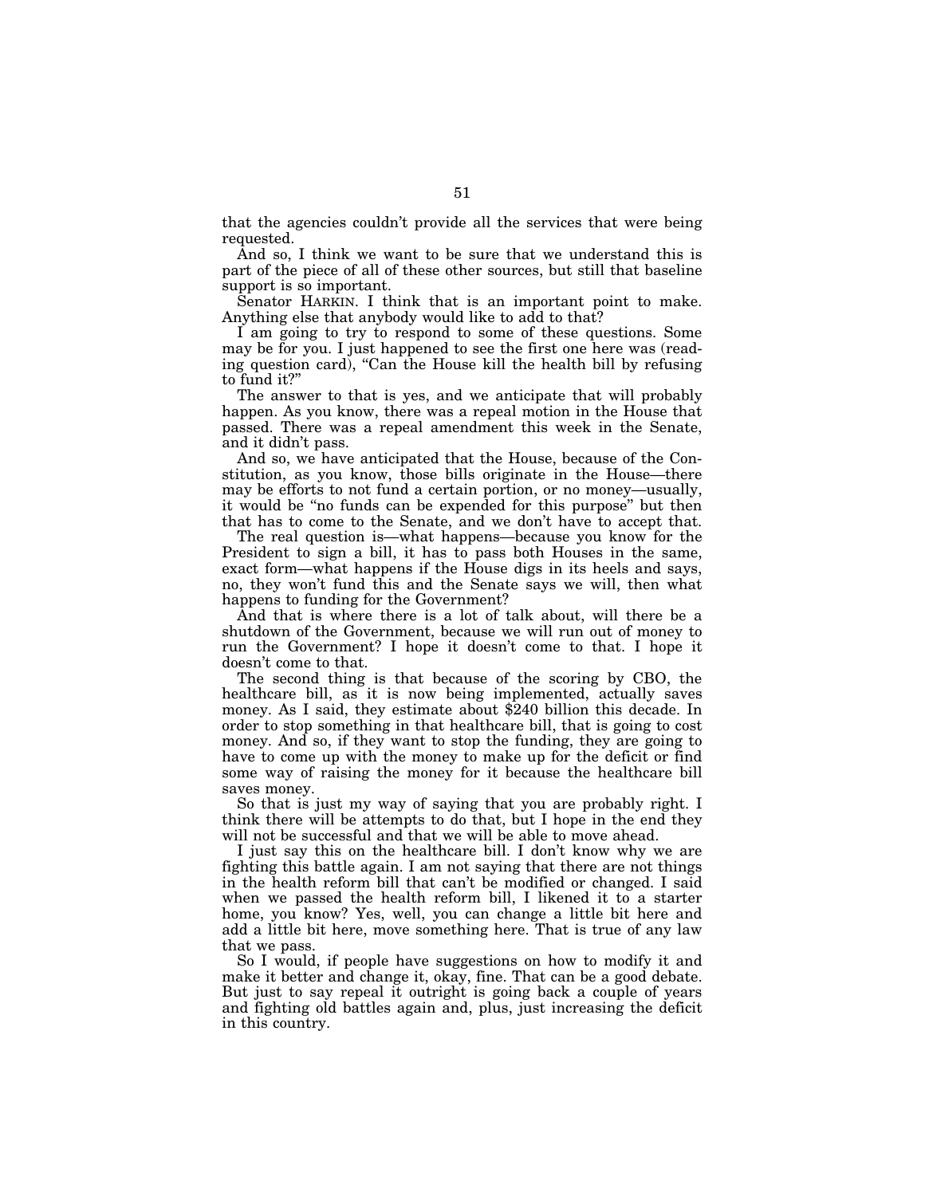that the agencies couldn't provide all the services that were being requested.

And so, I think we want to be sure that we understand this is part of the piece of all of these other sources, but still that baseline support is so important.

Senator HARKIN. I think that is an important point to make. Anything else that anybody would like to add to that?

I am going to try to respond to some of these questions. Some may be for you. I just happened to see the first one here was (reading question card), "Can the House kill the health bill by refusing to fund it?"

The answer to that is yes, and we anticipate that will probably happen. As you know, there was a repeal motion in the House that passed. There was a repeal amendment this week in the Senate, and it didn't pass.

And so, we have anticipated that the House, because of the Constitution, as you know, those bills originate in the House—there may be efforts to not fund a certain portion, or no money—usually, it would be "no funds can be expended for this purpose" but then that has to come to the Senate, and we don't have to accept that.

The real question is—what happens—because you know for the President to sign a bill, it has to pass both Houses in the same, exact form—what happens if the House digs in its heels and says, no, they won't fund this and the Senate says we will, then what happens to funding for the Government?

And that is where there is a lot of talk about, will there be a shutdown of the Government, because we will run out of money to run the Government? I hope it doesn't come to that. I hope it doesn't come to that.

The second thing is that because of the scoring by CBO, the healthcare bill, as it is now being implemented, actually saves money. As I said, they estimate about $240 billion this decade. In order to stop something in that healthcare bill, that is going to cost money. And so, if they want to stop the funding, they are going to have to come up with the money to make up for the deficit or find some way of raising the money for it because the healthcare bill saves money.

So that is just my way of saying that you are probably right. I think there will be attempts to do that, but I hope in the end they will not be successful and that we will be able to move ahead.

I just say this on the healthcare bill. I don't know why we are fighting this battle again. I am not saying that there are not things in the health reform bill that can't be modified or changed. I said when we passed the health reform bill, I likened it to a starter home, you know? Yes, well, you can change a little bit here and add a little bit here, move something here. That is true of any law that we pass.

So I would, if people have suggestions on how to modify it and make it better and change it, okay, fine. That can be a good debate. But just to say repeal it outright is going back a couple of years and fighting old battles again and, plus, just increasing the deficit in this country.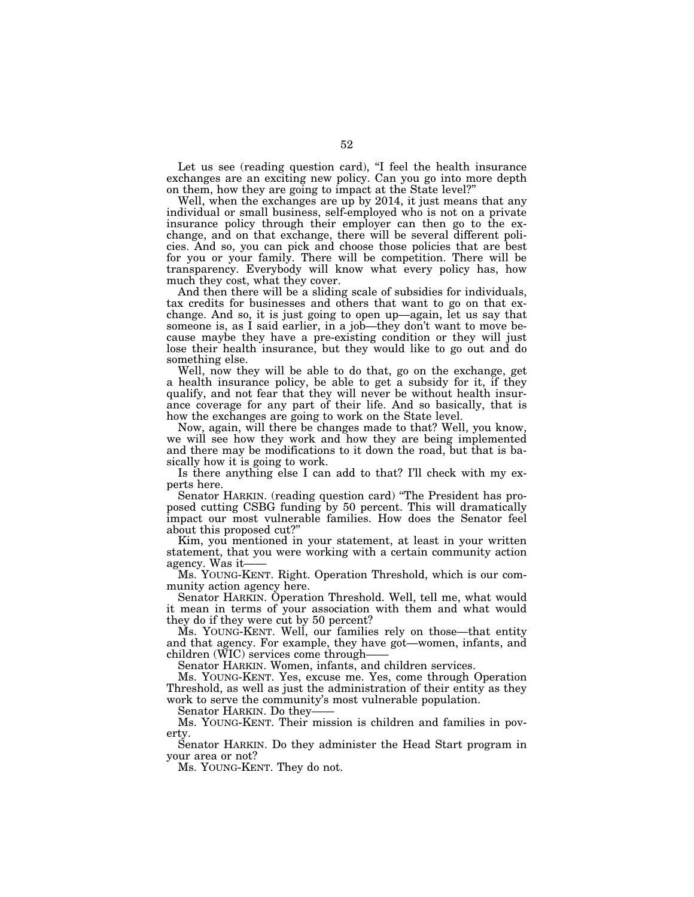Let us see (reading question card), "I feel the health insurance exchanges are an exciting new policy. Can you go into more depth on them, how they are going to impact at the State level?"

Well, when the exchanges are up by 2014, it just means that any individual or small business, self-employed who is not on a private insurance policy through their employer can then go to the exchange, and on that exchange, there will be several different policies. And so, you can pick and choose those policies that are best for you or your family. There will be competition. There will be transparency. Everybody will know what every policy has, how much they cost, what they cover.

And then there will be a sliding scale of subsidies for individuals, tax credits for businesses and others that want to go on that exchange. And so, it is just going to open up—again, let us say that someone is, as I said earlier, in a job—they don't want to move because maybe they have a pre-existing condition or they will just lose their health insurance, but they would like to go out and do something else.

Well, now they will be able to do that, go on the exchange, get a health insurance policy, be able to get a subsidy for it, if they qualify, and not fear that they will never be without health insurance coverage for any part of their life. And so basically, that is how the exchanges are going to work on the State level.

Now, again, will there be changes made to that? Well, you know, we will see how they work and how they are being implemented and there may be modifications to it down the road, but that is basically how it is going to work.

Is there anything else I can add to that? I'll check with my experts here.

Senator HARKIN. (reading question card) "The President has proposed cutting CSBG funding by 50 percent. This will dramatically impact our most vulnerable families. How does the Senator feel about this proposed cut?"

Kim, you mentioned in your statement, at least in your written statement, that you were working with a certain community action agency. Was it——

Ms. YOUNG-KENT. Right. Operation Threshold, which is our community action agency here.

Senator HARKIN. Operation Threshold. Well, tell me, what would it mean in terms of your association with them and what would they do if they were cut by 50 percent?

Ms. YOUNG-KENT. Well, our families rely on those—that entity and that agency. For example, they have got—women, infants, and children (WIC) services come through——

Senator HARKIN. Women, infants, and children services.

Ms. YOUNG-KENT. Yes, excuse me. Yes, come through Operation Threshold, as well as just the administration of their entity as they work to serve the community's most vulnerable population.

Senator HARKIN. Do they——

Ms. YOUNG-KENT. Their mission is children and families in poverty.

Senator HARKIN. Do they administer the Head Start program in your area or not?

Ms. YOUNG-KENT. They do not.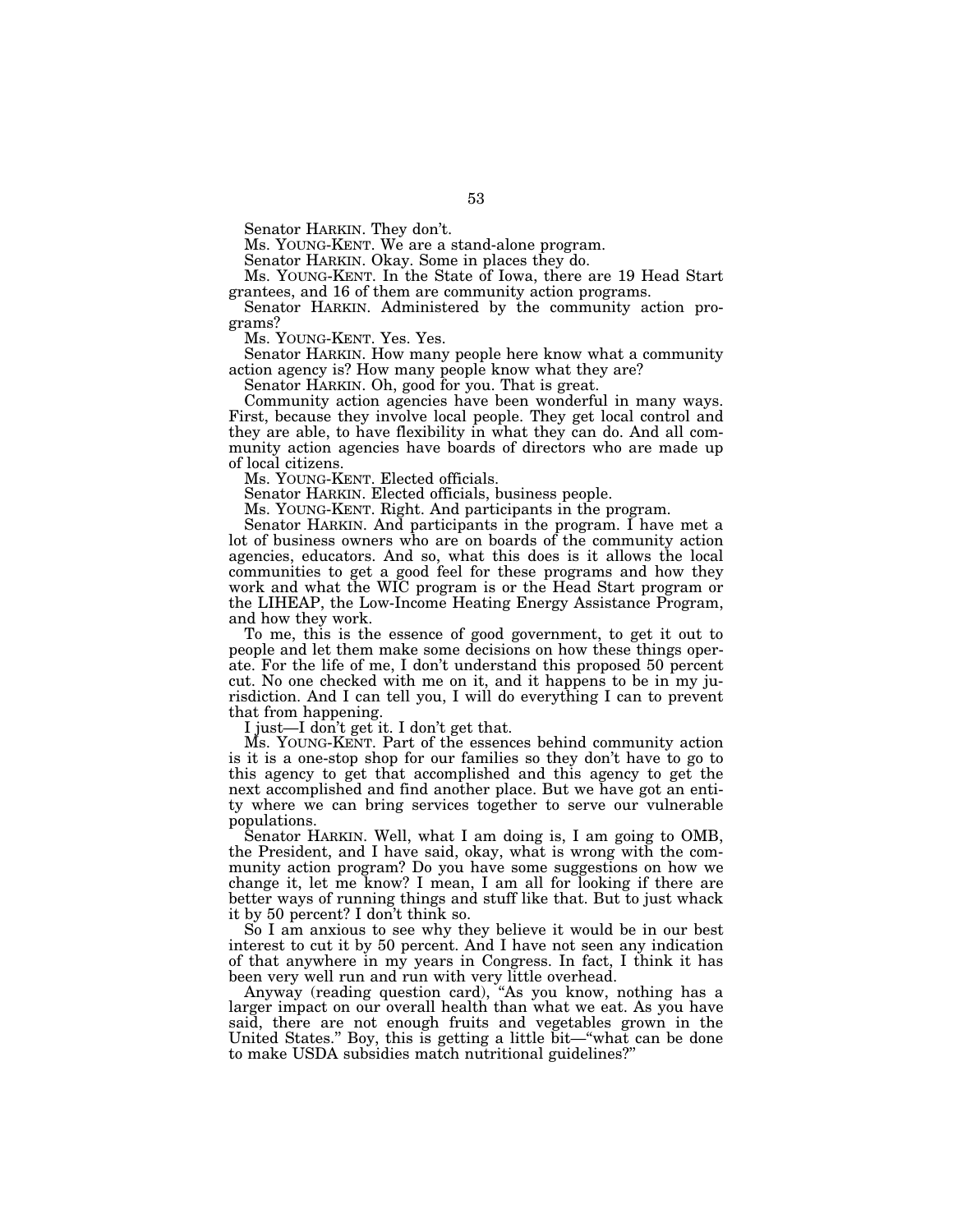Senator HARKIN. They don't.

Ms. YOUNG-KENT. We are a stand-alone program.

Senator HARKIN. Okay. Some in places they do.

Ms. YOUNG-KENT. In the State of Iowa, there are 19 Head Start grantees, and 16 of them are community action programs.

Senator HARKIN. Administered by the community action programs?

Ms. YOUNG-KENT. Yes. Yes.

Senator HARKIN. How many people here know what a community action agency is? How many people know what they are?

Senator HARKIN. Oh, good for you. That is great.

Community action agencies have been wonderful in many ways. First, because they involve local people. They get local control and they are able, to have flexibility in what they can do. And all community action agencies have boards of directors who are made up of local citizens.

Ms. YOUNG-KENT. Elected officials.

Senator HARKIN. Elected officials, business people.

Ms. YOUNG-KENT. Right. And participants in the program.

Senator HARKIN. And participants in the program. I have met a lot of business owners who are on boards of the community action agencies, educators. And so, what this does is it allows the local communities to get a good feel for these programs and how they work and what the WIC program is or the Head Start program or the LIHEAP, the Low-Income Heating Energy Assistance Program, and how they work.

To me, this is the essence of good government, to get it out to people and let them make some decisions on how these things operate. For the life of me, I don't understand this proposed 50 percent cut. No one checked with me on it, and it happens to be in my jurisdiction. And I can tell you, I will do everything I can to prevent that from happening.

I just—I don't get it. I don't get that.

Ms. YOUNG-KENT. Part of the essences behind community action is it is a one-stop shop for our families so they don't have to go to this agency to get that accomplished and this agency to get the next accomplished and find another place. But we have got an entity where we can bring services together to serve our vulnerable populations.

Senator HARKIN. Well, what I am doing is, I am going to OMB, the President, and I have said, okay, what is wrong with the community action program? Do you have some suggestions on how we change it, let me know? I mean, I am all for looking if there are better ways of running things and stuff like that. But to just whack it by 50 percent? I don't think so.

So I am anxious to see why they believe it would be in our best interest to cut it by 50 percent. And I have not seen any indication of that anywhere in my years in Congress. In fact, I think it has been very well run and run with very little overhead.

Anyway (reading question card), "As you know, nothing has a larger impact on our overall health than what we eat. As you have said, there are not enough fruits and vegetables grown in the United States." Boy, this is getting a little bit—"what can be done to make USDA subsidies match nutritional guidelines?"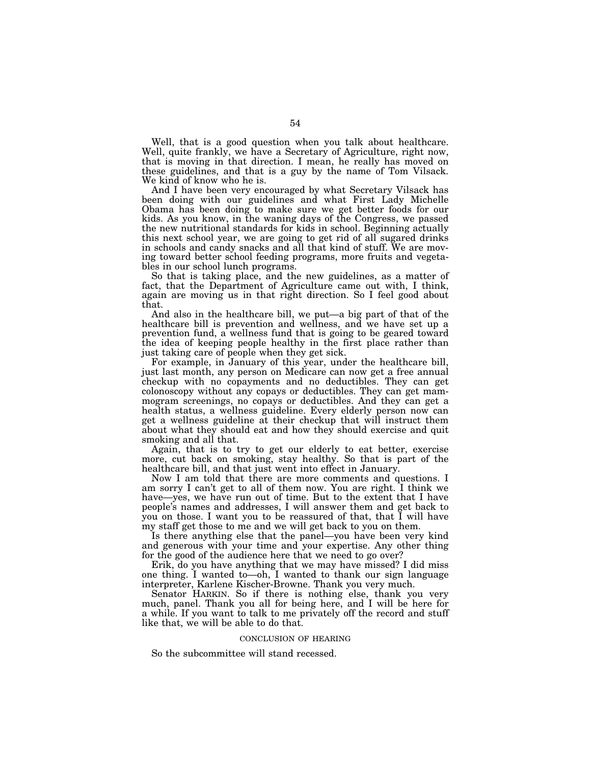Well, that is a good question when you talk about healthcare. Well, quite frankly, we have a Secretary of Agriculture, right now, that is moving in that direction. I mean, he really has moved on these guidelines, and that is a guy by the name of Tom Vilsack. We kind of know who he is.

And I have been very encouraged by what Secretary Vilsack has been doing with our guidelines and what First Lady Michelle Obama has been doing to make sure we get better foods for our kids. As you know, in the waning days of the Congress, we passed the new nutritional standards for kids in school. Beginning actually this next school year, we are going to get rid of all sugared drinks in schools and candy snacks and all that kind of stuff. We are moving toward better school feeding programs, more fruits and vegetables in our school lunch programs.

So that is taking place, and the new guidelines, as a matter of fact, that the Department of Agriculture came out with, I think, again are moving us in that right direction. So I feel good about that.

And also in the healthcare bill, we put—a big part of that of the healthcare bill is prevention and wellness, and we have set up a prevention fund, a wellness fund that is going to be geared toward the idea of keeping people healthy in the first place rather than just taking care of people when they get sick.

For example, in January of this year, under the healthcare bill, just last month, any person on Medicare can now get a free annual checkup with no copayments and no deductibles. They can get colonoscopy without any copays or deductibles. They can get mammogram screenings, no copays or deductibles. And they can get a health status, a wellness guideline. Every elderly person now can get a wellness guideline at their checkup that will instruct them about what they should eat and how they should exercise and quit smoking and all that.

Again, that is to try to get our elderly to eat better, exercise more, cut back on smoking, stay healthy. So that is part of the healthcare bill, and that just went into effect in January.

Now I am told that there are more comments and questions. I am sorry I can't get to all of them now. You are right. I think we have—yes, we have run out of time. But to the extent that I have people's names and addresses, I will answer them and get back to you on those. I want you to be reassured of that, that I will have my staff get those to me and we will get back to you on them.

Is there anything else that the panel—you have been very kind and generous with your time and your expertise. Any other thing for the good of the audience here that we need to go over?

Erik, do you have anything that we may have missed? I did miss one thing. I wanted to—oh, I wanted to thank our sign language interpreter, Karlene Kischer-Browne. Thank you very much.

Senator HARKIN. So if there is nothing else, thank you very much, panel. Thank you all for being here, and I will be here for a while. If you want to talk to me privately off the record and stuff like that, we will be able to do that.

## CONCLUSION OF HEARING

So the subcommittee will stand recessed.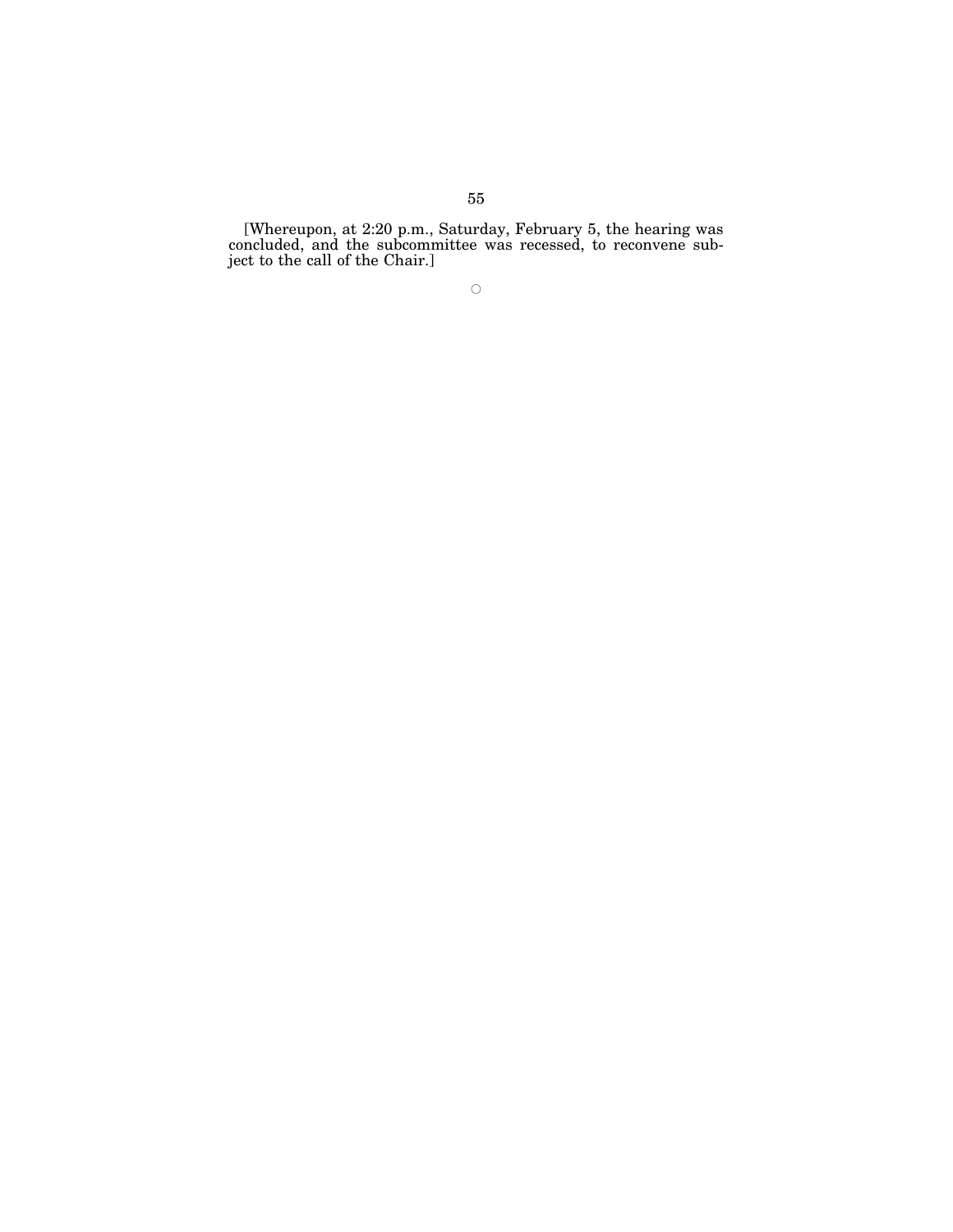[Whereupon, at 2:20 p.m., Saturday, February 5, the hearing was concluded, and the subcommittee was recessed, to reconvene subject to the call of the Chair.]

○